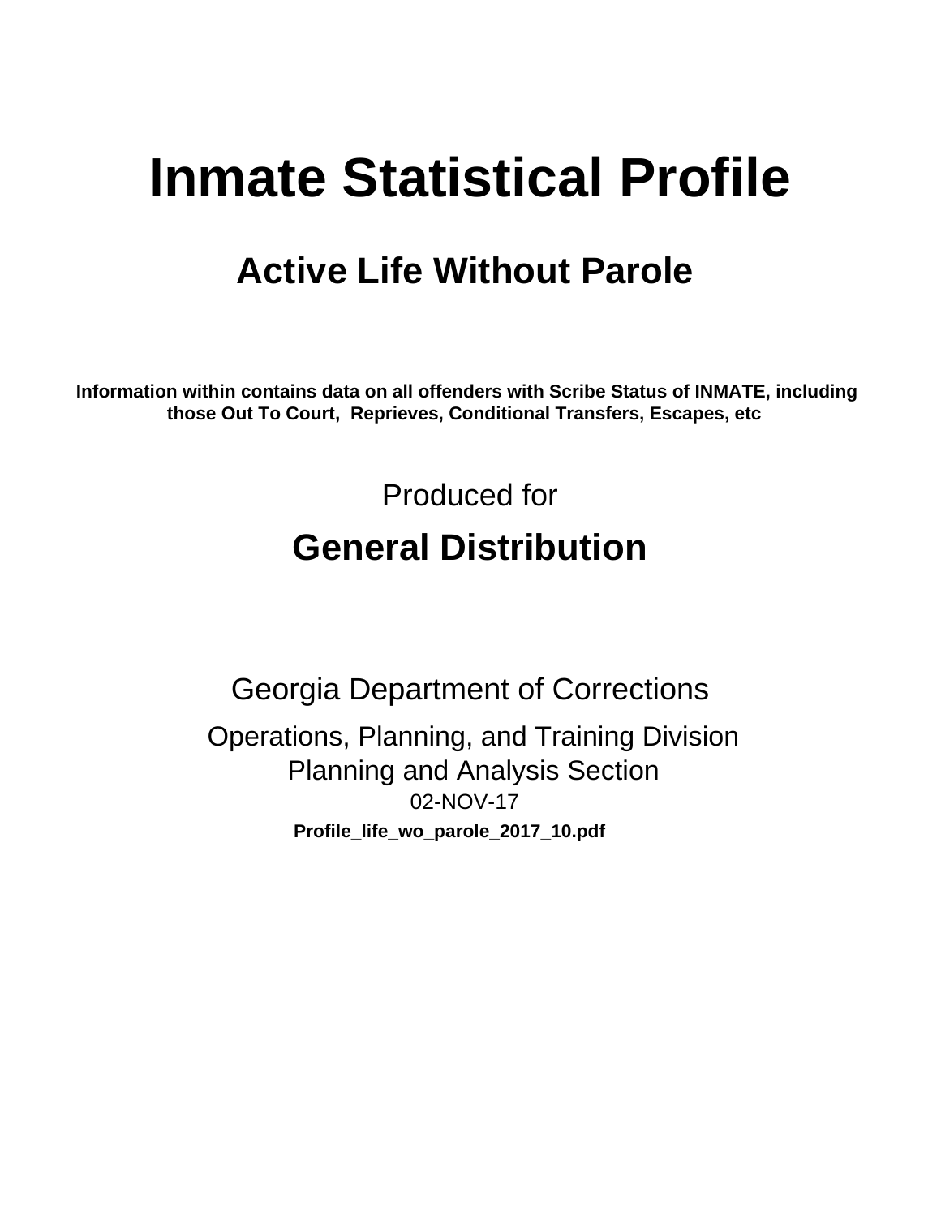# Inmate Statistical Profile

## Active Life Without Parole

**Information within contains data on all offenders with Scribe Status of INMATE, including those Out To Court, Reprieves, Conditional Transfers, Escapes, etc**

Produced for

## General Distribution

Georgia Department of Corrections

Operations, Planning, and Training Division
Planning and Analysis Section
02-NOV-17

**Profile_life_wo_parole_2017_10.pdf**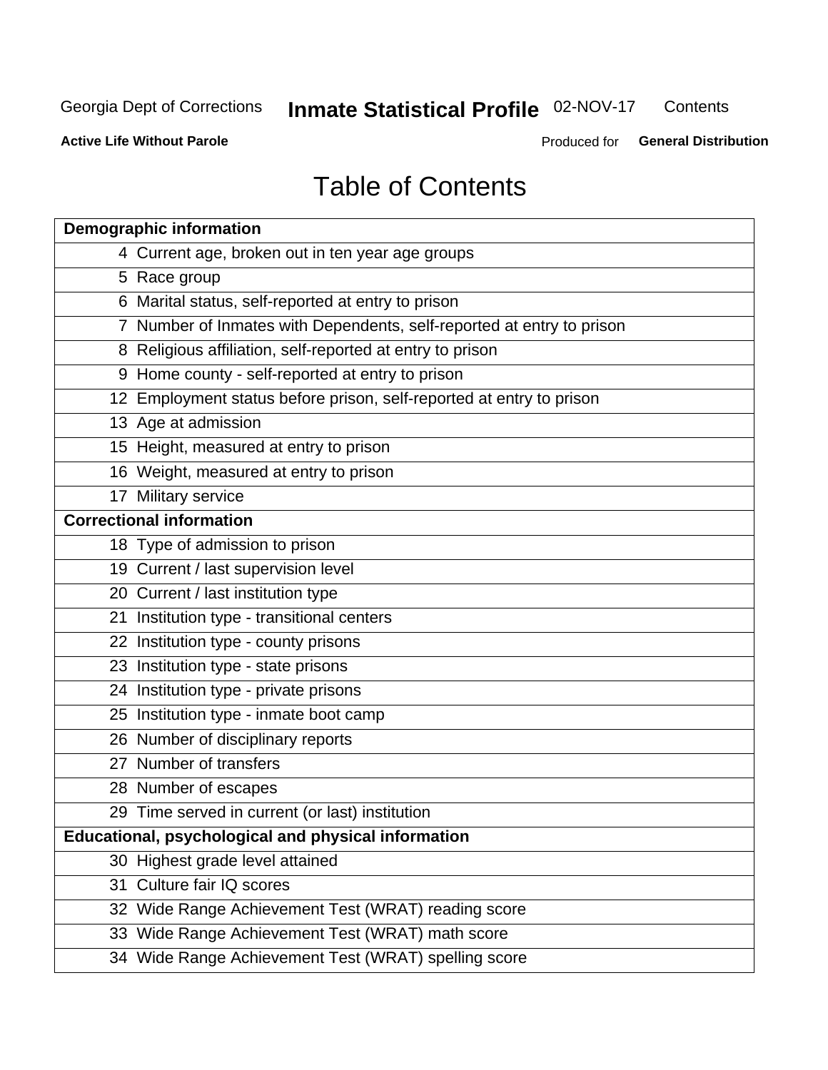# Table of Contents

| Demographic information | |
|---|---|
| 4 | Current age, broken out in ten year age groups |
| 5 | Race group |
| 6 | Marital status, self-reported at entry to prison |
| 7 | Number of Inmates with Dependents, self-reported at entry to prison |
| 8 | Religious affiliation, self-reported at entry to prison |
| 9 | Home county - self-reported at entry to prison |
| 12 | Employment status before prison, self-reported at entry to prison |
| 13 | Age at admission |
| 15 | Height, measured at entry to prison |
| 16 | Weight, measured at entry to prison |
| 17 | Military service |
| **Correctional information** | |
| 18 | Type of admission to prison |
| 19 | Current / last supervision level |
| 20 | Current / last institution type |
| 21 | Institution type - transitional centers |
| 22 | Institution type - county prisons |
| 23 | Institution type - state prisons |
| 24 | Institution type - private prisons |
| 25 | Institution type - inmate boot camp |
| 26 | Number of disciplinary reports |
| 27 | Number of transfers |
| 28 | Number of escapes |
| 29 | Time served in current (or last) institution |
| **Educational, psychological and physical information** | |
| 30 | Highest grade level attained |
| 31 | Culture fair IQ scores |
| 32 | Wide Range Achievement Test (WRAT) reading score |
| 33 | Wide Range Achievement Test (WRAT) math score |
| 34 | Wide Range Achievement Test (WRAT) spelling score |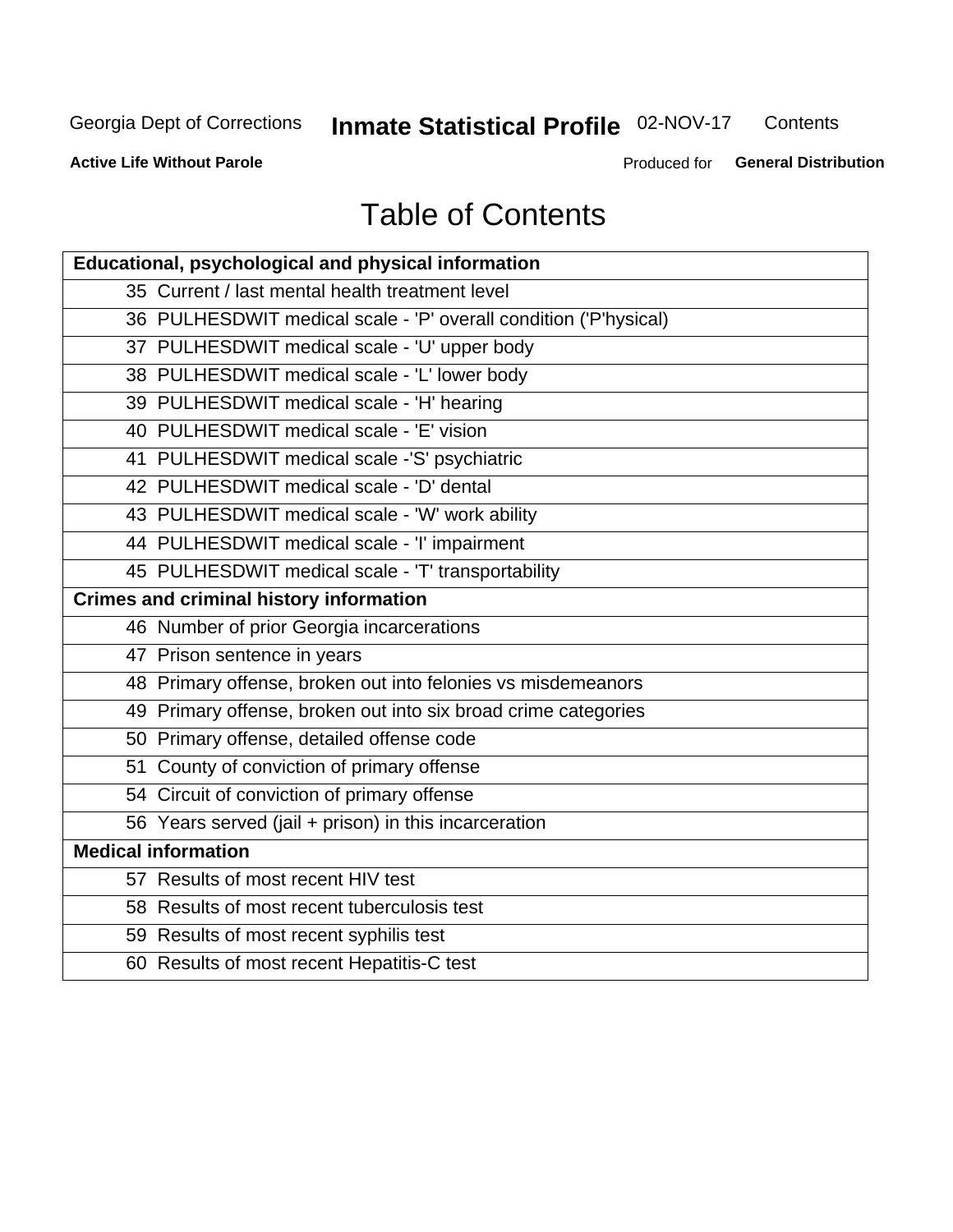# Table of Contents

| Educational, psychological and physical information |
|---|
| 35 Current / last mental health treatment level |
| 36 PULHESDWIT medical scale - 'P' overall condition ('P'hysical) |
| 37 PULHESDWIT medical scale - 'U' upper body |
| 38 PULHESDWIT medical scale - 'L' lower body |
| 39 PULHESDWIT medical scale - 'H' hearing |
| 40 PULHESDWIT medical scale - 'E' vision |
| 41 PULHESDWIT medical scale -'S' psychiatric |
| 42 PULHESDWIT medical scale - 'D' dental |
| 43 PULHESDWIT medical scale - 'W' work ability |
| 44 PULHESDWIT medical scale - 'I' impairment |
| 45 PULHESDWIT medical scale - 'T' transportability |
| **Crimes and criminal history information** |
| 46 Number of prior Georgia incarcerations |
| 47 Prison sentence in years |
| 48 Primary offense, broken out into felonies vs misdemeanors |
| 49 Primary offense, broken out into six broad crime categories |
| 50 Primary offense, detailed offense code |
| 51 County of conviction of primary offense |
| 54 Circuit of conviction of primary offense |
| 56 Years served (jail + prison) in this incarceration |
| **Medical information** |
| 57 Results of most recent HIV test |
| 58 Results of most recent tuberculosis test |
| 59 Results of most recent syphilis test |
| 60 Results of most recent Hepatitis-C test |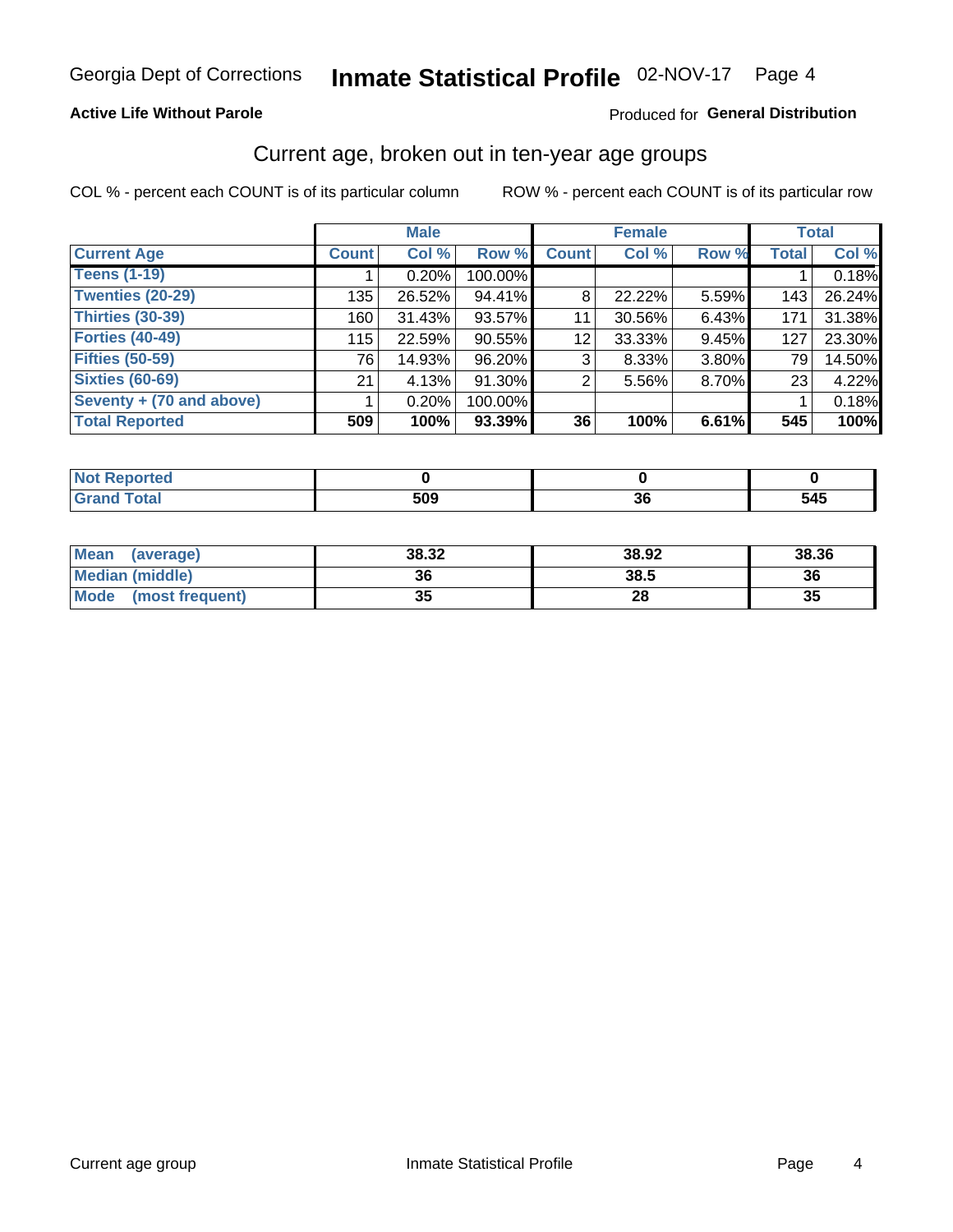Georgia Dept of Corrections **Inmate Statistical Profile** 02-NOV-17 Page 4

**Active Life Without Parole**

Produced for **General Distribution**

## Current age, broken out in ten-year age groups

COL % - percent each COUNT is of its particular column

ROW % - percent each COUNT is of its particular row

| | Male | | | Female | | | Total | |
|---|---|---|---|---|---|---|---|---|
| **Current Age** | **Count** | **Col %** | **Row %** | **Count** | **Col %** | **Row %** | **Total** | **Col %** |
| **Teens (1-19)** | 1 | 0.20% | 100.00% | | | | 1 | 0.18% |
| **Twenties (20-29)** | 135 | 26.52% | 94.41% | 8 | 22.22% | 5.59% | 143 | 26.24% |
| **Thirties (30-39)** | 160 | 31.43% | 93.57% | 11 | 30.56% | 6.43% | 171 | 31.38% |
| **Forties (40-49)** | 115 | 22.59% | 90.55% | 12 | 33.33% | 9.45% | 127 | 23.30% |
| **Fifties (50-59)** | 76 | 14.93% | 96.20% | 3 | 8.33% | 3.80% | 79 | 14.50% |
| **Sixties (60-69)** | 21 | 4.13% | 91.30% | 2 | 5.56% | 8.70% | 23 | 4.22% |
| **Seventy + (70 and above)** | 1 | 0.20% | 100.00% | | | | 1 | 0.18% |
| **Total Reported** | **509** | **100%** | **93.39%** | **36** | **100%** | **6.61%** | **545** | **100%** |

| | Male | Female | Total |
|---|---|---|---|
| **Not Reported** | **0** | **0** | **0** |
| **Grand Total** | **509** | **36** | **545** |

| | Male | Female | Total |
|---|---|---|---|
| **Mean (average)** | **38.32** | **38.92** | **38.36** |
| **Median (middle)** | **36** | **38.5** | **36** |
| **Mode (most frequent)** | **35** | **28** | **35** |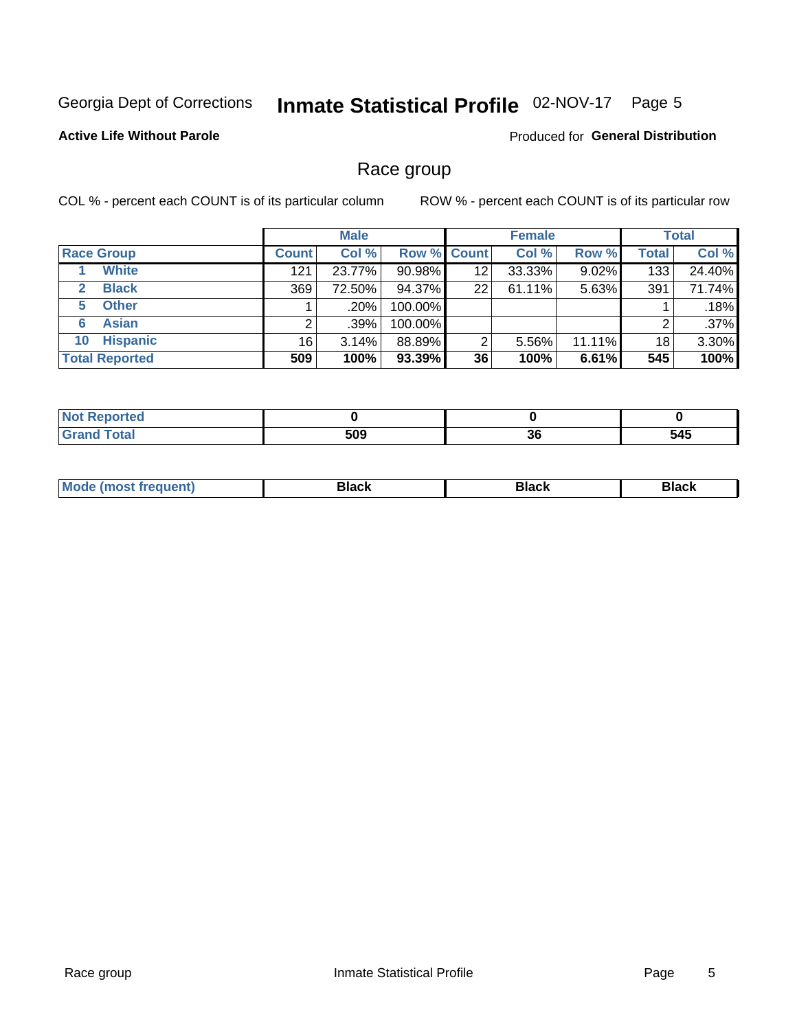Georgia Dept of Corrections **Inmate Statistical Profile** 02-NOV-17 Page 5

**Active Life Without Parole**

Produced for **General Distribution**

## Race group

COL % - percent each COUNT is of its particular column

ROW % - percent each COUNT is of its particular row

| | Male | | | Female | | | Total | |
|---|---|---|---|---|---|---|---|---|
| **Race Group** | **Count** | **Col %** | **Row %** | **Count** | **Col %** | **Row %** | **Total** | **Col %** |
| 1 **White** | 121 | 23.77% | 90.98% | 12 | 33.33% | 9.02% | 133 | 24.40% |
| 2 **Black** | 369 | 72.50% | 94.37% | 22 | 61.11% | 5.63% | 391 | 71.74% |
| 5 **Other** | 1 | .20% | 100.00% | | | | 1 | .18% |
| 6 **Asian** | 2 | .39% | 100.00% | | | | 2 | .37% |
| 10 **Hispanic** | 16 | 3.14% | 88.89% | 2 | 5.56% | 11.11% | 18 | 3.30% |
| **Total Reported** | **509** | **100%** | **93.39%** | **36** | **100%** | **6.61%** | **545** | **100%** |

| | Male | Female | Total |
|---|---|---|---|
| **Not Reported** | **0** | **0** | **0** |
| **Grand Total** | **509** | **36** | **545** |

| | Male | Female | Total |
|---|---|---|---|
| **Mode (most frequent)** | **Black** | **Black** | **Black** |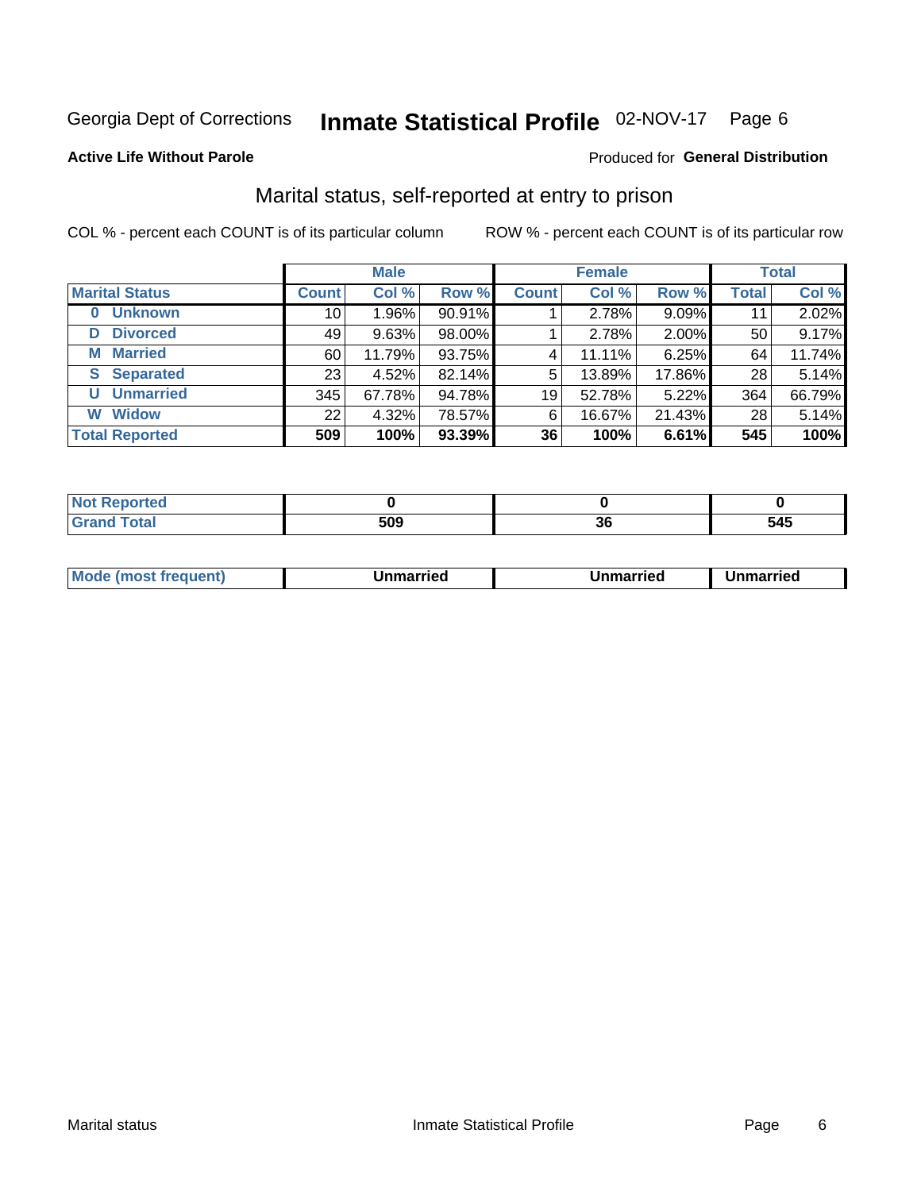Georgia Dept of Corrections **Inmate Statistical Profile** 02-NOV-17 Page 6

**Active Life Without Parole**

Produced for **General Distribution**

## Marital status, self-reported at entry to prison

COL % - percent each COUNT is of its particular column

ROW % - percent each COUNT is of its particular row

| | Male | | | Female | | | Total | |
|---|---|---|---|---|---|---|---|---|
| **Marital Status** | **Count** | **Col %** | **Row %** | **Count** | **Col %** | **Row %** | **Total** | **Col %** |
| **0 Unknown** | 10 | 1.96% | 90.91% | 1 | 2.78% | 9.09% | 11 | 2.02% |
| **D Divorced** | 49 | 9.63% | 98.00% | 1 | 2.78% | 2.00% | 50 | 9.17% |
| **M Married** | 60 | 11.79% | 93.75% | 4 | 11.11% | 6.25% | 64 | 11.74% |
| **S Separated** | 23 | 4.52% | 82.14% | 5 | 13.89% | 17.86% | 28 | 5.14% |
| **U Unmarried** | 345 | 67.78% | 94.78% | 19 | 52.78% | 5.22% | 364 | 66.79% |
| **W Widow** | 22 | 4.32% | 78.57% | 6 | 16.67% | 21.43% | 28 | 5.14% |
| **Total Reported** | **509** | **100%** | **93.39%** | **36** | **100%** | **6.61%** | **545** | **100%** |

| | Male | Female | Total |
|---|---|---|---|
| **Not Reported** | **0** | **0** | **0** |
| **Grand Total** | **509** | **36** | **545** |

| | Male | Female | Total |
|---|---|---|---|
| **Mode (most frequent)** | **Unmarried** | **Unmarried** | **Unmarried** |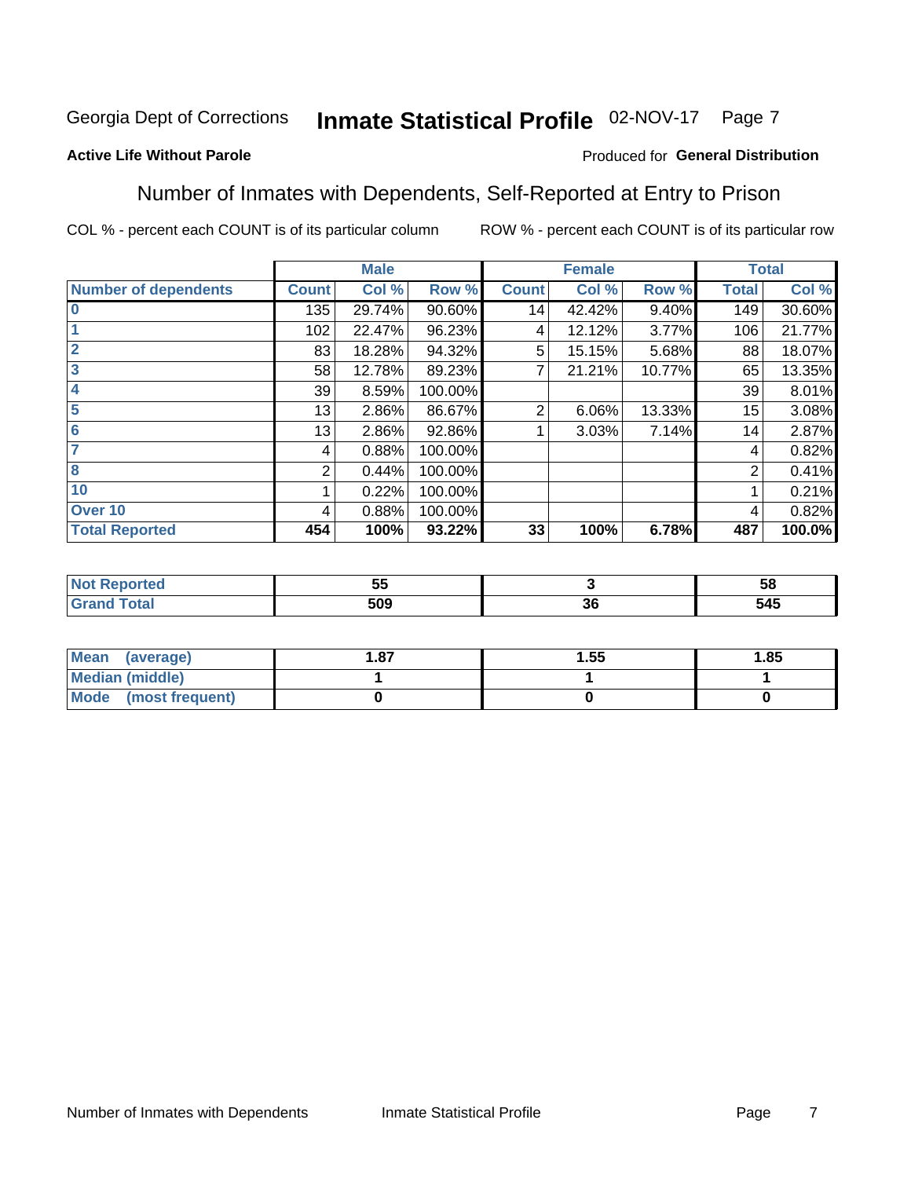Georgia Dept of Corrections **Inmate Statistical Profile** 02-NOV-17 Page 7

**Active Life Without Parole**

Produced for **General Distribution**

## Number of Inmates with Dependents, Self-Reported at Entry to Prison

COL % - percent each COUNT is of its particular column

ROW % - percent each COUNT is of its particular row

| | Male | | | Female | | | Total | |
|---|---|---|---|---|---|---|---|---|
| **Number of dependents** | **Count** | **Col %** | **Row %** | **Count** | **Col %** | **Row %** | **Total** | **Col %** |
| **0** | 135 | 29.74% | 90.60% | 14 | 42.42% | 9.40% | 149 | 30.60% |
| **1** | 102 | 22.47% | 96.23% | 4 | 12.12% | 3.77% | 106 | 21.77% |
| **2** | 83 | 18.28% | 94.32% | 5 | 15.15% | 5.68% | 88 | 18.07% |
| **3** | 58 | 12.78% | 89.23% | 7 | 21.21% | 10.77% | 65 | 13.35% |
| **4** | 39 | 8.59% | 100.00% | | | | 39 | 8.01% |
| **5** | 13 | 2.86% | 86.67% | 2 | 6.06% | 13.33% | 15 | 3.08% |
| **6** | 13 | 2.86% | 92.86% | 1 | 3.03% | 7.14% | 14 | 2.87% |
| **7** | 4 | 0.88% | 100.00% | | | | 4 | 0.82% |
| **8** | 2 | 0.44% | 100.00% | | | | 2 | 0.41% |
| **10** | 1 | 0.22% | 100.00% | | | | 1 | 0.21% |
| **Over 10** | 4 | 0.88% | 100.00% | | | | 4 | 0.82% |
| **Total Reported** | **454** | **100%** | **93.22%** | **33** | **100%** | **6.78%** | **487** | **100.0%** |

| | Male | Female | Total |
|---|---|---|---|
| **Not Reported** | **55** | **3** | **58** |
| **Grand Total** | **509** | **36** | **545** |

| | Male | Female | Total |
|---|---|---|---|
| **Mean (average)** | **1.87** | **1.55** | **1.85** |
| **Median (middle)** | **1** | **1** | **1** |
| **Mode (most frequent)** | **0** | **0** | **0** |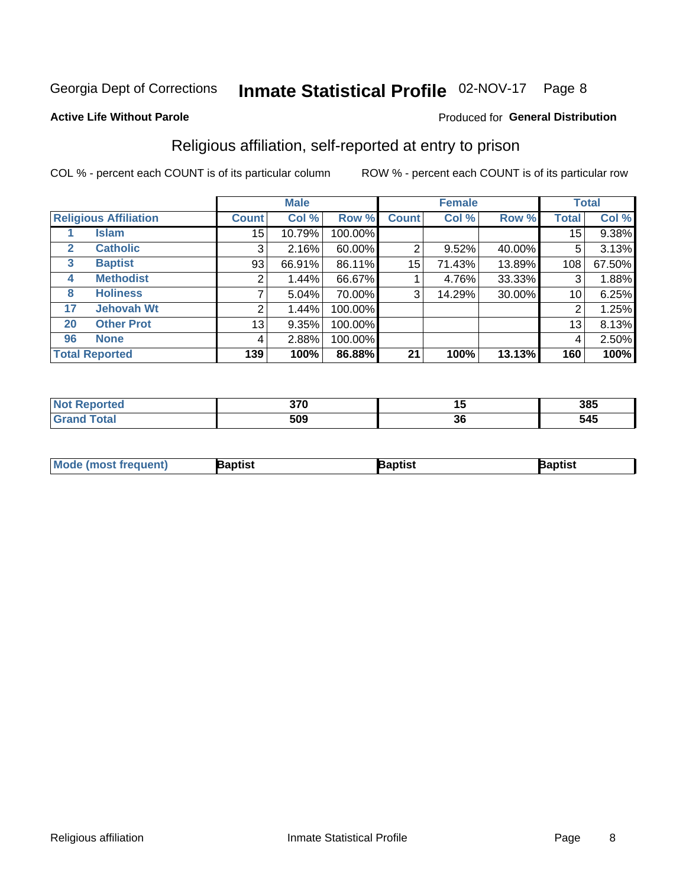Georgia Dept of Corrections **Inmate Statistical Profile** 02-NOV-17 Page 8

**Active Life Without Parole**

Produced for **General Distribution**

## Religious affiliation, self-reported at entry to prison

COL % - percent each COUNT is of its particular column ROW % - percent each COUNT is of its particular row

| Religious Affiliation | | Male | | | Female | | | Total | |
|---|---|---|---|---|---|---|---|---|---|
| | | Count | Col % | Row % | Count | Col % | Row % | Total | Col % |
| 1 | Islam | 15 | 10.79% | 100.00% | | | | 15 | 9.38% |
| 2 | Catholic | 3 | 2.16% | 60.00% | 2 | 9.52% | 40.00% | 5 | 3.13% |
| 3 | Baptist | 93 | 66.91% | 86.11% | 15 | 71.43% | 13.89% | 108 | 67.50% |
| 4 | Methodist | 2 | 1.44% | 66.67% | 1 | 4.76% | 33.33% | 3 | 1.88% |
| 8 | Holiness | 7 | 5.04% | 70.00% | 3 | 14.29% | 30.00% | 10 | 6.25% |
| 17 | Jehovah Wt | 2 | 1.44% | 100.00% | | | | 2 | 1.25% |
| 20 | Other Prot | 13 | 9.35% | 100.00% | | | | 13 | 8.13% |
| 96 | None | 4 | 2.88% | 100.00% | | | | 4 | 2.50% |
| **Total Reported** | | **139** | **100%** | **86.88%** | **21** | **100%** | **13.13%** | **160** | **100%** |

| | Male | Female | Total |
|---|---|---|---|
| Not Reported | 370 | 15 | 385 |
| Grand Total | 509 | 36 | 545 |

| | Male | Female | Total |
|---|---|---|---|
| Mode (most frequent) | Baptist | Baptist | Baptist |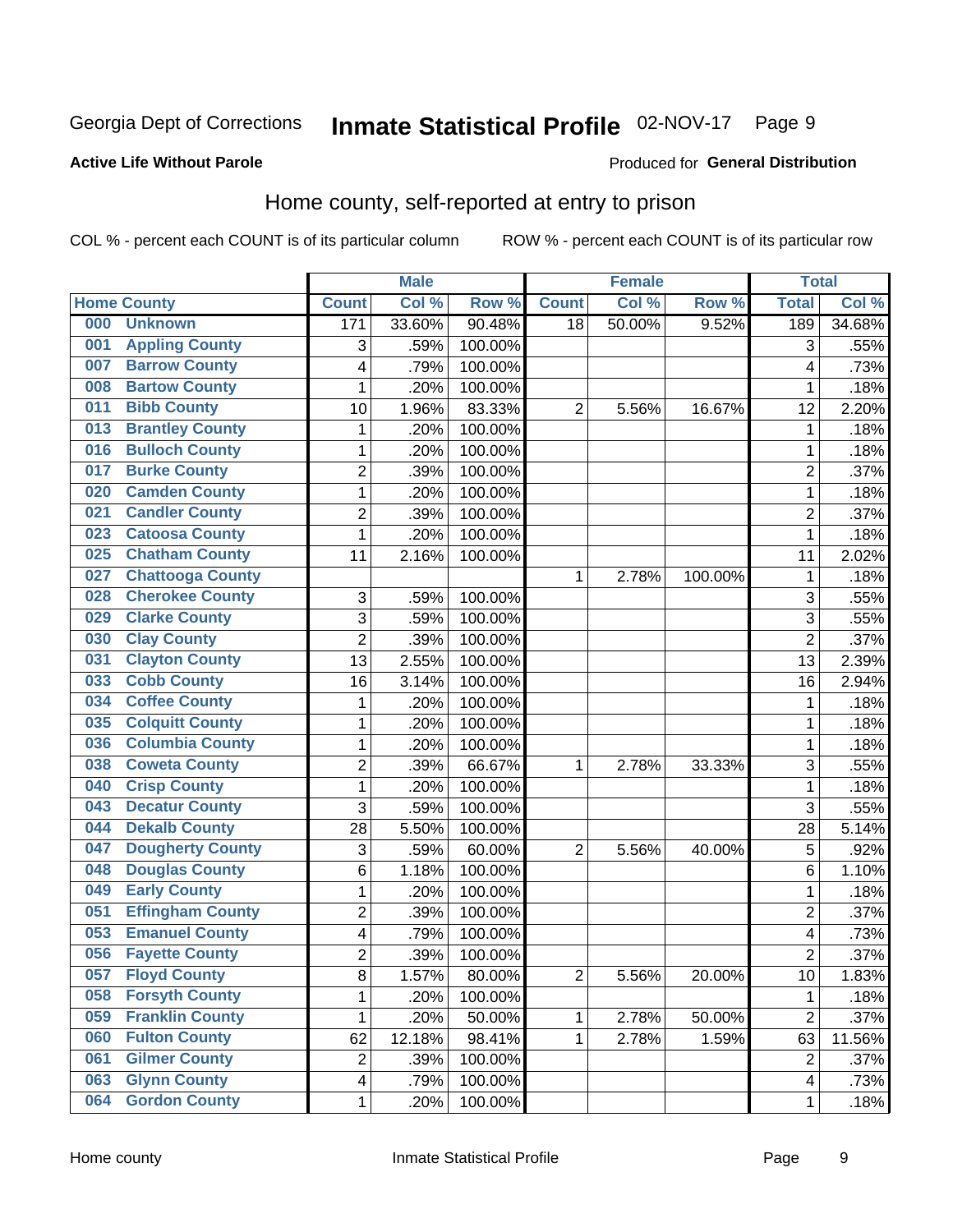Georgia Dept of Corrections **Inmate Statistical Profile** 02-NOV-17

**Active Life Without Parole**

Produced for **General Distribution**

## Home county, self-reported at entry to prison

COL % - percent each COUNT is of its particular column ROW % - percent each COUNT is of its particular row

| Home County | Male | | | Female | | | Total | |
|---|---|---|---|---|---|---|---|---|
| | Count | Col % | Row % | Count | Col % | Row % | Total | Col % |
| 000 Unknown | 171 | 33.60% | 90.48% | 18 | 50.00% | 9.52% | 189 | 34.68% |
| 001 Appling County | 3 | .59% | 100.00% | | | | 3 | .55% |
| 007 Barrow County | 4 | .79% | 100.00% | | | | 4 | .73% |
| 008 Bartow County | 1 | .20% | 100.00% | | | | 1 | .18% |
| 011 Bibb County | 10 | 1.96% | 83.33% | 2 | 5.56% | 16.67% | 12 | 2.20% |
| 013 Brantley County | 1 | .20% | 100.00% | | | | 1 | .18% |
| 016 Bulloch County | 1 | .20% | 100.00% | | | | 1 | .18% |
| 017 Burke County | 2 | .39% | 100.00% | | | | 2 | .37% |
| 020 Camden County | 1 | .20% | 100.00% | | | | 1 | .18% |
| 021 Candler County | 2 | .39% | 100.00% | | | | 2 | .37% |
| 023 Catoosa County | 1 | .20% | 100.00% | | | | 1 | .18% |
| 025 Chatham County | 11 | 2.16% | 100.00% | | | | 11 | 2.02% |
| 027 Chattooga County | | | | 1 | 2.78% | 100.00% | 1 | .18% |
| 028 Cherokee County | 3 | .59% | 100.00% | | | | 3 | .55% |
| 029 Clarke County | 3 | .59% | 100.00% | | | | 3 | .55% |
| 030 Clay County | 2 | .39% | 100.00% | | | | 2 | .37% |
| 031 Clayton County | 13 | 2.55% | 100.00% | | | | 13 | 2.39% |
| 033 Cobb County | 16 | 3.14% | 100.00% | | | | 16 | 2.94% |
| 034 Coffee County | 1 | .20% | 100.00% | | | | 1 | .18% |
| 035 Colquitt County | 1 | .20% | 100.00% | | | | 1 | .18% |
| 036 Columbia County | 1 | .20% | 100.00% | | | | 1 | .18% |
| 038 Coweta County | 2 | .39% | 66.67% | 1 | 2.78% | 33.33% | 3 | .55% |
| 040 Crisp County | 1 | .20% | 100.00% | | | | 1 | .18% |
| 043 Decatur County | 3 | .59% | 100.00% | | | | 3 | .55% |
| 044 Dekalb County | 28 | 5.50% | 100.00% | | | | 28 | 5.14% |
| 047 Dougherty County | 3 | .59% | 60.00% | 2 | 5.56% | 40.00% | 5 | .92% |
| 048 Douglas County | 6 | 1.18% | 100.00% | | | | 6 | 1.10% |
| 049 Early County | 1 | .20% | 100.00% | | | | 1 | .18% |
| 051 Effingham County | 2 | .39% | 100.00% | | | | 2 | .37% |
| 053 Emanuel County | 4 | .79% | 100.00% | | | | 4 | .73% |
| 056 Fayette County | 2 | .39% | 100.00% | | | | 2 | .37% |
| 057 Floyd County | 8 | 1.57% | 80.00% | 2 | 5.56% | 20.00% | 10 | 1.83% |
| 058 Forsyth County | 1 | .20% | 100.00% | | | | 1 | .18% |
| 059 Franklin County | 1 | .20% | 50.00% | 1 | 2.78% | 50.00% | 2 | .37% |
| 060 Fulton County | 62 | 12.18% | 98.41% | 1 | 2.78% | 1.59% | 63 | 11.56% |
| 061 Gilmer County | 2 | .39% | 100.00% | | | | 2 | .37% |
| 063 Glynn County | 4 | .79% | 100.00% | | | | 4 | .73% |
| 064 Gordon County | 1 | .20% | 100.00% | | | | 1 | .18% |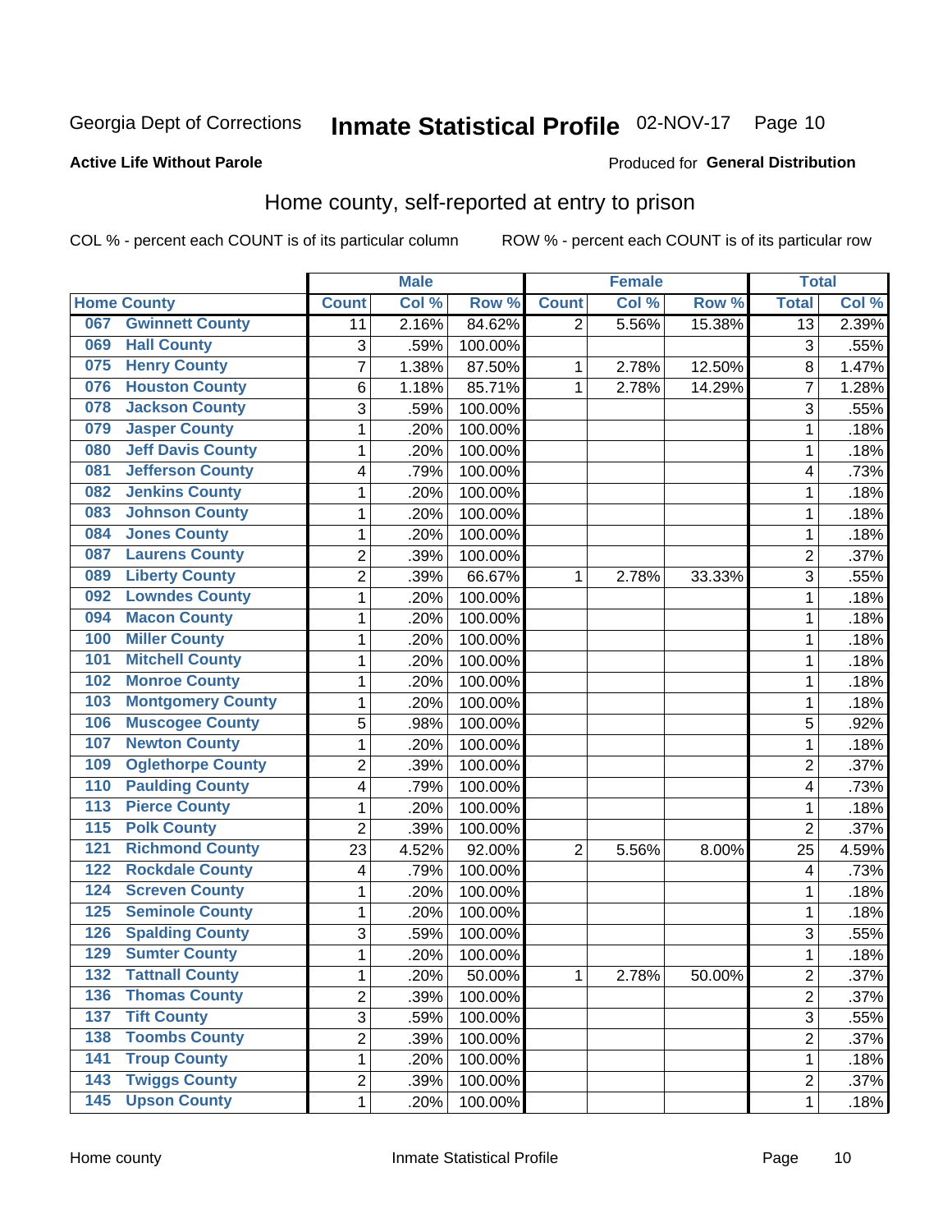Georgia Dept of Corrections **Inmate Statistical Profile** 02-NOV-17

**Active Life Without Parole**

Produced for **General Distribution**

## Home county, self-reported at entry to prison

COL % - percent each COUNT is of its particular column ROW % - percent each COUNT is of its particular row

| Home County | | Male | | | Female | | | Total | |
|---|---|---|---|---|---|---|---|---|---|
| | | Count | Col % | Row % | Count | Col % | Row % | Total | Col % |
| 067 | Gwinnett County | 11 | 2.16% | 84.62% | 2 | 5.56% | 15.38% | 13 | 2.39% |
| 069 | Hall County | 3 | .59% | 100.00% | | | | 3 | .55% |
| 075 | Henry County | 7 | 1.38% | 87.50% | 1 | 2.78% | 12.50% | 8 | 1.47% |
| 076 | Houston County | 6 | 1.18% | 85.71% | 1 | 2.78% | 14.29% | 7 | 1.28% |
| 078 | Jackson County | 3 | .59% | 100.00% | | | | 3 | .55% |
| 079 | Jasper County | 1 | .20% | 100.00% | | | | 1 | .18% |
| 080 | Jeff Davis County | 1 | .20% | 100.00% | | | | 1 | .18% |
| 081 | Jefferson County | 4 | .79% | 100.00% | | | | 4 | .73% |
| 082 | Jenkins County | 1 | .20% | 100.00% | | | | 1 | .18% |
| 083 | Johnson County | 1 | .20% | 100.00% | | | | 1 | .18% |
| 084 | Jones County | 1 | .20% | 100.00% | | | | 1 | .18% |
| 087 | Laurens County | 2 | .39% | 100.00% | | | | 2 | .37% |
| 089 | Liberty County | 2 | .39% | 66.67% | 1 | 2.78% | 33.33% | 3 | .55% |
| 092 | Lowndes County | 1 | .20% | 100.00% | | | | 1 | .18% |
| 094 | Macon County | 1 | .20% | 100.00% | | | | 1 | .18% |
| 100 | Miller County | 1 | .20% | 100.00% | | | | 1 | .18% |
| 101 | Mitchell County | 1 | .20% | 100.00% | | | | 1 | .18% |
| 102 | Monroe County | 1 | .20% | 100.00% | | | | 1 | .18% |
| 103 | Montgomery County | 1 | .20% | 100.00% | | | | 1 | .18% |
| 106 | Muscogee County | 5 | .98% | 100.00% | | | | 5 | .92% |
| 107 | Newton County | 1 | .20% | 100.00% | | | | 1 | .18% |
| 109 | Oglethorpe County | 2 | .39% | 100.00% | | | | 2 | .37% |
| 110 | Paulding County | 4 | .79% | 100.00% | | | | 4 | .73% |
| 113 | Pierce County | 1 | .20% | 100.00% | | | | 1 | .18% |
| 115 | Polk County | 2 | .39% | 100.00% | | | | 2 | .37% |
| 121 | Richmond County | 23 | 4.52% | 92.00% | 2 | 5.56% | 8.00% | 25 | 4.59% |
| 122 | Rockdale County | 4 | .79% | 100.00% | | | | 4 | .73% |
| 124 | Screven County | 1 | .20% | 100.00% | | | | 1 | .18% |
| 125 | Seminole County | 1 | .20% | 100.00% | | | | 1 | .18% |
| 126 | Spalding County | 3 | .59% | 100.00% | | | | 3 | .55% |
| 129 | Sumter County | 1 | .20% | 100.00% | | | | 1 | .18% |
| 132 | Tattnall County | 1 | .20% | 50.00% | 1 | 2.78% | 50.00% | 2 | .37% |
| 136 | Thomas County | 2 | .39% | 100.00% | | | | 2 | .37% |
| 137 | Tift County | 3 | .59% | 100.00% | | | | 3 | .55% |
| 138 | Toombs County | 2 | .39% | 100.00% | | | | 2 | .37% |
| 141 | Troup County | 1 | .20% | 100.00% | | | | 1 | .18% |
| 143 | Twiggs County | 2 | .39% | 100.00% | | | | 2 | .37% |
| 145 | Upson County | 1 | .20% | 100.00% | | | | 1 | .18% |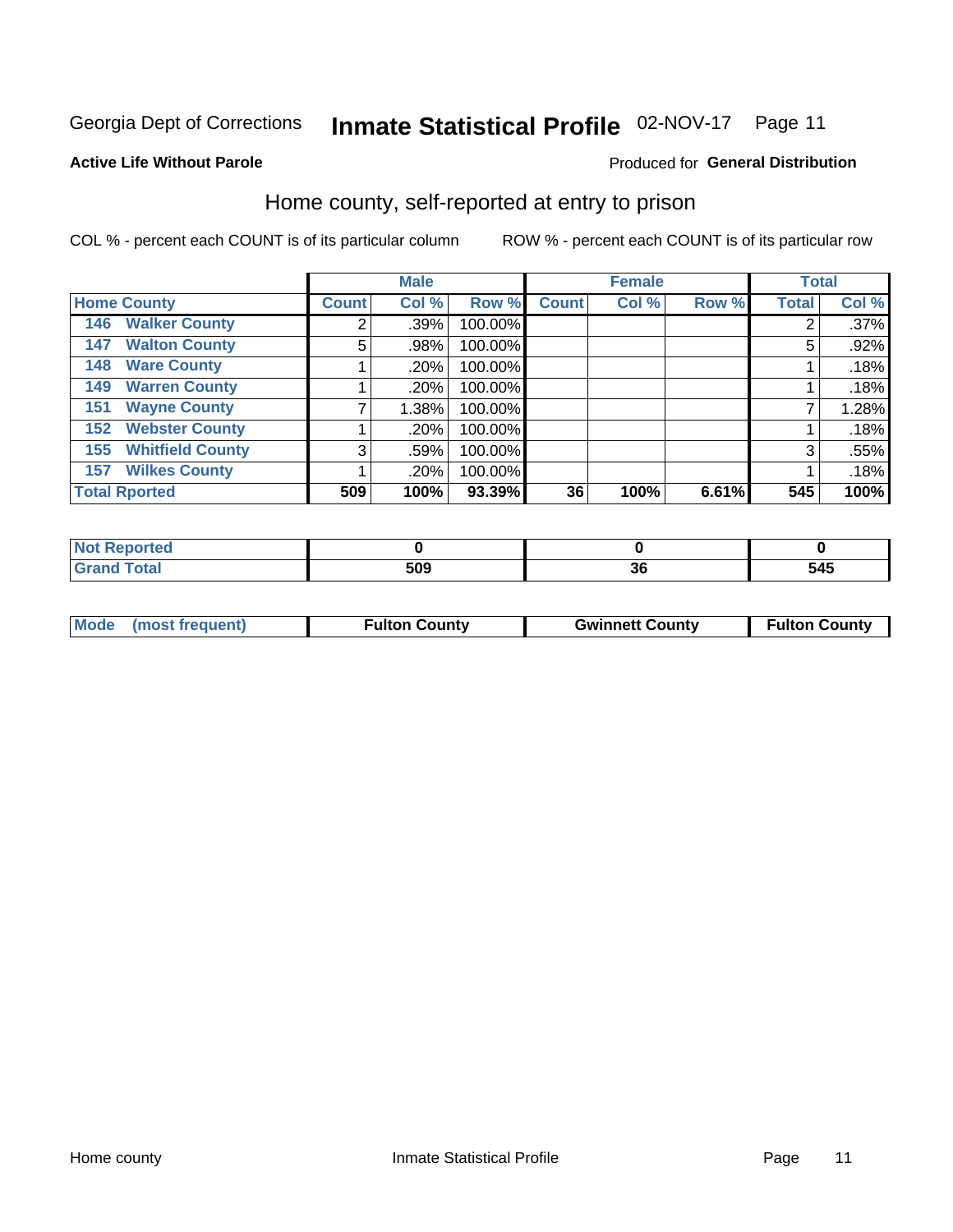Georgia Dept of Corrections **Inmate Statistical Profile** 02-NOV-17

**Active Life Without Parole**

Produced for **General Distribution**

## Home county, self-reported at entry to prison

COL % - percent each COUNT is of its particular column ROW % - percent each COUNT is of its particular row

| | Male | | | Female | | | Total | |
|---|---|---|---|---|---|---|---|---|
| **Home County** | **Count** | **Col %** | **Row %** | **Count** | **Col %** | **Row %** | **Total** | **Col %** |
| **146 Walker County** | 2 | .39% | 100.00% | | | | 2 | .37% |
| **147 Walton County** | 5 | .98% | 100.00% | | | | 5 | .92% |
| **148 Ware County** | 1 | .20% | 100.00% | | | | 1 | .18% |
| **149 Warren County** | 1 | .20% | 100.00% | | | | 1 | .18% |
| **151 Wayne County** | 7 | 1.38% | 100.00% | | | | 7 | 1.28% |
| **152 Webster County** | 1 | .20% | 100.00% | | | | 1 | .18% |
| **155 Whitfield County** | 3 | .59% | 100.00% | | | | 3 | .55% |
| **157 Wilkes County** | 1 | .20% | 100.00% | | | | 1 | .18% |
| **Total Rported** | **509** | **100%** | **93.39%** | **36** | **100%** | **6.61%** | **545** | **100%** |

| | Male | Female | Total |
|---|---|---|---|
| **Not Reported** | **0** | **0** | **0** |
| **Grand Total** | **509** | **36** | **545** |

| | Male | Female | Total |
|---|---|---|---|
| **Mode (most frequent)** | **Fulton County** | **Gwinnett County** | **Fulton County** |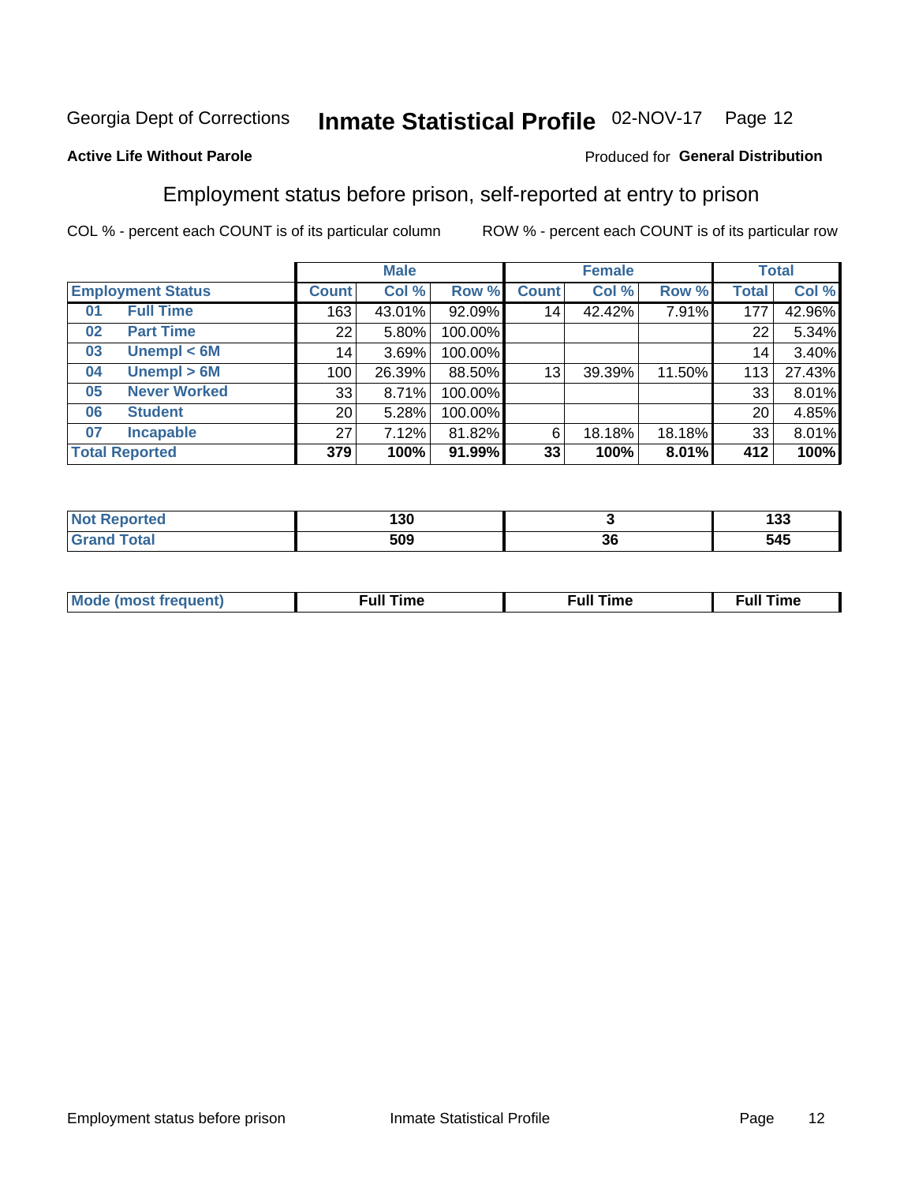Georgia Dept of Corrections **Inmate Statistical Profile** 02-NOV-17 Page 12

**Active Life Without Parole**

Produced for **General Distribution**

## Employment status before prison, self-reported at entry to prison

COL % - percent each COUNT is of its particular column

ROW % - percent each COUNT is of its particular row

| Employment Status | | Male | | | Female | | | Total | |
|---|---|---|---|---|---|---|---|---|---|
| | | Count | Col % | Row % | Count | Col % | Row % | Total | Col % |
| 01 | Full Time | 163 | 43.01% | 92.09% | 14 | 42.42% | 7.91% | 177 | 42.96% |
| 02 | Part Time | 22 | 5.80% | 100.00% | | | | 22 | 5.34% |
| 03 | Unempl < 6M | 14 | 3.69% | 100.00% | | | | 14 | 3.40% |
| 04 | Unempl > 6M | 100 | 26.39% | 88.50% | 13 | 39.39% | 11.50% | 113 | 27.43% |
| 05 | Never Worked | 33 | 8.71% | 100.00% | | | | 33 | 8.01% |
| 06 | Student | 20 | 5.28% | 100.00% | | | | 20 | 4.85% |
| 07 | Incapable | 27 | 7.12% | 81.82% | 6 | 18.18% | 18.18% | 33 | 8.01% |
| **Total Reported** | | **379** | **100%** | **91.99%** | **33** | **100%** | **8.01%** | **412** | **100%** |

| | Male | Female | Total |
|---|---|---|---|
| Not Reported | 130 | 3 | 133 |
| Grand Total | 509 | 36 | 545 |

| | Male | Female | Total |
|---|---|---|---|
| Mode (most frequent) | Full Time | Full Time | Full Time |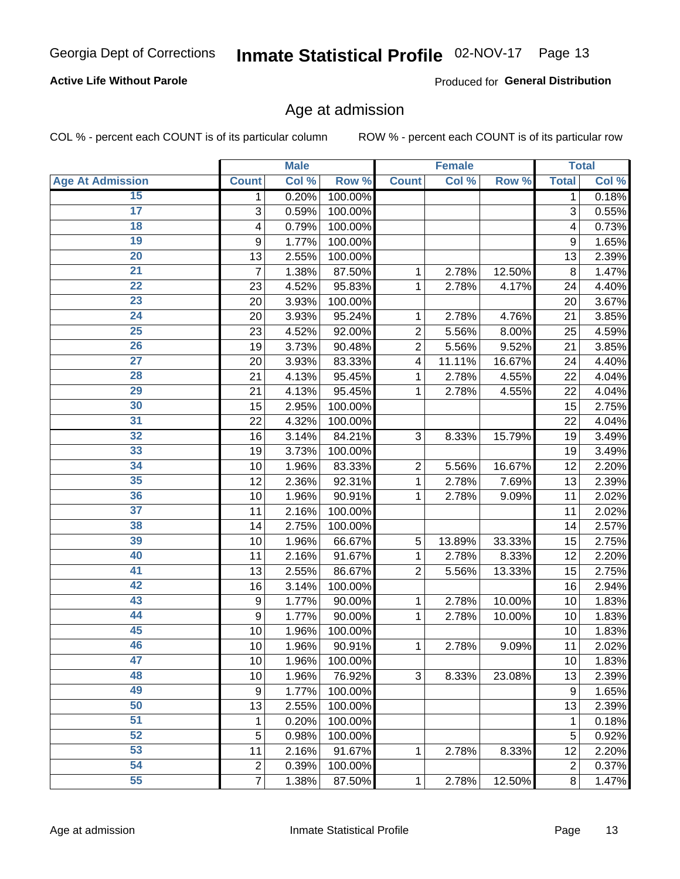Georgia Dept of Corrections **Inmate Statistical Profile** 02-NOV-17

**Active Life Without Parole**

Produced for **General Distribution**

## Age at admission

COL % - percent each COUNT is of its particular column ROW % - percent each COUNT is of its particular row

| | Male | | | Female | | | Total | |
|---|---|---|---|---|---|---|---|---|
| **Age At Admission** | **Count** | **Col %** | **Row %** | **Count** | **Col %** | **Row %** | **Total** | **Col %** |
| 15 | 1 | 0.20% | 100.00% | | | | 1 | 0.18% |
| 17 | 3 | 0.59% | 100.00% | | | | 3 | 0.55% |
| 18 | 4 | 0.79% | 100.00% | | | | 4 | 0.73% |
| 19 | 9 | 1.77% | 100.00% | | | | 9 | 1.65% |
| 20 | 13 | 2.55% | 100.00% | | | | 13 | 2.39% |
| 21 | 7 | 1.38% | 87.50% | 1 | 2.78% | 12.50% | 8 | 1.47% |
| 22 | 23 | 4.52% | 95.83% | 1 | 2.78% | 4.17% | 24 | 4.40% |
| 23 | 20 | 3.93% | 100.00% | | | | 20 | 3.67% |
| 24 | 20 | 3.93% | 95.24% | 1 | 2.78% | 4.76% | 21 | 3.85% |
| 25 | 23 | 4.52% | 92.00% | 2 | 5.56% | 8.00% | 25 | 4.59% |
| 26 | 19 | 3.73% | 90.48% | 2 | 5.56% | 9.52% | 21 | 3.85% |
| 27 | 20 | 3.93% | 83.33% | 4 | 11.11% | 16.67% | 24 | 4.40% |
| 28 | 21 | 4.13% | 95.45% | 1 | 2.78% | 4.55% | 22 | 4.04% |
| 29 | 21 | 4.13% | 95.45% | 1 | 2.78% | 4.55% | 22 | 4.04% |
| 30 | 15 | 2.95% | 100.00% | | | | 15 | 2.75% |
| 31 | 22 | 4.32% | 100.00% | | | | 22 | 4.04% |
| 32 | 16 | 3.14% | 84.21% | 3 | 8.33% | 15.79% | 19 | 3.49% |
| 33 | 19 | 3.73% | 100.00% | | | | 19 | 3.49% |
| 34 | 10 | 1.96% | 83.33% | 2 | 5.56% | 16.67% | 12 | 2.20% |
| 35 | 12 | 2.36% | 92.31% | 1 | 2.78% | 7.69% | 13 | 2.39% |
| 36 | 10 | 1.96% | 90.91% | 1 | 2.78% | 9.09% | 11 | 2.02% |
| 37 | 11 | 2.16% | 100.00% | | | | 11 | 2.02% |
| 38 | 14 | 2.75% | 100.00% | | | | 14 | 2.57% |
| 39 | 10 | 1.96% | 66.67% | 5 | 13.89% | 33.33% | 15 | 2.75% |
| 40 | 11 | 2.16% | 91.67% | 1 | 2.78% | 8.33% | 12 | 2.20% |
| 41 | 13 | 2.55% | 86.67% | 2 | 5.56% | 13.33% | 15 | 2.75% |
| 42 | 16 | 3.14% | 100.00% | | | | 16 | 2.94% |
| 43 | 9 | 1.77% | 90.00% | 1 | 2.78% | 10.00% | 10 | 1.83% |
| 44 | 9 | 1.77% | 90.00% | 1 | 2.78% | 10.00% | 10 | 1.83% |
| 45 | 10 | 1.96% | 100.00% | | | | 10 | 1.83% |
| 46 | 10 | 1.96% | 90.91% | 1 | 2.78% | 9.09% | 11 | 2.02% |
| 47 | 10 | 1.96% | 100.00% | | | | 10 | 1.83% |
| 48 | 10 | 1.96% | 76.92% | 3 | 8.33% | 23.08% | 13 | 2.39% |
| 49 | 9 | 1.77% | 100.00% | | | | 9 | 1.65% |
| 50 | 13 | 2.55% | 100.00% | | | | 13 | 2.39% |
| 51 | 1 | 0.20% | 100.00% | | | | 1 | 0.18% |
| 52 | 5 | 0.98% | 100.00% | | | | 5 | 0.92% |
| 53 | 11 | 2.16% | 91.67% | 1 | 2.78% | 8.33% | 12 | 2.20% |
| 54 | 2 | 0.39% | 100.00% | | | | 2 | 0.37% |
| 55 | 7 | 1.38% | 87.50% | 1 | 2.78% | 12.50% | 8 | 1.47% |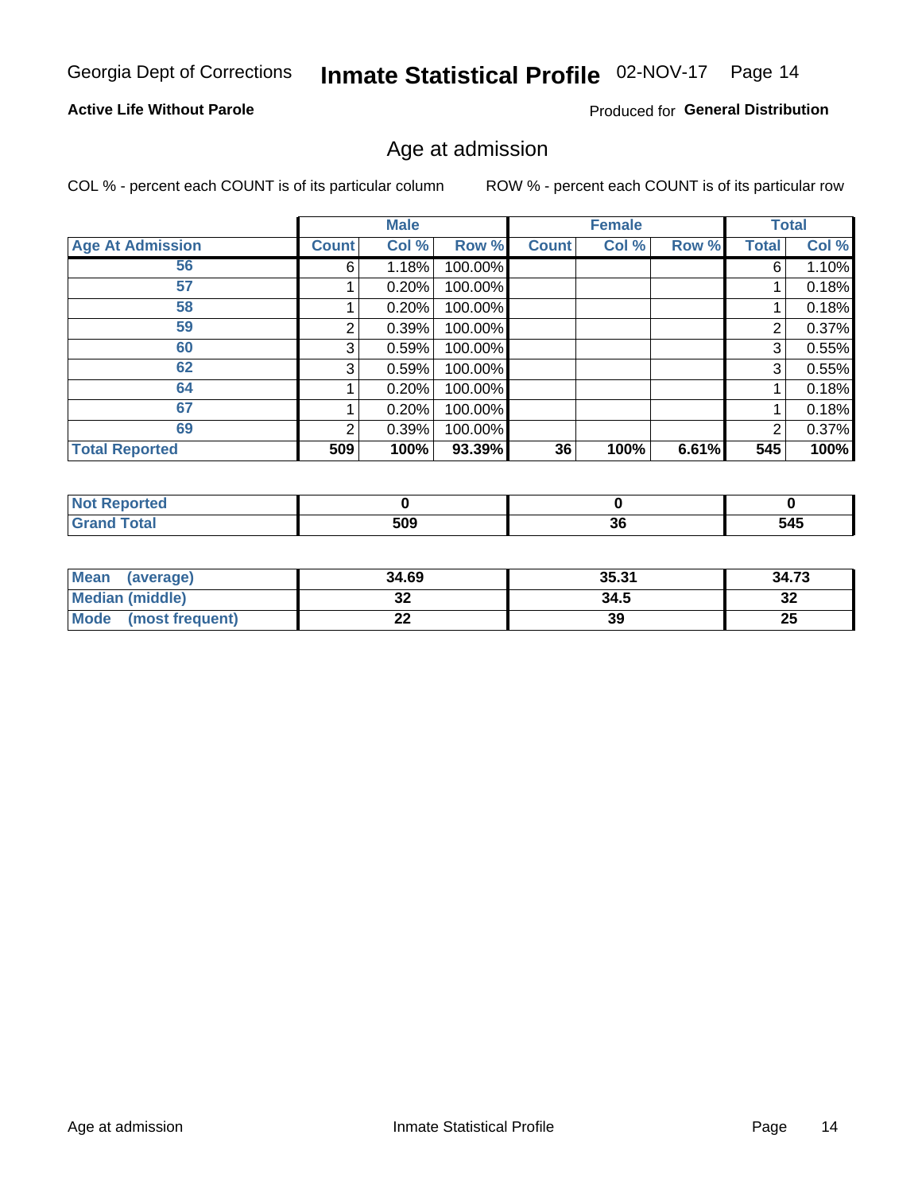Georgia Dept of Corrections **Inmate Statistical Profile** 02-NOV-17 Page 14

**Active Life Without Parole**

Produced for **General Distribution**

## Age at admission

COL % - percent each COUNT is of its particular column ROW % - percent each COUNT is of its particular row

| | Male | | | Female | | | Total | |
|---|---|---|---|---|---|---|---|---|
| **Age At Admission** | **Count** | **Col %** | **Row %** | **Count** | **Col %** | **Row %** | **Total** | **Col %** |
| **56** | 6 | 1.18% | 100.00% | | | | 6 | 1.10% |
| **57** | 1 | 0.20% | 100.00% | | | | 1 | 0.18% |
| **58** | 1 | 0.20% | 100.00% | | | | 1 | 0.18% |
| **59** | 2 | 0.39% | 100.00% | | | | 2 | 0.37% |
| **60** | 3 | 0.59% | 100.00% | | | | 3 | 0.55% |
| **62** | 3 | 0.59% | 100.00% | | | | 3 | 0.55% |
| **64** | 1 | 0.20% | 100.00% | | | | 1 | 0.18% |
| **67** | 1 | 0.20% | 100.00% | | | | 1 | 0.18% |
| **69** | 2 | 0.39% | 100.00% | | | | 2 | 0.37% |
| **Total Reported** | **509** | **100%** | **93.39%** | **36** | **100%** | **6.61%** | **545** | **100%** |

| | Male | Female | Total |
|---|---|---|---|
| **Not Reported** | **0** | **0** | **0** |
| **Grand Total** | **509** | **36** | **545** |

| | Male | Female | Total |
|---|---|---|---|
| **Mean (average)** | **34.69** | **35.31** | **34.73** |
| **Median (middle)** | **32** | **34.5** | **32** |
| **Mode (most frequent)** | **22** | **39** | **25** |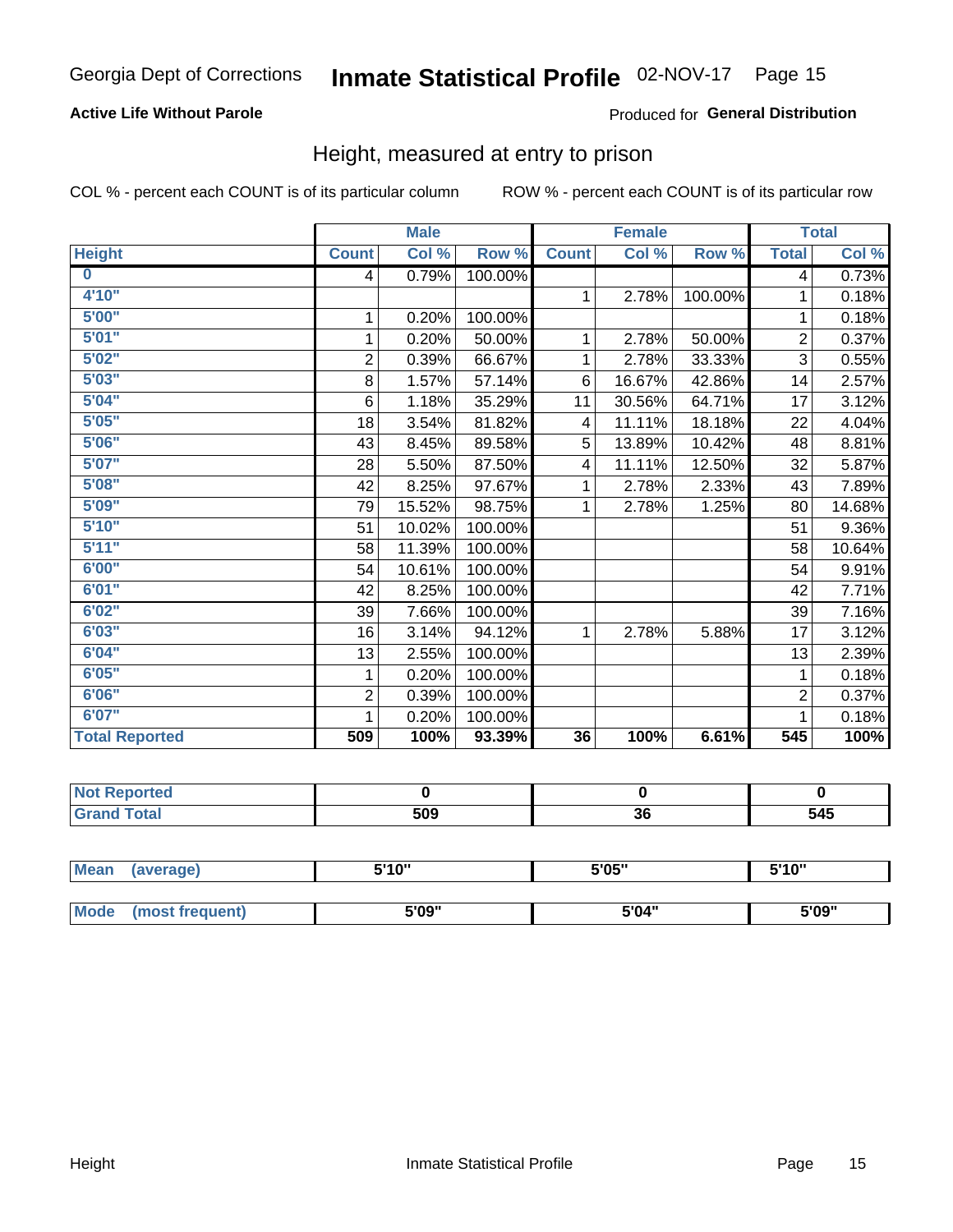Georgia Dept of Corrections **Inmate Statistical Profile** 02-NOV-17

**Active Life Without Parole**

Produced for **General Distribution**

## Height, measured at entry to prison

COL % - percent each COUNT is of its particular column     ROW % - percent each COUNT is of its particular row

| | Male | | | Female | | | Total | |
|---|---|---|---|---|---|---|---|---|
| **Height** | **Count** | **Col %** | **Row %** | **Count** | **Col %** | **Row %** | **Total** | **Col %** |
| **0** | 4 | 0.79% | 100.00% | | | | 4 | 0.73% |
| **4'10"** | | | | 1 | 2.78% | 100.00% | 1 | 0.18% |
| **5'00"** | 1 | 0.20% | 100.00% | | | | 1 | 0.18% |
| **5'01"** | 1 | 0.20% | 50.00% | 1 | 2.78% | 50.00% | 2 | 0.37% |
| **5'02"** | 2 | 0.39% | 66.67% | 1 | 2.78% | 33.33% | 3 | 0.55% |
| **5'03"** | 8 | 1.57% | 57.14% | 6 | 16.67% | 42.86% | 14 | 2.57% |
| **5'04"** | 6 | 1.18% | 35.29% | 11 | 30.56% | 64.71% | 17 | 3.12% |
| **5'05"** | 18 | 3.54% | 81.82% | 4 | 11.11% | 18.18% | 22 | 4.04% |
| **5'06"** | 43 | 8.45% | 89.58% | 5 | 13.89% | 10.42% | 48 | 8.81% |
| **5'07"** | 28 | 5.50% | 87.50% | 4 | 11.11% | 12.50% | 32 | 5.87% |
| **5'08"** | 42 | 8.25% | 97.67% | 1 | 2.78% | 2.33% | 43 | 7.89% |
| **5'09"** | 79 | 15.52% | 98.75% | 1 | 2.78% | 1.25% | 80 | 14.68% |
| **5'10"** | 51 | 10.02% | 100.00% | | | | 51 | 9.36% |
| **5'11"** | 58 | 11.39% | 100.00% | | | | 58 | 10.64% |
| **6'00"** | 54 | 10.61% | 100.00% | | | | 54 | 9.91% |
| **6'01"** | 42 | 8.25% | 100.00% | | | | 42 | 7.71% |
| **6'02"** | 39 | 7.66% | 100.00% | | | | 39 | 7.16% |
| **6'03"** | 16 | 3.14% | 94.12% | 1 | 2.78% | 5.88% | 17 | 3.12% |
| **6'04"** | 13 | 2.55% | 100.00% | | | | 13 | 2.39% |
| **6'05"** | 1 | 0.20% | 100.00% | | | | 1 | 0.18% |
| **6'06"** | 2 | 0.39% | 100.00% | | | | 2 | 0.37% |
| **6'07"** | 1 | 0.20% | 100.00% | | | | 1 | 0.18% |
| **Total Reported** | **509** | **100%** | **93.39%** | **36** | **100%** | **6.61%** | **545** | **100%** |

| | Male | Female | Total |
|---|---|---|---|
| **Not Reported** | **0** | **0** | **0** |
| **Grand Total** | **509** | **36** | **545** |

| | Male | Female | Total |
|---|---|---|---|
| **Mean (average)** | **5'10"** | **5'05"** | **5'10"** |
| **Mode (most frequent)** | **5'09"** | **5'04"** | **5'09"** |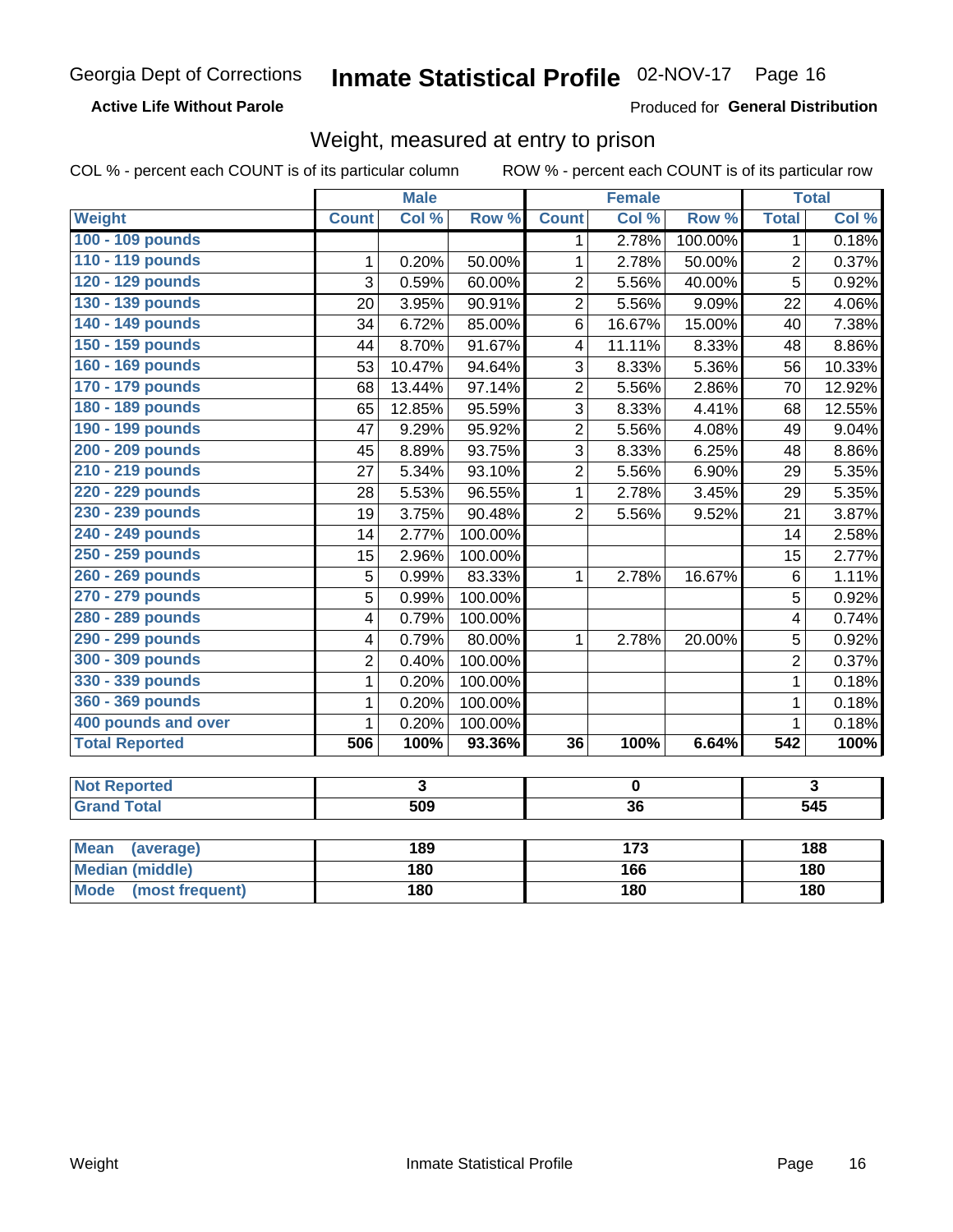Georgia Dept of Corrections **Inmate Statistical Profile** 02-NOV-17

**Active Life Without Parole**

Produced for **General Distribution**

## Weight, measured at entry to prison

COL % - percent each COUNT is of its particular column    ROW % - percent each COUNT is of its particular row

| | Male | | | Female | | | Total | |
|---|---|---|---|---|---|---|---|---|
| **Weight** | **Count** | **Col %** | **Row %** | **Count** | **Col %** | **Row %** | **Total** | **Col %** |
| 100 - 109 pounds | | | | 1 | 2.78% | 100.00% | 1 | 0.18% |
| 110 - 119 pounds | 1 | 0.20% | 50.00% | 1 | 2.78% | 50.00% | 2 | 0.37% |
| 120 - 129 pounds | 3 | 0.59% | 60.00% | 2 | 5.56% | 40.00% | 5 | 0.92% |
| 130 - 139 pounds | 20 | 3.95% | 90.91% | 2 | 5.56% | 9.09% | 22 | 4.06% |
| 140 - 149 pounds | 34 | 6.72% | 85.00% | 6 | 16.67% | 15.00% | 40 | 7.38% |
| 150 - 159 pounds | 44 | 8.70% | 91.67% | 4 | 11.11% | 8.33% | 48 | 8.86% |
| 160 - 169 pounds | 53 | 10.47% | 94.64% | 3 | 8.33% | 5.36% | 56 | 10.33% |
| 170 - 179 pounds | 68 | 13.44% | 97.14% | 2 | 5.56% | 2.86% | 70 | 12.92% |
| 180 - 189 pounds | 65 | 12.85% | 95.59% | 3 | 8.33% | 4.41% | 68 | 12.55% |
| 190 - 199 pounds | 47 | 9.29% | 95.92% | 2 | 5.56% | 4.08% | 49 | 9.04% |
| 200 - 209 pounds | 45 | 8.89% | 93.75% | 3 | 8.33% | 6.25% | 48 | 8.86% |
| 210 - 219 pounds | 27 | 5.34% | 93.10% | 2 | 5.56% | 6.90% | 29 | 5.35% |
| 220 - 229 pounds | 28 | 5.53% | 96.55% | 1 | 2.78% | 3.45% | 29 | 5.35% |
| 230 - 239 pounds | 19 | 3.75% | 90.48% | 2 | 5.56% | 9.52% | 21 | 3.87% |
| 240 - 249 pounds | 14 | 2.77% | 100.00% | | | | 14 | 2.58% |
| 250 - 259 pounds | 15 | 2.96% | 100.00% | | | | 15 | 2.77% |
| 260 - 269 pounds | 5 | 0.99% | 83.33% | 1 | 2.78% | 16.67% | 6 | 1.11% |
| 270 - 279 pounds | 5 | 0.99% | 100.00% | | | | 5 | 0.92% |
| 280 - 289 pounds | 4 | 0.79% | 100.00% | | | | 4 | 0.74% |
| 290 - 299 pounds | 4 | 0.79% | 80.00% | 1 | 2.78% | 20.00% | 5 | 0.92% |
| 300 - 309 pounds | 2 | 0.40% | 100.00% | | | | 2 | 0.37% |
| 330 - 339 pounds | 1 | 0.20% | 100.00% | | | | 1 | 0.18% |
| 360 - 369 pounds | 1 | 0.20% | 100.00% | | | | 1 | 0.18% |
| 400 pounds and over | 1 | 0.20% | 100.00% | | | | 1 | 0.18% |
| **Total Reported** | **506** | **100%** | **93.36%** | **36** | **100%** | **6.64%** | **542** | **100%** |

| | Male | Female | Total |
|---|---|---|---|
| **Not Reported** | 3 | 0 | 3 |
| **Grand Total** | 509 | 36 | 545 |

| | Male | Female | Total |
|---|---|---|---|
| **Mean (average)** | 189 | 173 | 188 |
| **Median (middle)** | 180 | 166 | 180 |
| **Mode (most frequent)** | 180 | 180 | 180 |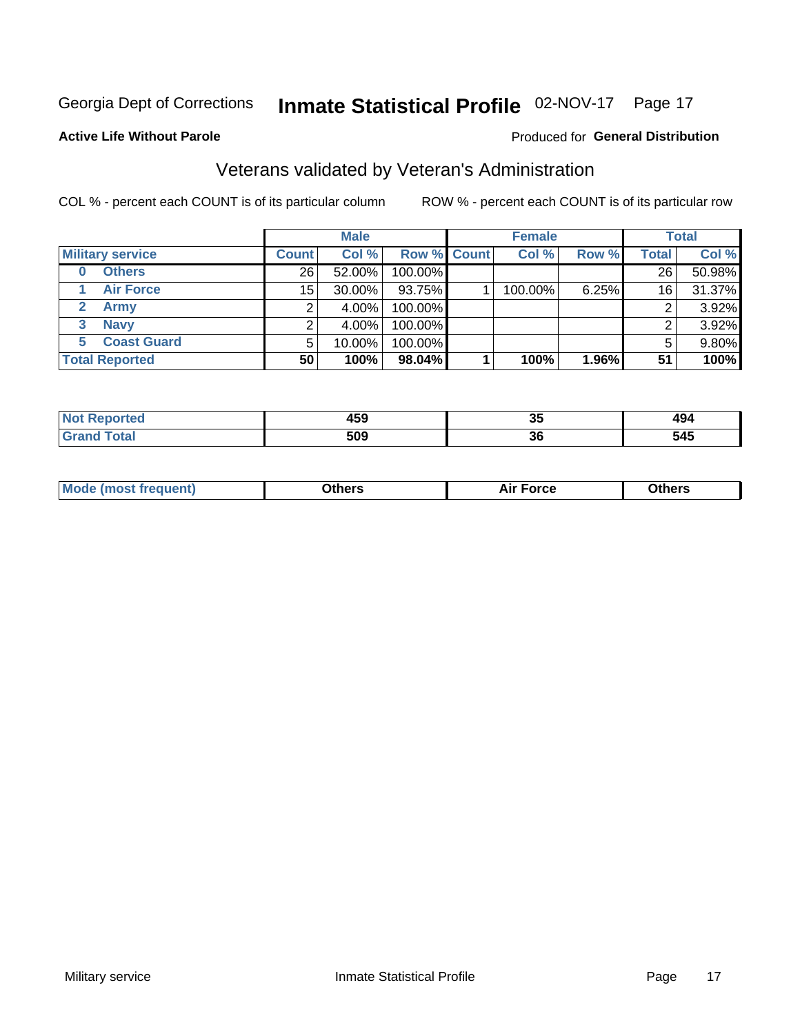Georgia Dept of Corrections **Inmate Statistical Profile** 02-NOV-17

**Active Life Without Parole**

Produced for **General Distribution**

## Veterans validated by Veteran's Administration

COL % - percent each COUNT is of its particular column ROW % - percent each COUNT is of its particular row

| | Male | | | Female | | | Total | |
|---|---|---|---|---|---|---|---|---|
| **Military service** | **Count** | **Col %** | **Row %** | **Count** | **Col %** | **Row %** | **Total** | **Col %** |
| **0 Others** | 26 | 52.00% | 100.00% | | | | 26 | 50.98% |
| **1 Air Force** | 15 | 30.00% | 93.75% | 1 | 100.00% | 6.25% | 16 | 31.37% |
| **2 Army** | 2 | 4.00% | 100.00% | | | | 2 | 3.92% |
| **3 Navy** | 2 | 4.00% | 100.00% | | | | 2 | 3.92% |
| **5 Coast Guard** | 5 | 10.00% | 100.00% | | | | 5 | 9.80% |
| **Total Reported** | **50** | **100%** | **98.04%** | **1** | **100%** | **1.96%** | **51** | **100%** |

| | Male | Female | Total |
|---|---|---|---|
| **Not Reported** | **459** | **35** | **494** |
| **Grand Total** | **509** | **36** | **545** |

| | Male | Female | Total |
|---|---|---|---|
| **Mode (most frequent)** | **Others** | **Air Force** | **Others** |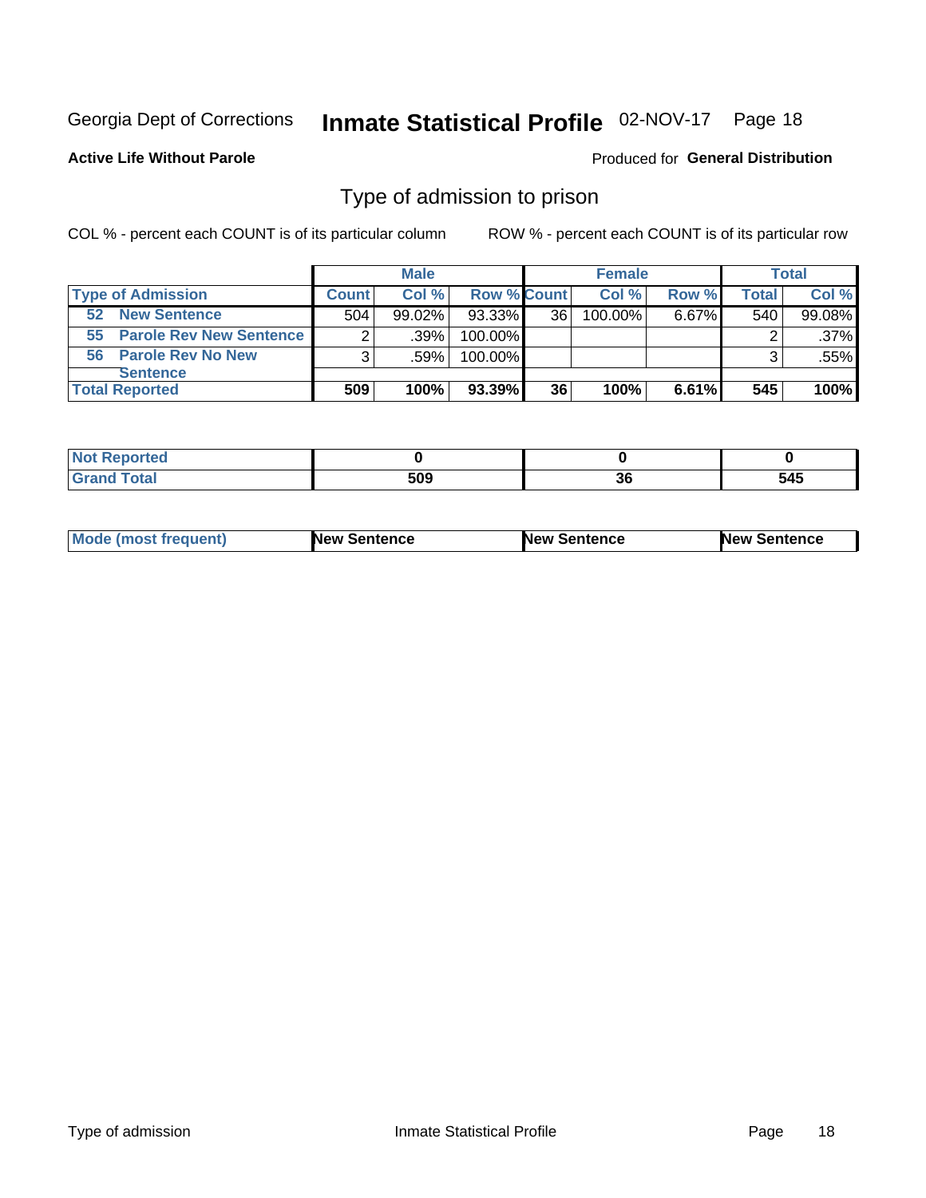Georgia Dept of Corrections **Inmate Statistical Profile** 02-NOV-17 Page 18

**Active Life Without Parole**

Produced for **General Distribution**

## Type of admission to prison

COL % - percent each COUNT is of its particular column

ROW % - percent each COUNT is of its particular row

| | Male | | | Female | | | Total | |
|---|---|---|---|---|---|---|---|---|
| **Type of Admission** | **Count** | **Col %** | **Row %** | **Count** | **Col %** | **Row %** | **Total** | **Col %** |
| **52 New Sentence** | 504 | 99.02% | 93.33% | 36 | 100.00% | 6.67% | 540 | 99.08% |
| **55 Parole Rev New Sentence** | 2 | .39% | 100.00% | | | | 2 | .37% |
| **56 Parole Rev No New Sentence** | 3 | .59% | 100.00% | | | | 3 | .55% |
| **Total Reported** | **509** | **100%** | **93.39%** | **36** | **100%** | **6.61%** | **545** | **100%** |

| | Male | Female | Total |
|---|---|---|---|
| **Not Reported** | **0** | **0** | **0** |
| **Grand Total** | **509** | **36** | **545** |

| | Male | Female | Total |
|---|---|---|---|
| **Mode (most frequent)** | **New Sentence** | **New Sentence** | **New Sentence** |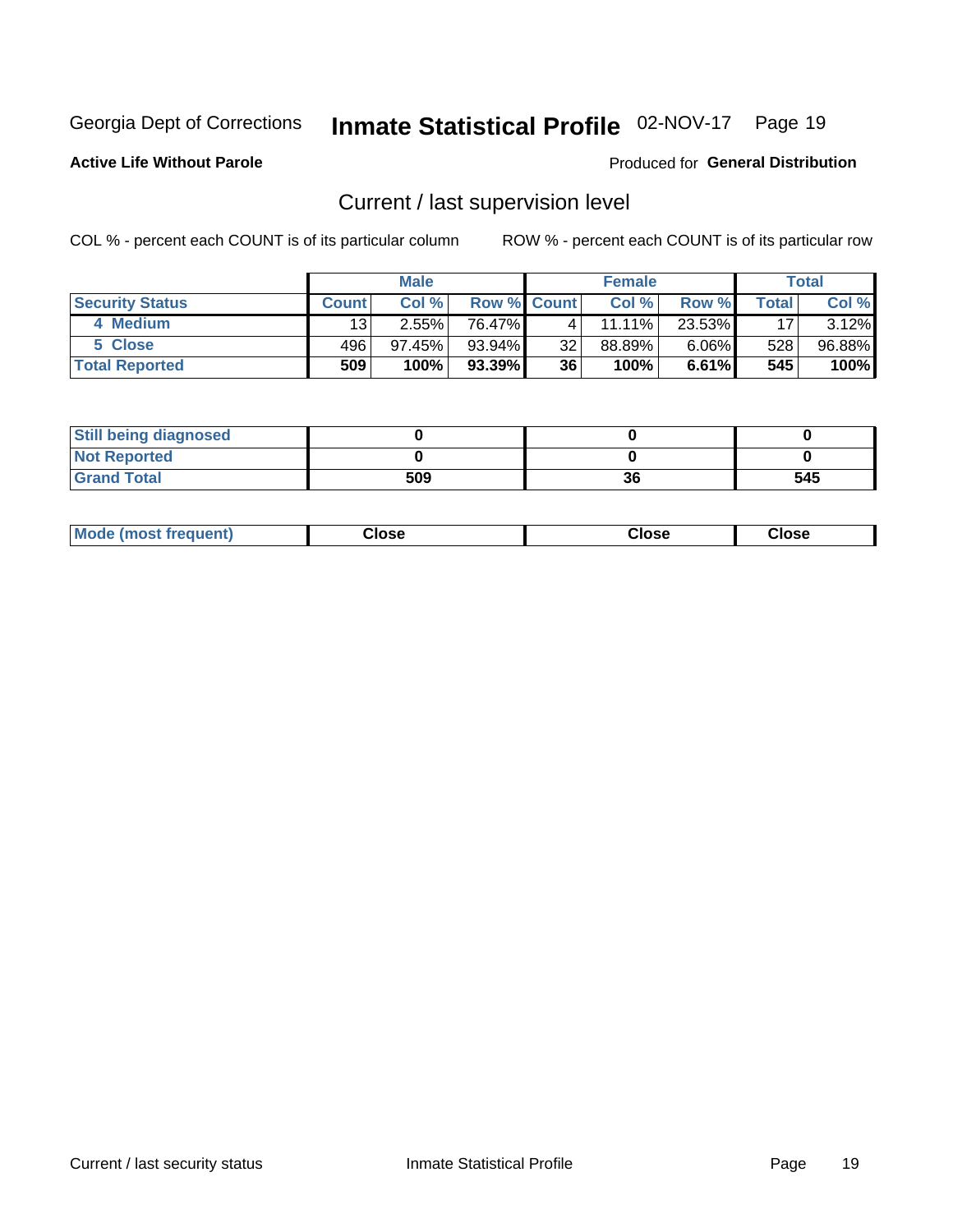Georgia Dept of Corrections **Inmate Statistical Profile** 02-NOV-17

**Active Life Without Parole**

Produced for **General Distribution**

## Current / last supervision level

COL % - percent each COUNT is of its particular column ROW % - percent each COUNT is of its particular row

| | Male | | | Female | | | Total | |
|---|---|---|---|---|---|---|---|---|
| **Security Status** | **Count** | **Col %** | **Row %** | **Count** | **Col %** | **Row %** | **Total** | **Col %** |
| 4 Medium | 13 | 2.55% | 76.47% | 4 | 11.11% | 23.53% | 17 | 3.12% |
| 5 Close | 496 | 97.45% | 93.94% | 32 | 88.89% | 6.06% | 528 | 96.88% |
| **Total Reported** | **509** | **100%** | **93.39%** | **36** | **100%** | **6.61%** | **545** | **100%** |

| | Male | Female | Total |
|---|---|---|---|
| **Still being diagnosed** | **0** | **0** | **0** |
| **Not Reported** | **0** | **0** | **0** |
| **Grand Total** | **509** | **36** | **545** |

| | Male | Female | Total |
|---|---|---|---|
| **Mode (most frequent)** | **Close** | **Close** | **Close** |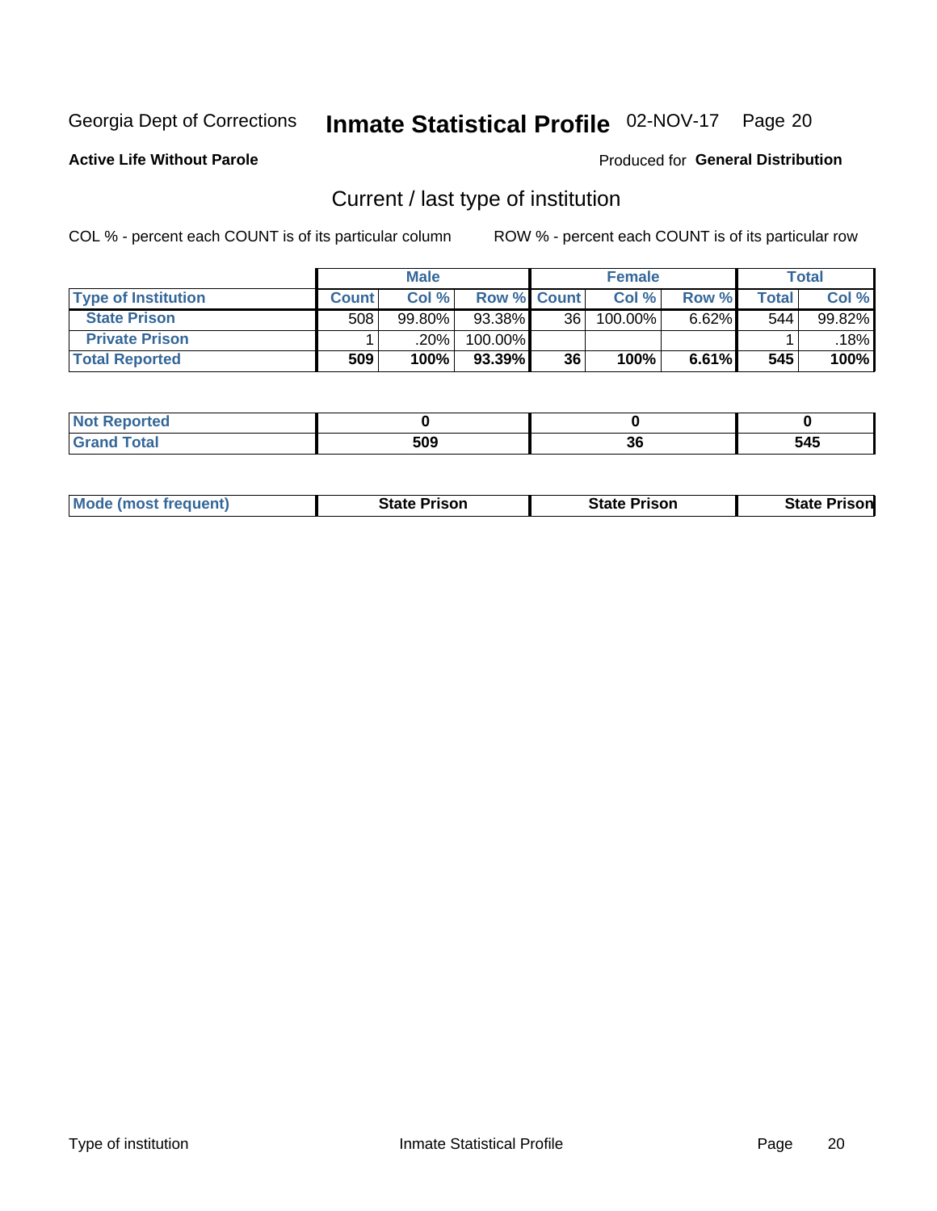Georgia Dept of Corrections **Inmate Statistical Profile** 02-NOV-17

**Active Life Without Parole**

Produced for **General Distribution**

## Current / last type of institution

COL % - percent each COUNT is of its particular column

ROW % - percent each COUNT is of its particular row

| | Male | | | Female | | | Total | |
|---|---|---|---|---|---|---|---|---|
| **Type of Institution** | **Count** | **Col %** | **Row %** | **Count** | **Col %** | **Row %** | **Total** | **Col %** |
| **State Prison** | 508 | 99.80% | 93.38% | 36 | 100.00% | 6.62% | 544 | 99.82% |
| **Private Prison** | 1 | .20% | 100.00% | | | | 1 | .18% |
| **Total Reported** | **509** | **100%** | **93.39%** | **36** | **100%** | **6.61%** | **545** | **100%** |

| | Male | Female | Total |
|---|---|---|---|
| **Not Reported** | **0** | **0** | **0** |
| **Grand Total** | **509** | **36** | **545** |

| | Male | Female | Total |
|---|---|---|---|
| **Mode (most frequent)** | **State Prison** | **State Prison** | **State Prison** |

Type of institution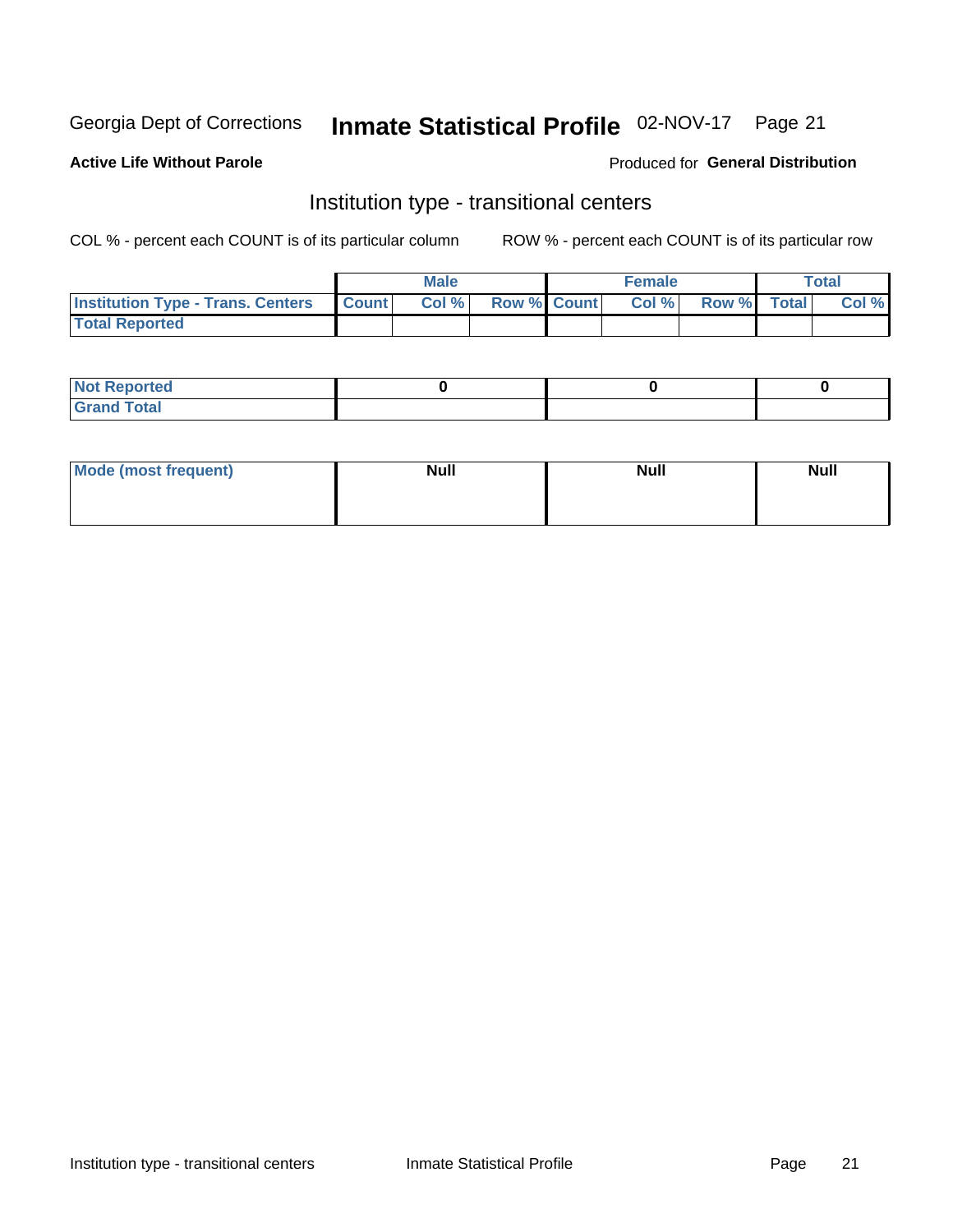Georgia Dept of Corrections **Inmate Statistical Profile** 02-NOV-17 Page 21

**Active Life Without Parole**

Produced for **General Distribution**

## Institution type - transitional centers

COL % - percent each COUNT is of its particular column ROW % - percent each COUNT is of its particular row

| | Male | | | Female | | | Total | |
|---|---|---|---|---|---|---|---|---|
| Institution Type - Trans. Centers | Count | Col % | Row % | Count | Col % | Row % | Total | Col % |
| Total Reported | | | | | | | | |

| | Male | Female | Total |
|---|---|---|---|
| Not Reported | 0 | 0 | 0 |
| Grand Total | | | |

| | Male | Female | Total |
|---|---|---|---|
| Mode (most frequent) | Null | Null | Null |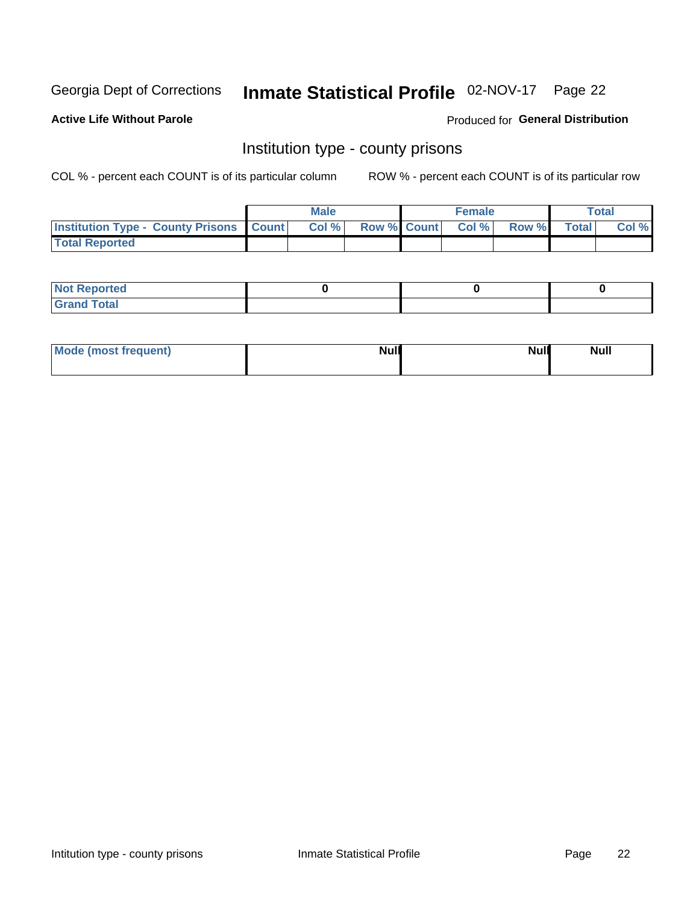Georgia Dept of Corrections **Inmate Statistical Profile** 02-NOV-17

**Active Life Without Parole**

Produced for **General Distribution**

## Institution type - county prisons

COL % - percent each COUNT is of its particular column

ROW % - percent each COUNT is of its particular row

| | Male | | | Female | | | Total | |
|---|---|---|---|---|---|---|---|---|
| **Institution Type - County Prisons** | **Count** | **Col %** | **Row %** | **Count** | **Col %** | **Row %** | **Total** | **Col %** |
| **Total Reported** | | | | | | | | |

| | Male | Female | Total |
|---|---|---|---|
| **Not Reported** | **0** | **0** | **0** |
| **Grand Total** | | | |

| | Male | Female | Total |
|---|---|---|---|
| **Mode (most frequent)** | **Null** | **Null** | **Null** |

Intitution type - county prisons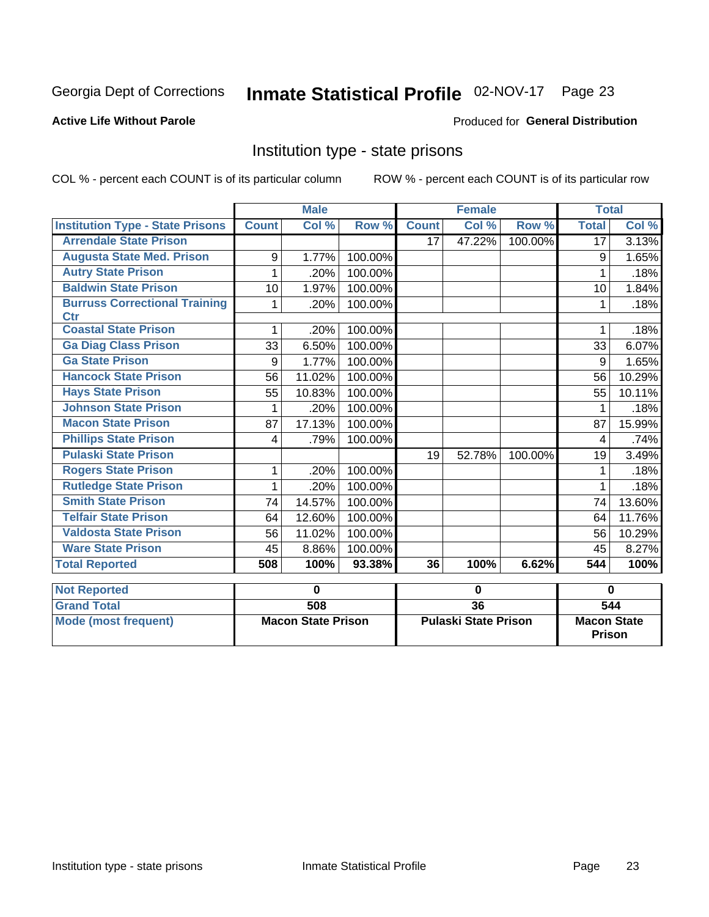Georgia Dept of Corrections **Inmate Statistical Profile** 02-NOV-17 Page 23

**Active Life Without Parole**

Produced for **General Distribution**

## Institution type - state prisons

COL % - percent each COUNT is of its particular column ROW % - percent each COUNT is of its particular row

| | Male | | | Female | | | Total | |
|---|---|---|---|---|---|---|---|---|
| **Institution Type - State Prisons** | **Count** | **Col %** | **Row %** | **Count** | **Col %** | **Row %** | **Total** | **Col %** |
| Arrendale State Prison | | | | 17 | 47.22% | 100.00% | 17 | 3.13% |
| Augusta State Med. Prison | 9 | 1.77% | 100.00% | | | | 9 | 1.65% |
| Autry State Prison | 1 | .20% | 100.00% | | | | 1 | .18% |
| Baldwin State Prison | 10 | 1.97% | 100.00% | | | | 10 | 1.84% |
| Burruss Correctional Training Ctr | 1 | .20% | 100.00% | | | | 1 | .18% |
| Coastal State Prison | 1 | .20% | 100.00% | | | | 1 | .18% |
| Ga Diag Class Prison | 33 | 6.50% | 100.00% | | | | 33 | 6.07% |
| Ga State Prison | 9 | 1.77% | 100.00% | | | | 9 | 1.65% |
| Hancock State Prison | 56 | 11.02% | 100.00% | | | | 56 | 10.29% |
| Hays State Prison | 55 | 10.83% | 100.00% | | | | 55 | 10.11% |
| Johnson State Prison | 1 | .20% | 100.00% | | | | 1 | .18% |
| Macon State Prison | 87 | 17.13% | 100.00% | | | | 87 | 15.99% |
| Phillips State Prison | 4 | .79% | 100.00% | | | | 4 | .74% |
| Pulaski State Prison | | | | 19 | 52.78% | 100.00% | 19 | 3.49% |
| Rogers State Prison | 1 | .20% | 100.00% | | | | 1 | .18% |
| Rutledge State Prison | 1 | .20% | 100.00% | | | | 1 | .18% |
| Smith State Prison | 74 | 14.57% | 100.00% | | | | 74 | 13.60% |
| Telfair State Prison | 64 | 12.60% | 100.00% | | | | 64 | 11.76% |
| Valdosta State Prison | 56 | 11.02% | 100.00% | | | | 56 | 10.29% |
| Ware State Prison | 45 | 8.86% | 100.00% | | | | 45 | 8.27% |
| **Total Reported** | **508** | **100%** | **93.38%** | **36** | **100%** | **6.62%** | **544** | **100%** |

| | Male | Female | Total |
|---|---|---|---|
| **Not Reported** | **0** | **0** | **0** |
| **Grand Total** | **508** | **36** | **544** |
| **Mode (most frequent)** | **Macon State Prison** | **Pulaski State Prison** | **Macon State Prison** |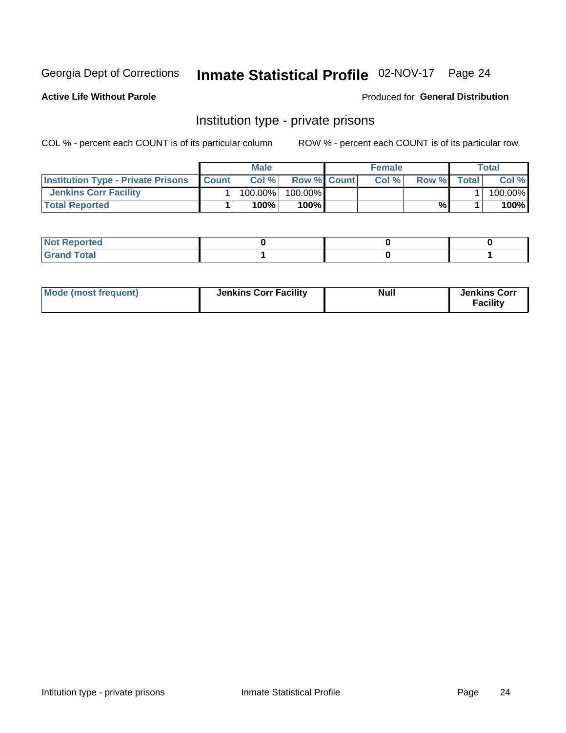Georgia Dept of Corrections **Inmate Statistical Profile** 02-NOV-17 Page 24

**Active Life Without Parole**

Produced for **General Distribution**

## Institution type - private prisons

COL % - percent each COUNT is of its particular column ROW % - percent each COUNT is of its particular row

| | Male | | | Female | | | Total | |
|---|---|---|---|---|---|---|---|---|
| **Institution Type - Private Prisons** | **Count** | **Col %** | **Row %** | **Count** | **Col %** | **Row %** | **Total** | **Col %** |
| **Jenkins Corr Facility** | 1 | 100.00% | 100.00% | | | | 1 | 100.00% |
| **Total Reported** | **1** | **100%** | **100%** | | | **%** | **1** | **100%** |

| | Male | Female | Total |
|---|---|---|---|
| **Not Reported** | **0** | **0** | **0** |
| **Grand Total** | **1** | **0** | **1** |

| | Male | Female | Total |
|---|---|---|---|
| **Mode (most frequent)** | **Jenkins Corr Facility** | **Null** | **Jenkins Corr Facility** |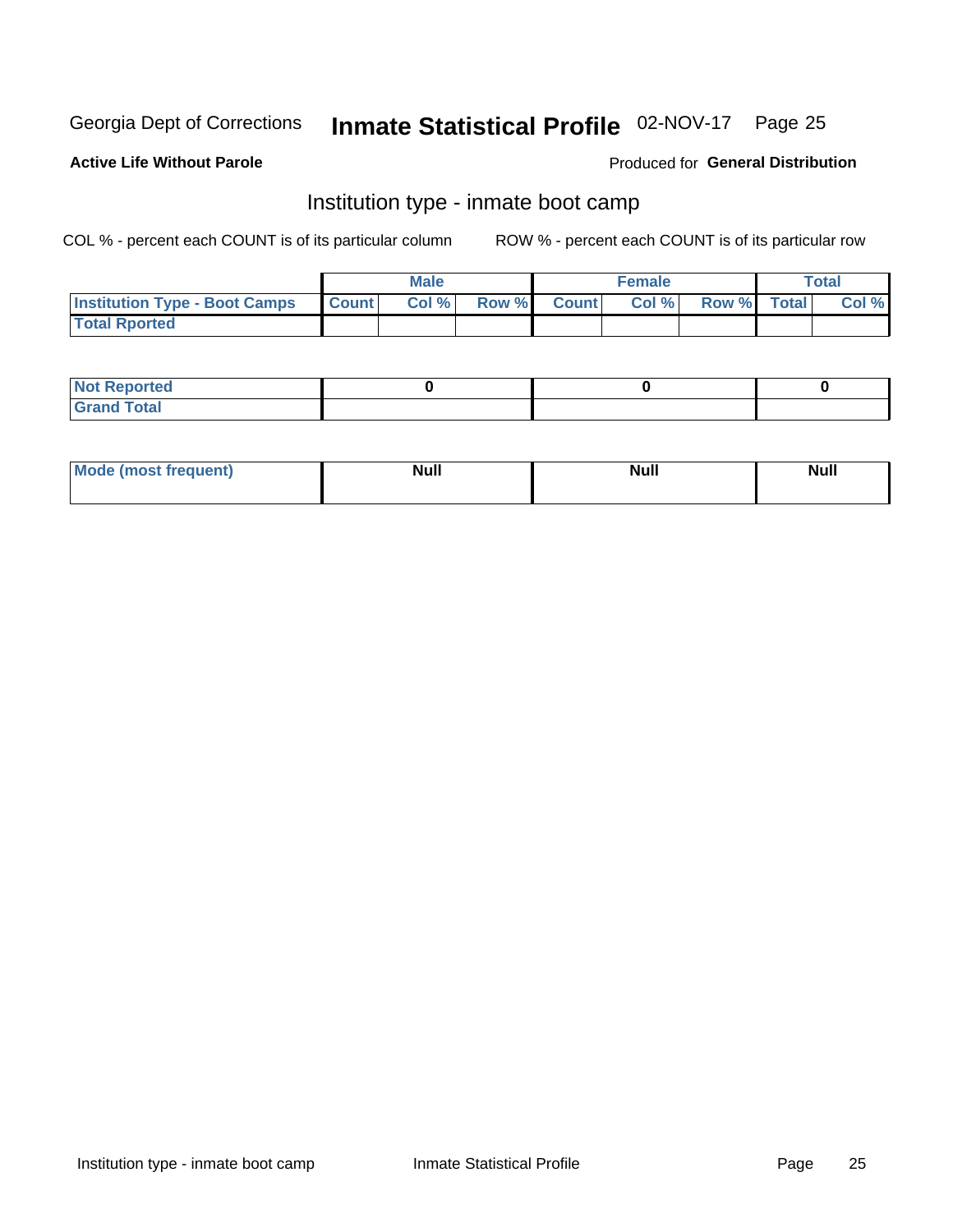Georgia Dept of Corrections **Inmate Statistical Profile** 02-NOV-17

**Active Life Without Parole**

Produced for **General Distribution**

## Institution type - inmate boot camp

COL % - percent each COUNT is of its particular column

ROW % - percent each COUNT is of its particular row

| | Male | | | Female | | | Total | |
|---|---|---|---|---|---|---|---|---|
| **Institution Type - Boot Camps** | **Count** | **Col %** | **Row %** | **Count** | **Col %** | **Row %** | **Total** | **Col %** |
| **Total Rported** | | | | | | | | |

| | Male | Female | Total |
|---|---|---|---|
| **Not Reported** | **0** | **0** | **0** |
| **Grand Total** | | | |

| | Male | Female | Total |
|---|---|---|---|
| **Mode (most frequent)** | **Null** | **Null** | **Null** |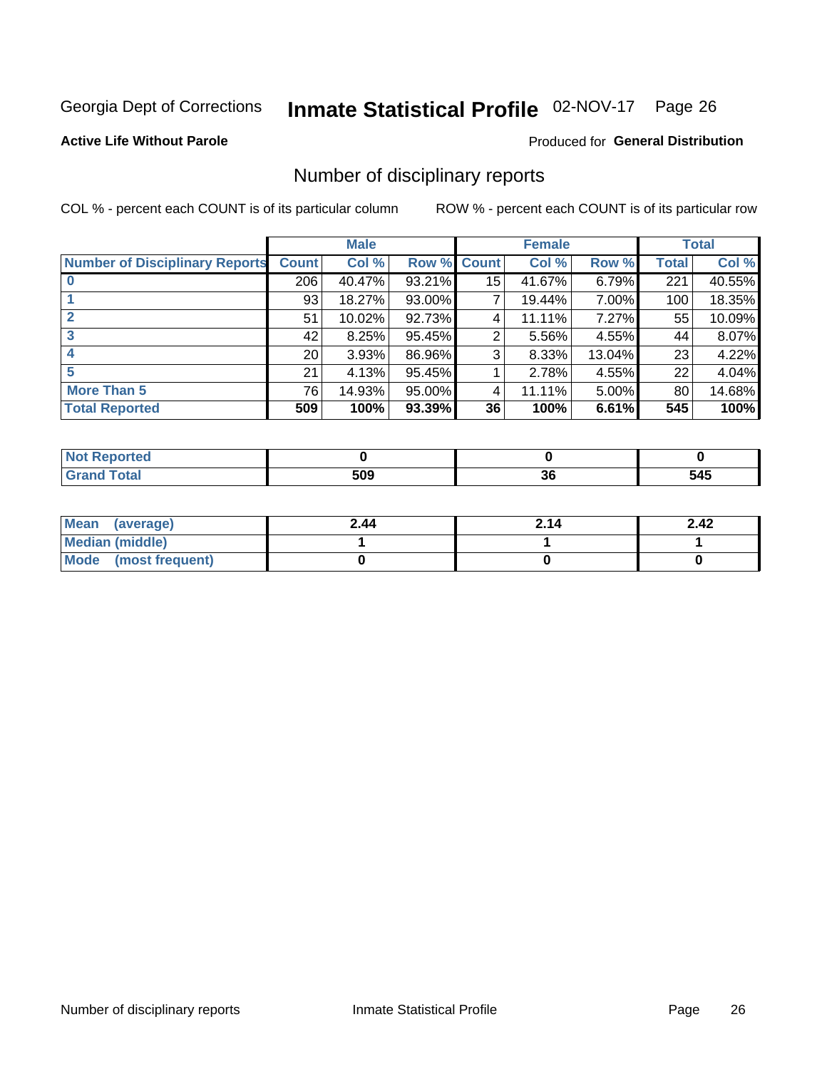Georgia Dept of Corrections **Inmate Statistical Profile** 02-NOV-17

**Active Life Without Parole**

Produced for **General Distribution**

## Number of disciplinary reports

COL % - percent each COUNT is of its particular column

ROW % - percent each COUNT is of its particular row

| | Male | | | Female | | | Total | |
|---|---|---|---|---|---|---|---|---|
| **Number of Disciplinary Reports** | **Count** | **Col %** | **Row %** | **Count** | **Col %** | **Row %** | **Total** | **Col %** |
| **0** | 206 | 40.47% | 93.21% | 15 | 41.67% | 6.79% | 221 | 40.55% |
| **1** | 93 | 18.27% | 93.00% | 7 | 19.44% | 7.00% | 100 | 18.35% |
| **2** | 51 | 10.02% | 92.73% | 4 | 11.11% | 7.27% | 55 | 10.09% |
| **3** | 42 | 8.25% | 95.45% | 2 | 5.56% | 4.55% | 44 | 8.07% |
| **4** | 20 | 3.93% | 86.96% | 3 | 8.33% | 13.04% | 23 | 4.22% |
| **5** | 21 | 4.13% | 95.45% | 1 | 2.78% | 4.55% | 22 | 4.04% |
| **More Than 5** | 76 | 14.93% | 95.00% | 4 | 11.11% | 5.00% | 80 | 14.68% |
| **Total Reported** | **509** | **100%** | **93.39%** | **36** | **100%** | **6.61%** | **545** | **100%** |

| | Male | Female | Total |
|---|---|---|---|
| **Not Reported** | **0** | **0** | **0** |
| **Grand Total** | **509** | **36** | **545** |

| | Male | Female | Total |
|---|---|---|---|
| **Mean (average)** | **2.44** | **2.14** | **2.42** |
| **Median (middle)** | **1** | **1** | **1** |
| **Mode (most frequent)** | **0** | **0** | **0** |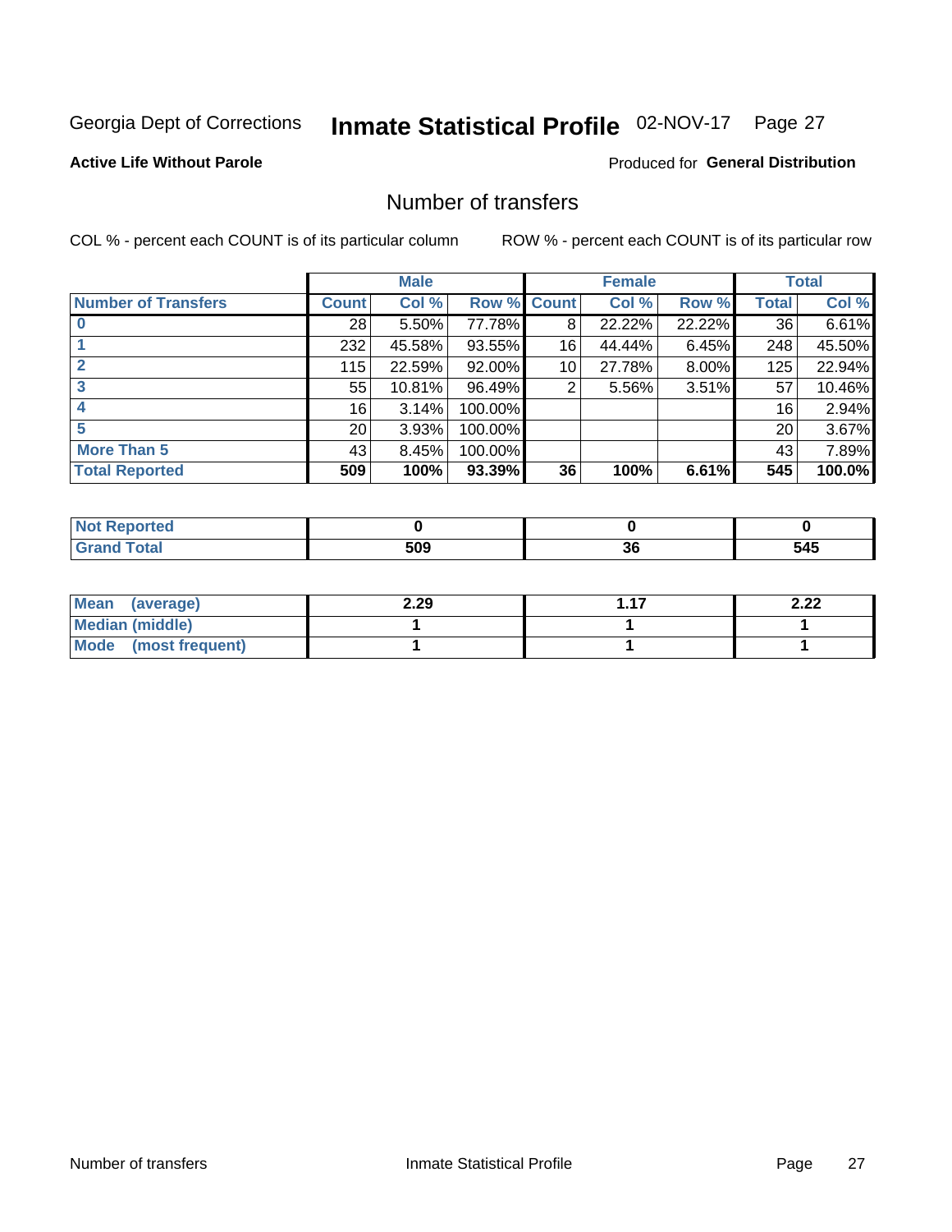Georgia Dept of Corrections **Inmate Statistical Profile** 02-NOV-17 Page 27

**Active Life Without Parole**

Produced for **General Distribution**

## Number of transfers

COL % - percent each COUNT is of its particular column

ROW % - percent each COUNT is of its particular row

| | Male | | | Female | | | Total | |
|---|---|---|---|---|---|---|---|---|
| **Number of Transfers** | **Count** | **Col %** | **Row %** | **Count** | **Col %** | **Row %** | **Total** | **Col %** |
| **0** | 28 | 5.50% | 77.78% | 8 | 22.22% | 22.22% | 36 | 6.61% |
| **1** | 232 | 45.58% | 93.55% | 16 | 44.44% | 6.45% | 248 | 45.50% |
| **2** | 115 | 22.59% | 92.00% | 10 | 27.78% | 8.00% | 125 | 22.94% |
| **3** | 55 | 10.81% | 96.49% | 2 | 5.56% | 3.51% | 57 | 10.46% |
| **4** | 16 | 3.14% | 100.00% | | | | 16 | 2.94% |
| **5** | 20 | 3.93% | 100.00% | | | | 20 | 3.67% |
| **More Than 5** | 43 | 8.45% | 100.00% | | | | 43 | 7.89% |
| **Total Reported** | **509** | **100%** | **93.39%** | **36** | **100%** | **6.61%** | **545** | **100.0%** |

| | Male | Female | Total |
|---|---|---|---|
| **Not Reported** | **0** | **0** | **0** |
| **Grand Total** | **509** | **36** | **545** |

| | Male | Female | Total |
|---|---|---|---|
| **Mean (average)** | **2.29** | **1.17** | **2.22** |
| **Median (middle)** | **1** | **1** | **1** |
| **Mode (most frequent)** | **1** | **1** | **1** |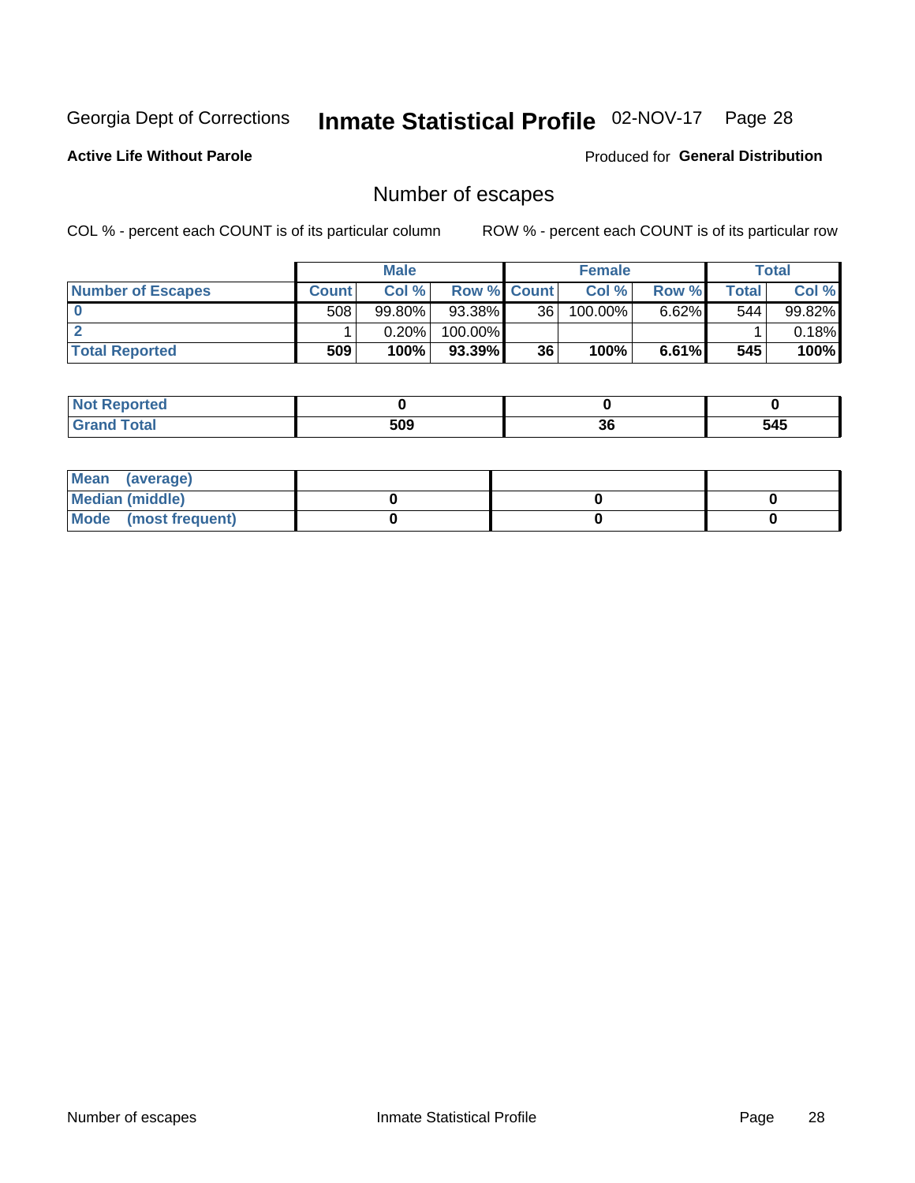Georgia Dept of Corrections **Inmate Statistical Profile** 02-NOV-17

**Active Life Without Parole**

Produced for **General Distribution**

## Number of escapes

COL % - percent each COUNT is of its particular column

ROW % - percent each COUNT is of its particular row

| | Male | | | Female | | | Total | |
|---|---|---|---|---|---|---|---|---|
| **Number of Escapes** | **Count** | **Col %** | **Row %** | **Count** | **Col %** | **Row %** | **Total** | **Col %** |
| **0** | 508 | 99.80% | 93.38% | 36 | 100.00% | 6.62% | 544 | 99.82% |
| **2** | 1 | 0.20% | 100.00% | | | | 1 | 0.18% |
| **Total Reported** | **509** | **100%** | **93.39%** | **36** | **100%** | **6.61%** | **545** | **100%** |

| | Male | Female | Total |
|---|---|---|---|
| **Not Reported** | **0** | **0** | **0** |
| **Grand Total** | **509** | **36** | **545** |

| | Male | Female | Total |
|---|---|---|---|
| **Mean (average)** | | | |
| **Median (middle)** | **0** | **0** | **0** |
| **Mode (most frequent)** | **0** | **0** | **0** |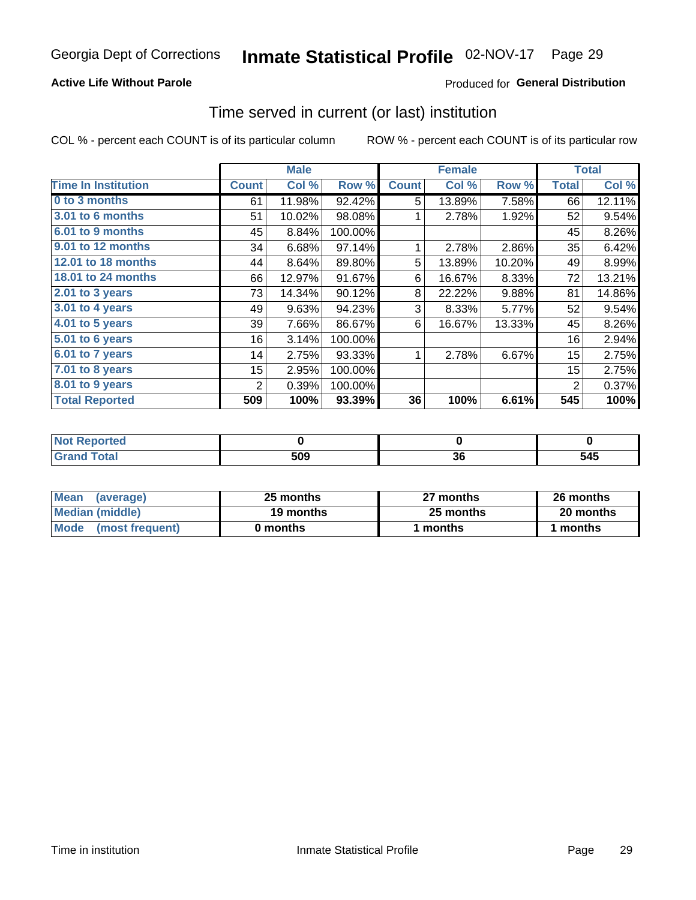Georgia Dept of Corrections **Inmate Statistical Profile** 02-NOV-17

**Active Life Without Parole**

Produced for **General Distribution**

## Time served in current (or last) institution

COL % - percent each COUNT is of its particular column

ROW % - percent each COUNT is of its particular row

| | Male | | | Female | | | Total | |
|---|---|---|---|---|---|---|---|---|
| **Time In Institution** | **Count** | **Col %** | **Row %** | **Count** | **Col %** | **Row %** | **Total** | **Col %** |
| **0 to 3 months** | 61 | 11.98% | 92.42% | 5 | 13.89% | 7.58% | 66 | 12.11% |
| **3.01 to 6 months** | 51 | 10.02% | 98.08% | 1 | 2.78% | 1.92% | 52 | 9.54% |
| **6.01 to 9 months** | 45 | 8.84% | 100.00% | | | | 45 | 8.26% |
| **9.01 to 12 months** | 34 | 6.68% | 97.14% | 1 | 2.78% | 2.86% | 35 | 6.42% |
| **12.01 to 18 months** | 44 | 8.64% | 89.80% | 5 | 13.89% | 10.20% | 49 | 8.99% |
| **18.01 to 24 months** | 66 | 12.97% | 91.67% | 6 | 16.67% | 8.33% | 72 | 13.21% |
| **2.01 to 3 years** | 73 | 14.34% | 90.12% | 8 | 22.22% | 9.88% | 81 | 14.86% |
| **3.01 to 4 years** | 49 | 9.63% | 94.23% | 3 | 8.33% | 5.77% | 52 | 9.54% |
| **4.01 to 5 years** | 39 | 7.66% | 86.67% | 6 | 16.67% | 13.33% | 45 | 8.26% |
| **5.01 to 6 years** | 16 | 3.14% | 100.00% | | | | 16 | 2.94% |
| **6.01 to 7 years** | 14 | 2.75% | 93.33% | 1 | 2.78% | 6.67% | 15 | 2.75% |
| **7.01 to 8 years** | 15 | 2.95% | 100.00% | | | | 15 | 2.75% |
| **8.01 to 9 years** | 2 | 0.39% | 100.00% | | | | 2 | 0.37% |
| **Total Reported** | **509** | **100%** | **93.39%** | **36** | **100%** | **6.61%** | **545** | **100%** |

| | Male | Female | Total |
|---|---|---|---|
| **Not Reported** | **0** | **0** | **0** |
| **Grand Total** | **509** | **36** | **545** |

| | Male | Female | Total |
|---|---|---|---|
| **Mean (average)** | **25 months** | **27 months** | **26 months** |
| **Median (middle)** | **19 months** | **25 months** | **20 months** |
| **Mode (most frequent)** | **0 months** | **1 months** | **1 months** |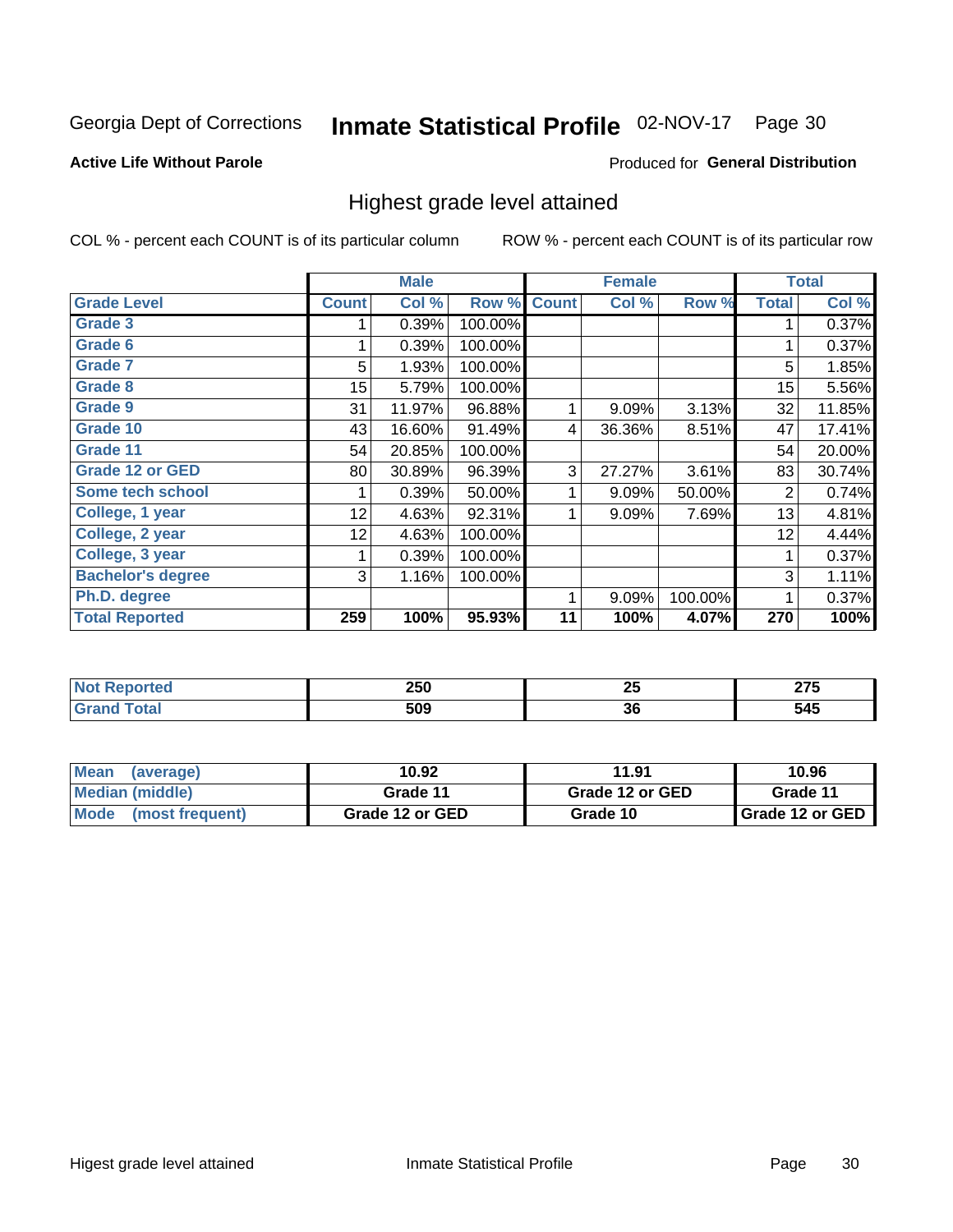Georgia Dept of Corrections **Inmate Statistical Profile** 02-NOV-17 Page 30

**Active Life Without Parole**

Produced for **General Distribution**

## Highest grade level attained

COL % - percent each COUNT is of its particular column

ROW % - percent each COUNT is of its particular row

| | Male | | | Female | | | Total | |
|---|---|---|---|---|---|---|---|---|
| **Grade Level** | **Count** | **Col %** | **Row %** | **Count** | **Col %** | **Row %** | **Total** | **Col %** |
| **Grade 3** | 1 | 0.39% | 100.00% | | | | 1 | 0.37% |
| **Grade 6** | 1 | 0.39% | 100.00% | | | | 1 | 0.37% |
| **Grade 7** | 5 | 1.93% | 100.00% | | | | 5 | 1.85% |
| **Grade 8** | 15 | 5.79% | 100.00% | | | | 15 | 5.56% |
| **Grade 9** | 31 | 11.97% | 96.88% | 1 | 9.09% | 3.13% | 32 | 11.85% |
| **Grade 10** | 43 | 16.60% | 91.49% | 4 | 36.36% | 8.51% | 47 | 17.41% |
| **Grade 11** | 54 | 20.85% | 100.00% | | | | 54 | 20.00% |
| **Grade 12 or GED** | 80 | 30.89% | 96.39% | 3 | 27.27% | 3.61% | 83 | 30.74% |
| **Some tech school** | 1 | 0.39% | 50.00% | 1 | 9.09% | 50.00% | 2 | 0.74% |
| **College, 1 year** | 12 | 4.63% | 92.31% | 1 | 9.09% | 7.69% | 13 | 4.81% |
| **College, 2 year** | 12 | 4.63% | 100.00% | | | | 12 | 4.44% |
| **College, 3 year** | 1 | 0.39% | 100.00% | | | | 1 | 0.37% |
| **Bachelor's degree** | 3 | 1.16% | 100.00% | | | | 3 | 1.11% |
| **Ph.D. degree** | | | | 1 | 9.09% | 100.00% | 1 | 0.37% |
| **Total Reported** | **259** | **100%** | **95.93%** | **11** | **100%** | **4.07%** | **270** | **100%** |

| | Male | Female | Total |
|---|---|---|---|
| **Not Reported** | **250** | **25** | **275** |
| **Grand Total** | **509** | **36** | **545** |

| | Male | Female | Total |
|---|---|---|---|
| **Mean (average)** | **10.92** | **11.91** | **10.96** |
| **Median (middle)** | **Grade 11** | **Grade 12 or GED** | **Grade 11** |
| **Mode (most frequent)** | **Grade 12 or GED** | **Grade 10** | **Grade 12 or GED** |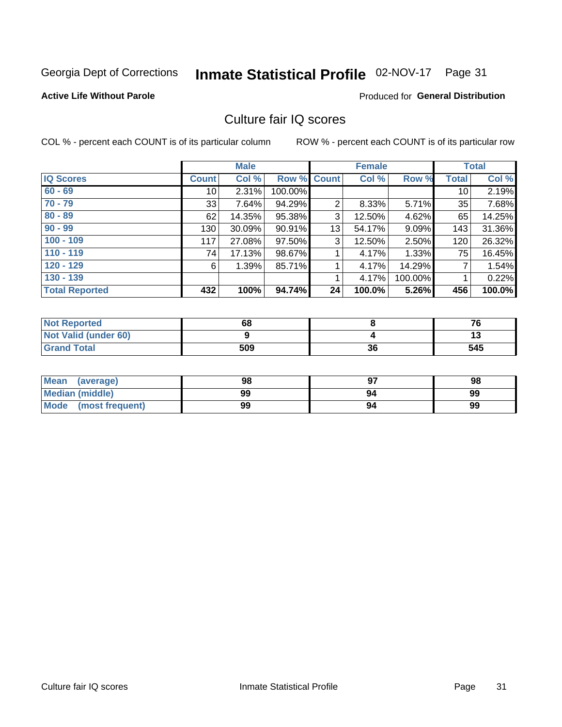Georgia Dept of Corrections **Inmate Statistical Profile** 02-NOV-17 Page 31

**Active Life Without Parole**

Produced for **General Distribution**

## Culture fair IQ scores

COL % - percent each COUNT is of its particular column

ROW % - percent each COUNT is of its particular row

| | Male | | | Female | | | Total | |
|---|---|---|---|---|---|---|---|---|
| **IQ Scores** | **Count** | **Col %** | **Row %** | **Count** | **Col %** | **Row %** | **Total** | **Col %** |
| 60 - 69 | 10 | 2.31% | 100.00% | | | | 10 | 2.19% |
| 70 - 79 | 33 | 7.64% | 94.29% | 2 | 8.33% | 5.71% | 35 | 7.68% |
| 80 - 89 | 62 | 14.35% | 95.38% | 3 | 12.50% | 4.62% | 65 | 14.25% |
| 90 - 99 | 130 | 30.09% | 90.91% | 13 | 54.17% | 9.09% | 143 | 31.36% |
| 100 - 109 | 117 | 27.08% | 97.50% | 3 | 12.50% | 2.50% | 120 | 26.32% |
| 110 - 119 | 74 | 17.13% | 98.67% | 1 | 4.17% | 1.33% | 75 | 16.45% |
| 120 - 129 | 6 | 1.39% | 85.71% | 1 | 4.17% | 14.29% | 7 | 1.54% |
| 130 - 139 | | | | 1 | 4.17% | 100.00% | 1 | 0.22% |
| **Total Reported** | **432** | **100%** | **94.74%** | **24** | **100.0%** | **5.26%** | **456** | **100.0%** |

| | Male | Female | Total |
|---|---|---|---|
| Not Reported | 68 | 8 | 76 |
| Not Valid (under 60) | 9 | 4 | 13 |
| Grand Total | 509 | 36 | 545 |

| | Male | Female | Total |
|---|---|---|---|
| Mean (average) | 98 | 97 | 98 |
| Median (middle) | 99 | 94 | 99 |
| Mode (most frequent) | 99 | 94 | 99 |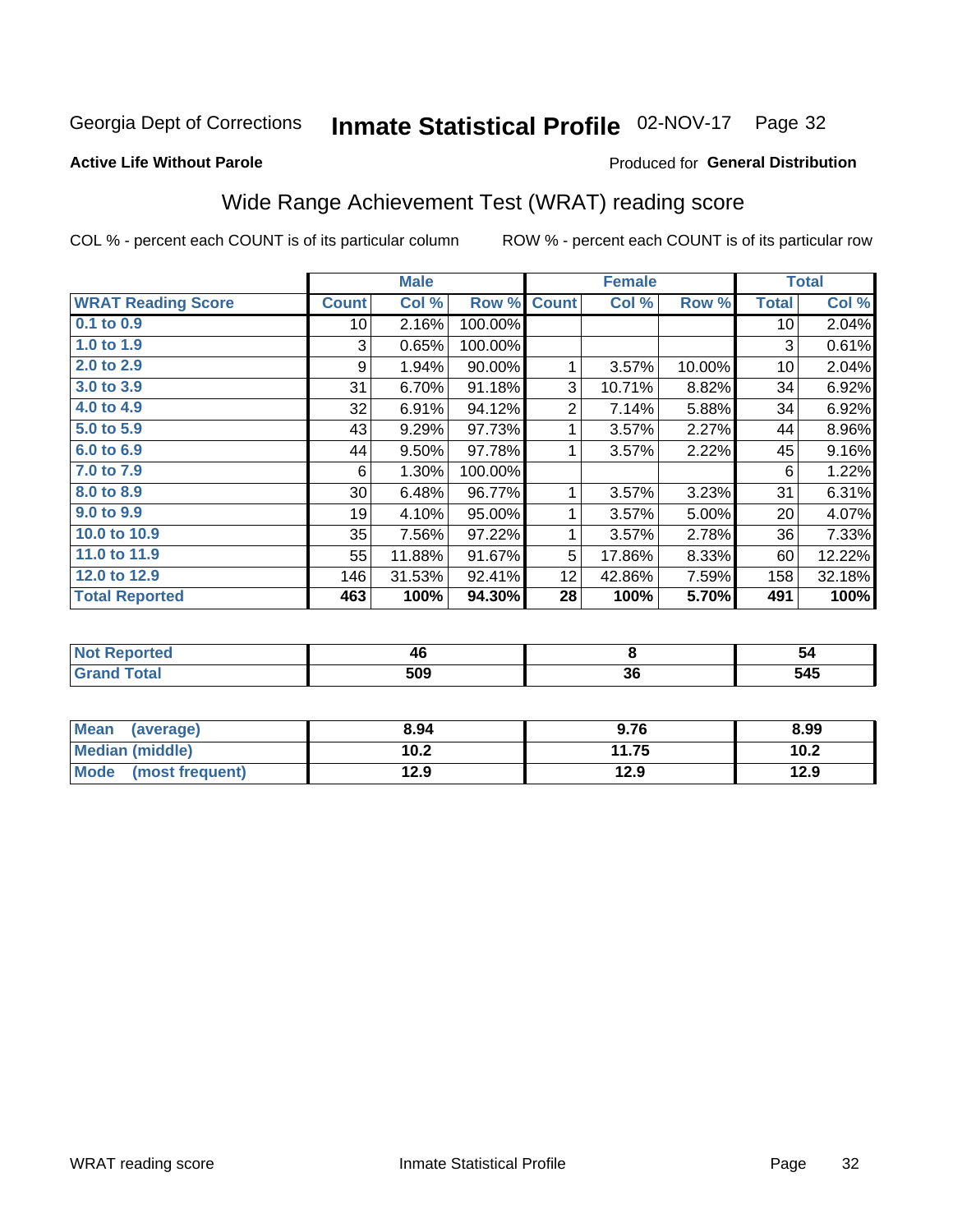Georgia Dept of Corrections **Inmate Statistical Profile** 02-NOV-17

**Active Life Without Parole**

Produced for **General Distribution**

## Wide Range Achievement Test (WRAT) reading score

COL % - percent each COUNT is of its particular column ROW % - percent each COUNT is of its particular row

| | Male | | | Female | | | Total | |
|---|---|---|---|---|---|---|---|---|
| **WRAT Reading Score** | **Count** | **Col %** | **Row %** | **Count** | **Col %** | **Row %** | **Total** | **Col %** |
| 0.1 to 0.9 | 10 | 2.16% | 100.00% | | | | 10 | 2.04% |
| 1.0 to 1.9 | 3 | 0.65% | 100.00% | | | | 3 | 0.61% |
| 2.0 to 2.9 | 9 | 1.94% | 90.00% | 1 | 3.57% | 10.00% | 10 | 2.04% |
| 3.0 to 3.9 | 31 | 6.70% | 91.18% | 3 | 10.71% | 8.82% | 34 | 6.92% |
| 4.0 to 4.9 | 32 | 6.91% | 94.12% | 2 | 7.14% | 5.88% | 34 | 6.92% |
| 5.0 to 5.9 | 43 | 9.29% | 97.73% | 1 | 3.57% | 2.27% | 44 | 8.96% |
| 6.0 to 6.9 | 44 | 9.50% | 97.78% | 1 | 3.57% | 2.22% | 45 | 9.16% |
| 7.0 to 7.9 | 6 | 1.30% | 100.00% | | | | 6 | 1.22% |
| 8.0 to 8.9 | 30 | 6.48% | 96.77% | 1 | 3.57% | 3.23% | 31 | 6.31% |
| 9.0 to 9.9 | 19 | 4.10% | 95.00% | 1 | 3.57% | 5.00% | 20 | 4.07% |
| 10.0 to 10.9 | 35 | 7.56% | 97.22% | 1 | 3.57% | 2.78% | 36 | 7.33% |
| 11.0 to 11.9 | 55 | 11.88% | 91.67% | 5 | 17.86% | 8.33% | 60 | 12.22% |
| 12.0 to 12.9 | 146 | 31.53% | 92.41% | 12 | 42.86% | 7.59% | 158 | 32.18% |
| **Total Reported** | **463** | **100%** | **94.30%** | **28** | **100%** | **5.70%** | **491** | **100%** |

| | Male | Female | Total |
|---|---|---|---|
| **Not Reported** | **46** | **8** | **54** |
| **Grand Total** | **509** | **36** | **545** |

| | Male | Female | Total |
|---|---|---|---|
| **Mean (average)** | **8.94** | **9.76** | **8.99** |
| **Median (middle)** | **10.2** | **11.75** | **10.2** |
| **Mode (most frequent)** | **12.9** | **12.9** | **12.9** |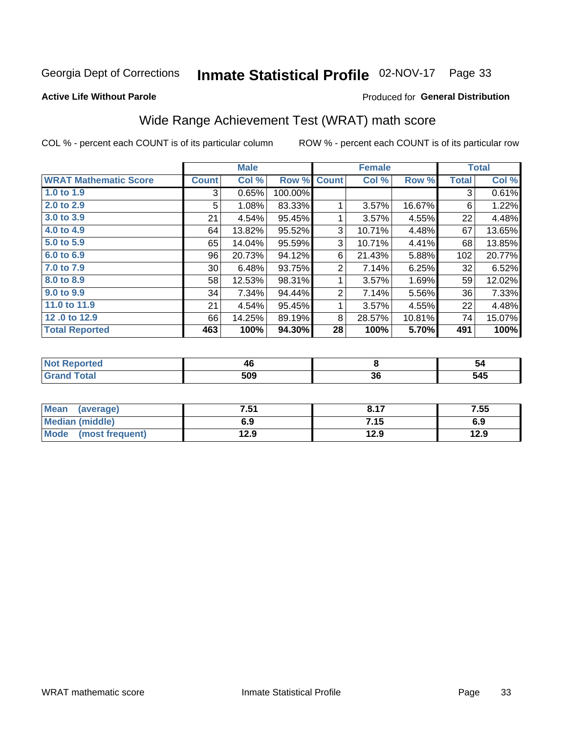Georgia Dept of Corrections **Inmate Statistical Profile** 02-NOV-17

**Active Life Without Parole**

Produced for **General Distribution**

## Wide Range Achievement Test (WRAT) math score

COL % - percent each COUNT is of its particular column

ROW % - percent each COUNT is of its particular row

| | Male | | | Female | | | Total | |
|---|---|---|---|---|---|---|---|---|
| **WRAT Mathematic Score** | **Count** | **Col %** | **Row %** | **Count** | **Col %** | **Row %** | **Total** | **Col %** |
| 1.0 to 1.9 | 3 | 0.65% | 100.00% | | | | 3 | 0.61% |
| 2.0 to 2.9 | 5 | 1.08% | 83.33% | 1 | 3.57% | 16.67% | 6 | 1.22% |
| 3.0 to 3.9 | 21 | 4.54% | 95.45% | 1 | 3.57% | 4.55% | 22 | 4.48% |
| 4.0 to 4.9 | 64 | 13.82% | 95.52% | 3 | 10.71% | 4.48% | 67 | 13.65% |
| 5.0 to 5.9 | 65 | 14.04% | 95.59% | 3 | 10.71% | 4.41% | 68 | 13.85% |
| 6.0 to 6.9 | 96 | 20.73% | 94.12% | 6 | 21.43% | 5.88% | 102 | 20.77% |
| 7.0 to 7.9 | 30 | 6.48% | 93.75% | 2 | 7.14% | 6.25% | 32 | 6.52% |
| 8.0 to 8.9 | 58 | 12.53% | 98.31% | 1 | 3.57% | 1.69% | 59 | 12.02% |
| 9.0 to 9.9 | 34 | 7.34% | 94.44% | 2 | 7.14% | 5.56% | 36 | 7.33% |
| 11.0 to 11.9 | 21 | 4.54% | 95.45% | 1 | 3.57% | 4.55% | 22 | 4.48% |
| 12 .0 to 12.9 | 66 | 14.25% | 89.19% | 8 | 28.57% | 10.81% | 74 | 15.07% |
| **Total Reported** | **463** | **100%** | **94.30%** | **28** | **100%** | **5.70%** | **491** | **100%** |

| | Male | Female | Total |
|---|---|---|---|
| **Not Reported** | **46** | **8** | **54** |
| **Grand Total** | **509** | **36** | **545** |

| | Male | Female | Total |
|---|---|---|---|
| **Mean (average)** | **7.51** | **8.17** | **7.55** |
| **Median (middle)** | **6.9** | **7.15** | **6.9** |
| **Mode (most frequent)** | **12.9** | **12.9** | **12.9** |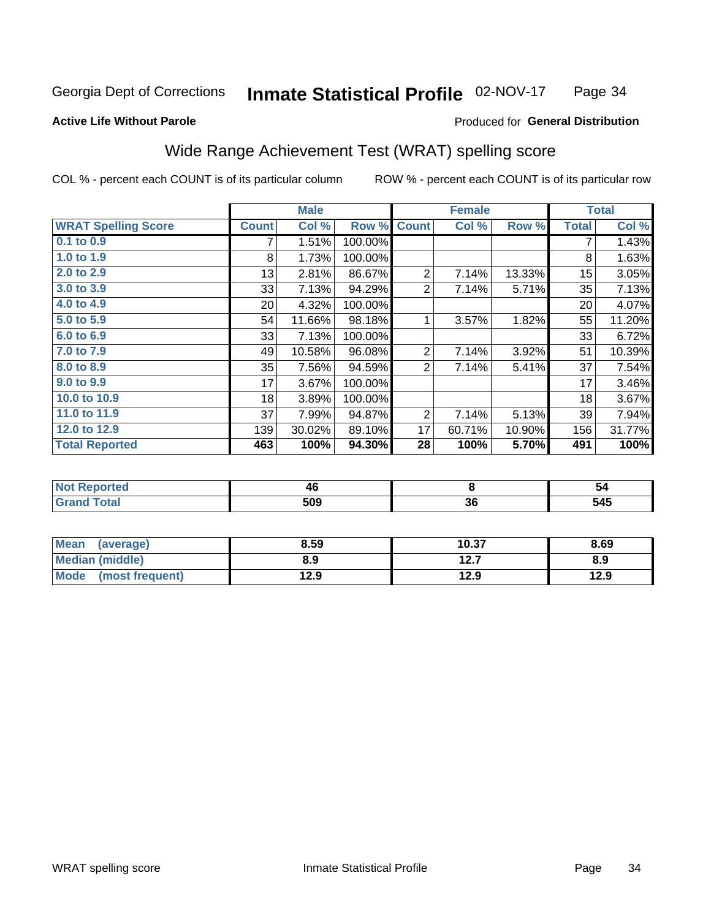Georgia Dept of Corrections **Inmate Statistical Profile** 02-NOV-17

**Active Life Without Parole**

Produced for **General Distribution**

## Wide Range Achievement Test (WRAT) spelling score

COL % - percent each COUNT is of its particular column

ROW % - percent each COUNT is of its particular row

| | Male | | | Female | | | Total | |
|---|---|---|---|---|---|---|---|---|
| **WRAT Spelling Score** | **Count** | **Col %** | **Row %** | **Count** | **Col %** | **Row %** | **Total** | **Col %** |
| **0.1 to 0.9** | 7 | 1.51% | 100.00% | | | | 7 | 1.43% |
| **1.0 to 1.9** | 8 | 1.73% | 100.00% | | | | 8 | 1.63% |
| **2.0 to 2.9** | 13 | 2.81% | 86.67% | 2 | 7.14% | 13.33% | 15 | 3.05% |
| **3.0 to 3.9** | 33 | 7.13% | 94.29% | 2 | 7.14% | 5.71% | 35 | 7.13% |
| **4.0 to 4.9** | 20 | 4.32% | 100.00% | | | | 20 | 4.07% |
| **5.0 to 5.9** | 54 | 11.66% | 98.18% | 1 | 3.57% | 1.82% | 55 | 11.20% |
| **6.0 to 6.9** | 33 | 7.13% | 100.00% | | | | 33 | 6.72% |
| **7.0 to 7.9** | 49 | 10.58% | 96.08% | 2 | 7.14% | 3.92% | 51 | 10.39% |
| **8.0 to 8.9** | 35 | 7.56% | 94.59% | 2 | 7.14% | 5.41% | 37 | 7.54% |
| **9.0 to 9.9** | 17 | 3.67% | 100.00% | | | | 17 | 3.46% |
| **10.0 to 10.9** | 18 | 3.89% | 100.00% | | | | 18 | 3.67% |
| **11.0 to 11.9** | 37 | 7.99% | 94.87% | 2 | 7.14% | 5.13% | 39 | 7.94% |
| **12.0 to 12.9** | 139 | 30.02% | 89.10% | 17 | 60.71% | 10.90% | 156 | 31.77% |
| **Total Reported** | **463** | **100%** | **94.30%** | **28** | **100%** | **5.70%** | **491** | **100%** |

| | Male | Female | Total |
|---|---|---|---|
| **Not Reported** | **46** | **8** | **54** |
| **Grand Total** | **509** | **36** | **545** |

| | Male | Female | Total |
|---|---|---|---|
| **Mean (average)** | **8.59** | **10.37** | **8.69** |
| **Median (middle)** | **8.9** | **12.7** | **8.9** |
| **Mode (most frequent)** | **12.9** | **12.9** | **12.9** |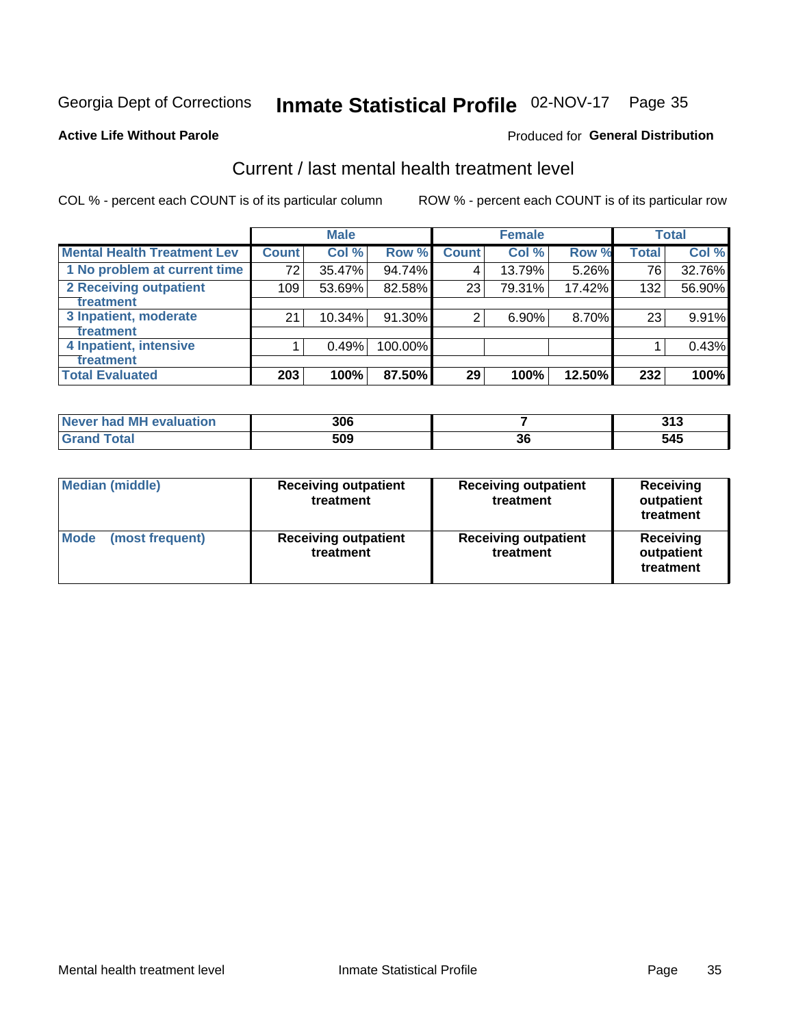Georgia Dept of Corrections **Inmate Statistical Profile** 02-NOV-17

**Active Life Without Parole**

Produced for **General Distribution**

## Current / last mental health treatment level

COL % - percent each COUNT is of its particular column

ROW % - percent each COUNT is of its particular row

| | Male | | | Female | | | Total | |
|---|---|---|---|---|---|---|---|---|
| **Mental Health Treatment Lev** | **Count** | **Col %** | **Row %** | **Count** | **Col %** | **Row %** | **Total** | **Col %** |
| 1 No problem at current time | 72 | 35.47% | 94.74% | 4 | 13.79% | 5.26% | 76 | 32.76% |
| 2 Receiving outpatient treatment | 109 | 53.69% | 82.58% | 23 | 79.31% | 17.42% | 132 | 56.90% |
| 3 Inpatient, moderate treatment | 21 | 10.34% | 91.30% | 2 | 6.90% | 8.70% | 23 | 9.91% |
| 4 Inpatient, intensive treatment | 1 | 0.49% | 100.00% | | | | 1 | 0.43% |
| **Total Evaluated** | **203** | **100%** | **87.50%** | **29** | **100%** | **12.50%** | **232** | **100%** |

| | Male | Female | Total |
|---|---|---|---|
| **Never had MH evaluation** | **306** | **7** | **313** |
| **Grand Total** | **509** | **36** | **545** |

| | Male | Female | Total |
|---|---|---|---|
| **Median (middle)** | **Receiving outpatient treatment** | **Receiving outpatient treatment** | **Receiving outpatient treatment** |
| **Mode (most frequent)** | **Receiving outpatient treatment** | **Receiving outpatient treatment** | **Receiving outpatient treatment** |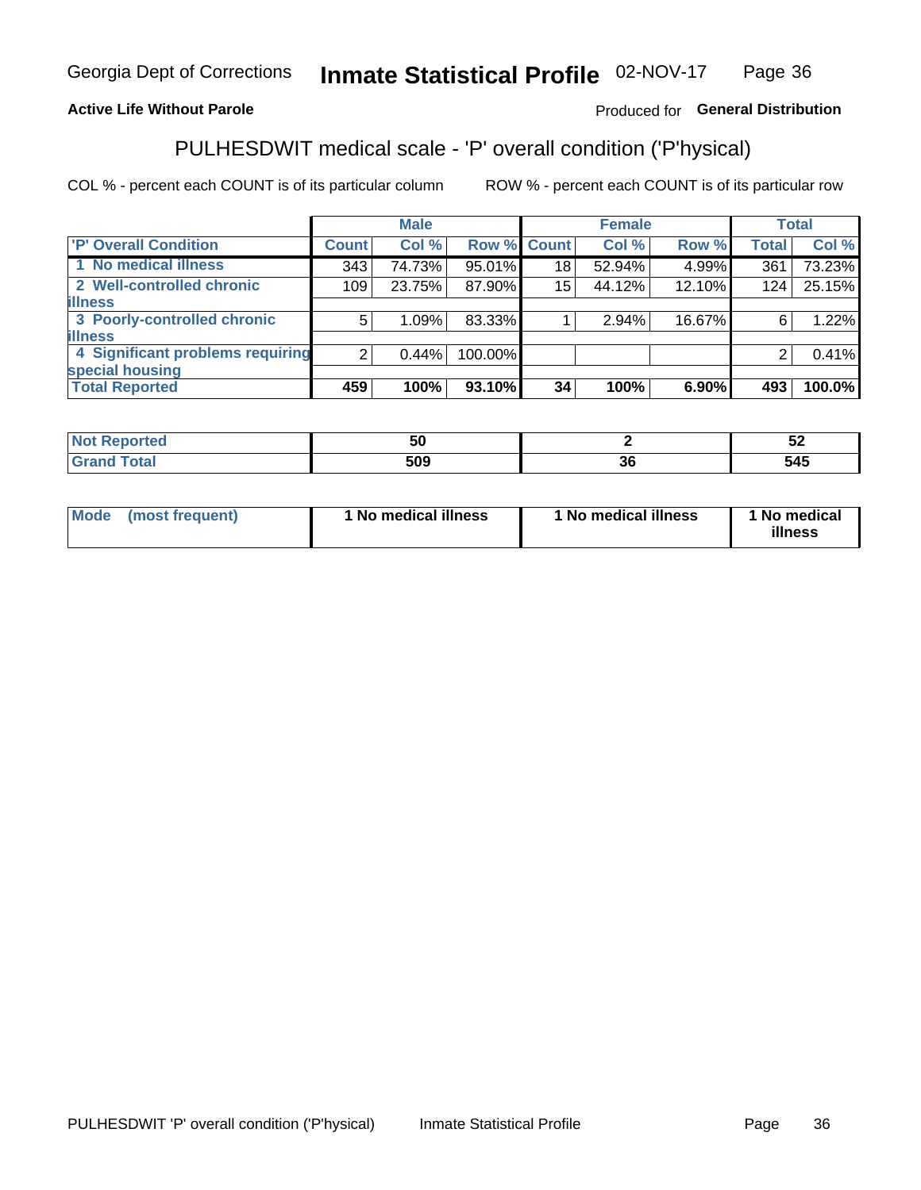Georgia Dept of Corrections **Inmate Statistical Profile** 02-NOV-17

**Active Life Without Parole**

Produced for **General Distribution**

## PULHESDWIT medical scale - 'P' overall condition ('P'hysical)

COL % - percent each COUNT is of its particular column

ROW % - percent each COUNT is of its particular row

| | Male | | | Female | | | Total | |
|---|---|---|---|---|---|---|---|---|
| 'P' Overall Condition | Count | Col % | Row % | Count | Col % | Row % | Total | Col % |
| 1 No medical illness | 343 | 74.73% | 95.01% | 18 | 52.94% | 4.99% | 361 | 73.23% |
| 2 Well-controlled chronic illness | 109 | 23.75% | 87.90% | 15 | 44.12% | 12.10% | 124 | 25.15% |
| 3 Poorly-controlled chronic illness | 5 | 1.09% | 83.33% | 1 | 2.94% | 16.67% | 6 | 1.22% |
| 4 Significant problems requiring special housing | 2 | 0.44% | 100.00% | | | | 2 | 0.41% |
| **Total Reported** | **459** | **100%** | **93.10%** | **34** | **100%** | **6.90%** | **493** | **100.0%** |

| | Male | Female | Total |
|---|---|---|---|
| **Not Reported** | **50** | **2** | **52** |
| **Grand Total** | **509** | **36** | **545** |

| | Male | Female | Total |
|---|---|---|---|
| **Mode (most frequent)** | **1 No medical illness** | **1 No medical illness** | **1 No medical illness** |

PULHESDWIT 'P' overall condition ('P'hysical) Inmate Statistical Profile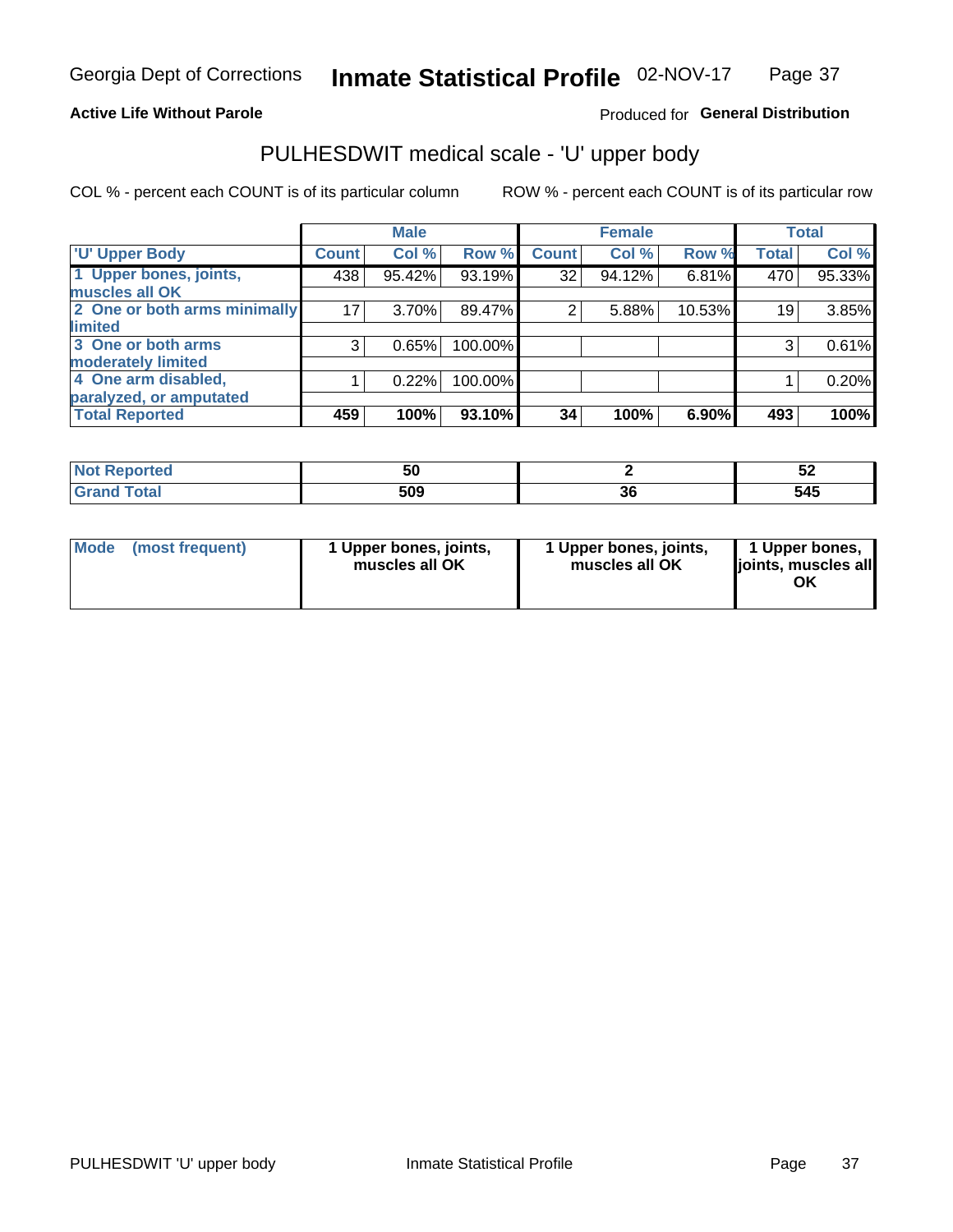Georgia Dept of Corrections **Inmate Statistical Profile** 02-NOV-17

**Active Life Without Parole**

Produced for **General Distribution**

## PULHESDWIT medical scale - 'U' upper body

COL % - percent each COUNT is of its particular column

ROW % - percent each COUNT is of its particular row

| | Male | | | Female | | | Total | |
|---|---|---|---|---|---|---|---|---|
| 'U' Upper Body | Count | Col % | Row % | Count | Col % | Row % | Total | Col % |
| 1 Upper bones, joints, muscles all OK | 438 | 95.42% | 93.19% | 32 | 94.12% | 6.81% | 470 | 95.33% |
| 2 One or both arms minimally limited | 17 | 3.70% | 89.47% | 2 | 5.88% | 10.53% | 19 | 3.85% |
| 3 One or both arms moderately limited | 3 | 0.65% | 100.00% | | | | 3 | 0.61% |
| 4 One arm disabled, paralyzed, or amputated | 1 | 0.22% | 100.00% | | | | 1 | 0.20% |
| **Total Reported** | **459** | **100%** | **93.10%** | **34** | **100%** | **6.90%** | **493** | **100%** |

| | Male | Female | Total |
|---|---|---|---|
| Not Reported | 50 | 2 | 52 |
| Grand Total | 509 | 36 | 545 |

| | Male | Female | Total |
|---|---|---|---|
| Mode (most frequent) | 1 Upper bones, joints, muscles all OK | 1 Upper bones, joints, muscles all OK | 1 Upper bones, joints, muscles all OK |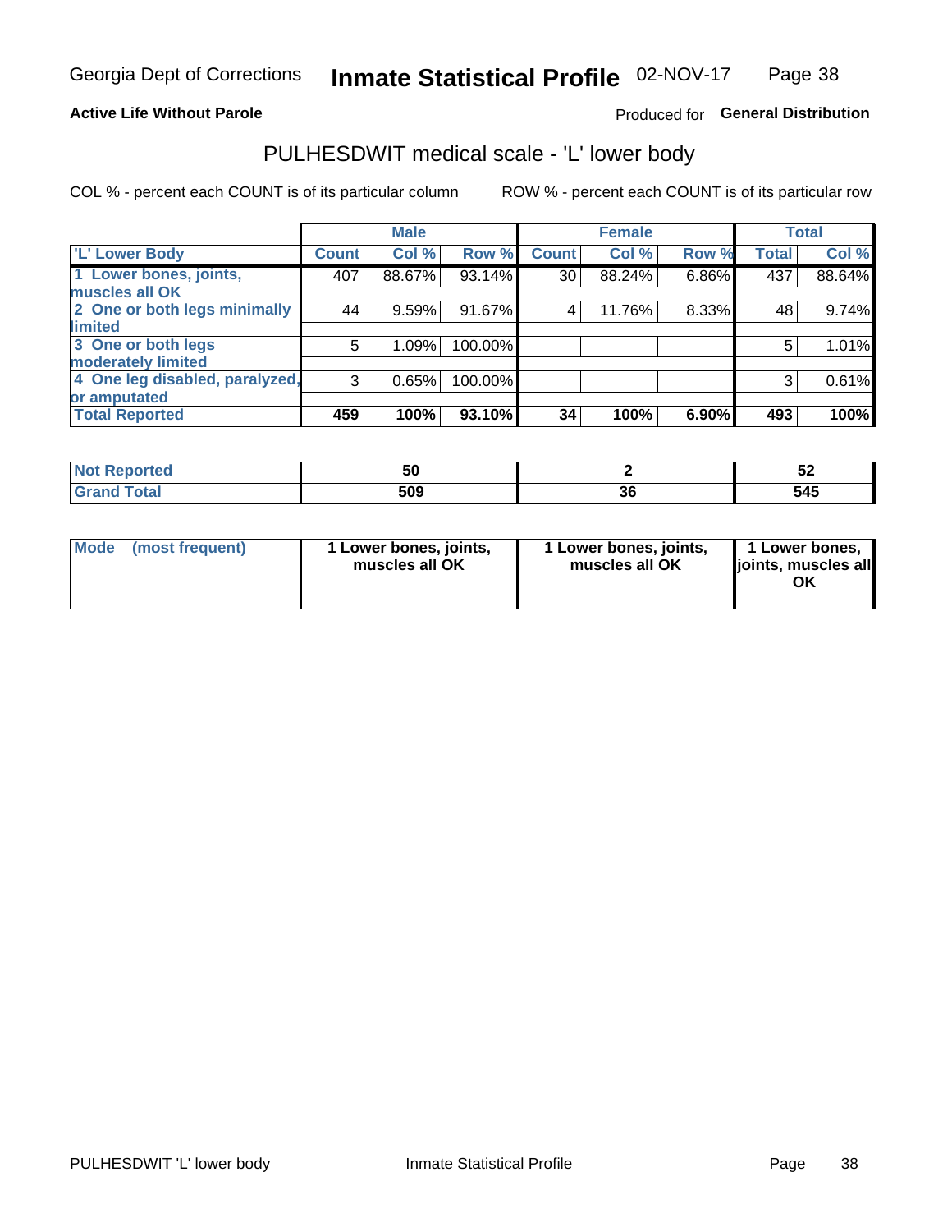Georgia Dept of Corrections **Inmate Statistical Profile** 02-NOV-17

**Active Life Without Parole**

Produced for **General Distribution**

## PULHESDWIT medical scale - 'L' lower body

COL % - percent each COUNT is of its particular column

ROW % - percent each COUNT is of its particular row

| | Male | | | Female | | | Total | |
|---|---|---|---|---|---|---|---|---|
| 'L' Lower Body | Count | Col % | Row % | Count | Col % | Row % | Total | Col % |
| 1 Lower bones, joints, muscles all OK | 407 | 88.67% | 93.14% | 30 | 88.24% | 6.86% | 437 | 88.64% |
| 2 One or both legs minimally limited | 44 | 9.59% | 91.67% | 4 | 11.76% | 8.33% | 48 | 9.74% |
| 3 One or both legs moderately limited | 5 | 1.09% | 100.00% | | | | 5 | 1.01% |
| 4 One leg disabled, paralyzed, or amputated | 3 | 0.65% | 100.00% | | | | 3 | 0.61% |
| **Total Reported** | **459** | **100%** | **93.10%** | **34** | **100%** | **6.90%** | **493** | **100%** |

| | Male | Female | Total |
|---|---|---|---|
| Not Reported | 50 | 2 | 52 |
| Grand Total | 509 | 36 | 545 |

| | Male | Female | Total |
|---|---|---|---|
| Mode (most frequent) | 1 Lower bones, joints, muscles all OK | 1 Lower bones, joints, muscles all OK | 1 Lower bones, joints, muscles all OK |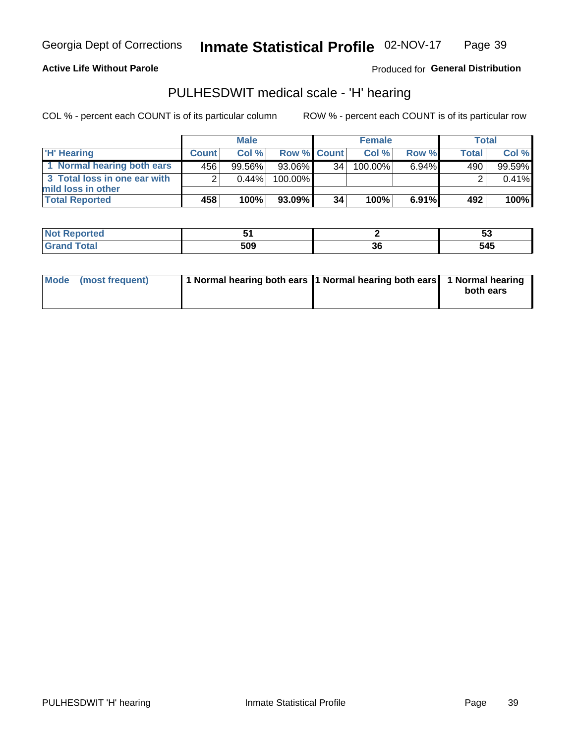Georgia Dept of Corrections **Inmate Statistical Profile** 02-NOV-17

**Active Life Without Parole**

Produced for **General Distribution**

## PULHESDWIT medical scale - 'H' hearing

COL % - percent each COUNT is of its particular column

ROW % - percent each COUNT is of its particular row

| | Male | | | Female | | | Total | |
|---|---|---|---|---|---|---|---|---|
| **'H' Hearing** | **Count** | **Col %** | **Row %** | **Count** | **Col %** | **Row %** | **Total** | **Col %** |
| **1 Normal hearing both ears** | 456 | 99.56% | 93.06% | 34 | 100.00% | 6.94% | 490 | 99.59% |
| **3 Total loss in one ear with mild loss in other** | 2 | 0.44% | 100.00% | | | | 2 | 0.41% |
| **Total Reported** | **458** | **100%** | **93.09%** | **34** | **100%** | **6.91%** | **492** | **100%** |

| | Male | Female | Total |
|---|---|---|---|
| **Not Reported** | **51** | **2** | **53** |
| **Grand Total** | **509** | **36** | **545** |

| | Male | Female | Total |
|---|---|---|---|
| **Mode (most frequent)** | **1 Normal hearing both ears** | **1 Normal hearing both ears** | **1 Normal hearing both ears** |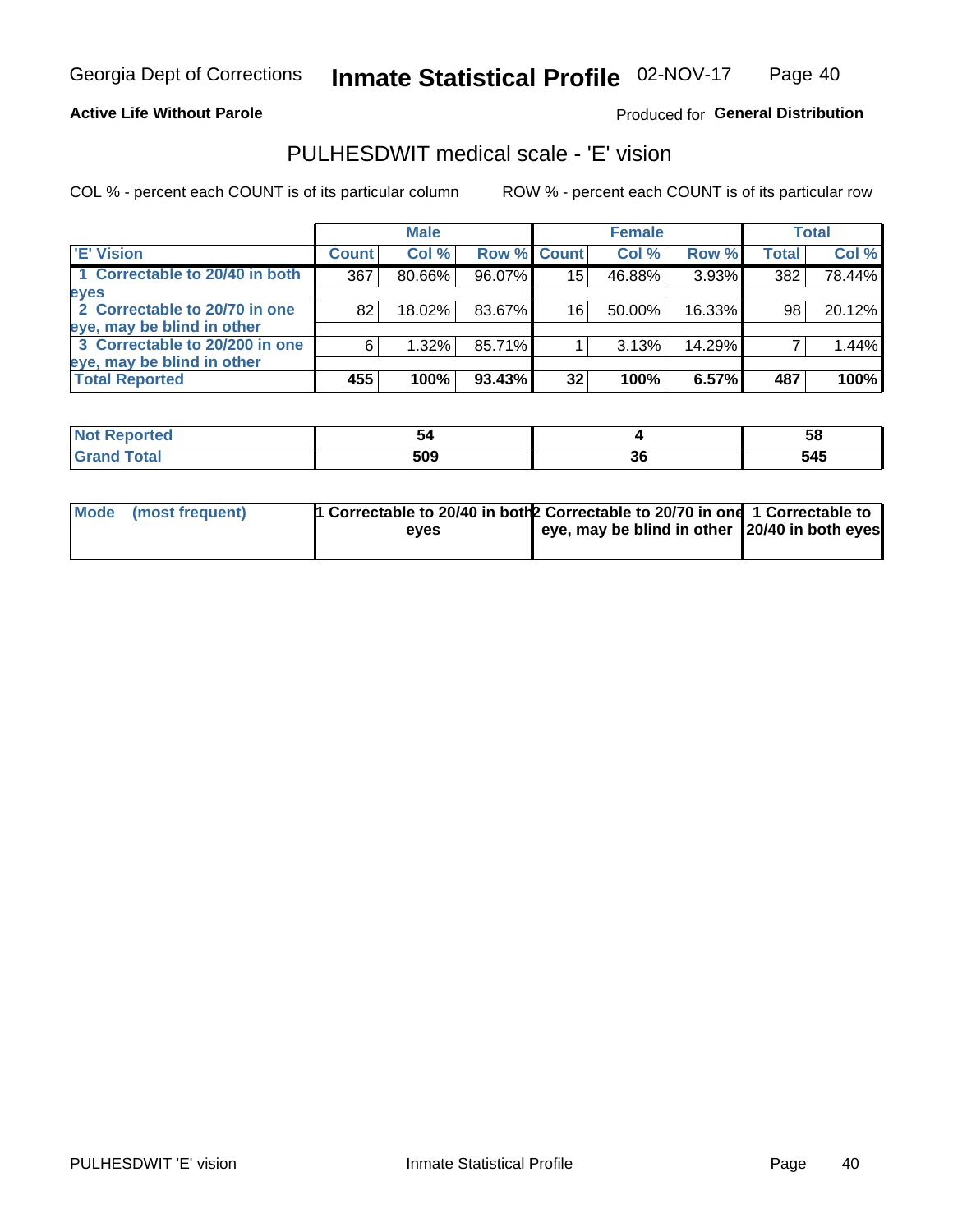Georgia Dept of Corrections **Inmate Statistical Profile** 02-NOV-17

**Active Life Without Parole**

Produced for **General Distribution**

## PULHESDWIT medical scale - 'E' vision

COL % - percent each COUNT is of its particular column

ROW % - percent each COUNT is of its particular row

| | Male | | | Female | | | Total | |
|---|---|---|---|---|---|---|---|---|
| 'E' Vision | Count | Col % | Row % | Count | Col % | Row % | Total | Col % |
| 1 Correctable to 20/40 in both eyes | 367 | 80.66% | 96.07% | 15 | 46.88% | 3.93% | 382 | 78.44% |
| 2 Correctable to 20/70 in one eye, may be blind in other | 82 | 18.02% | 83.67% | 16 | 50.00% | 16.33% | 98 | 20.12% |
| 3 Correctable to 20/200 in one eye, may be blind in other | 6 | 1.32% | 85.71% | 1 | 3.13% | 14.29% | 7 | 1.44% |
| **Total Reported** | **455** | **100%** | **93.43%** | **32** | **100%** | **6.57%** | **487** | **100%** |

| | Male | Female | Total |
|---|---|---|---|
| Not Reported | 54 | 4 | 58 |
| Grand Total | 509 | 36 | 545 |

| | Male | Female | Total |
|---|---|---|---|
| Mode (most frequent) | 1 Correctable to 20/40 in both eyes | 2 Correctable to 20/70 in one eye, may be blind in other | 1 Correctable to 20/40 in both eyes |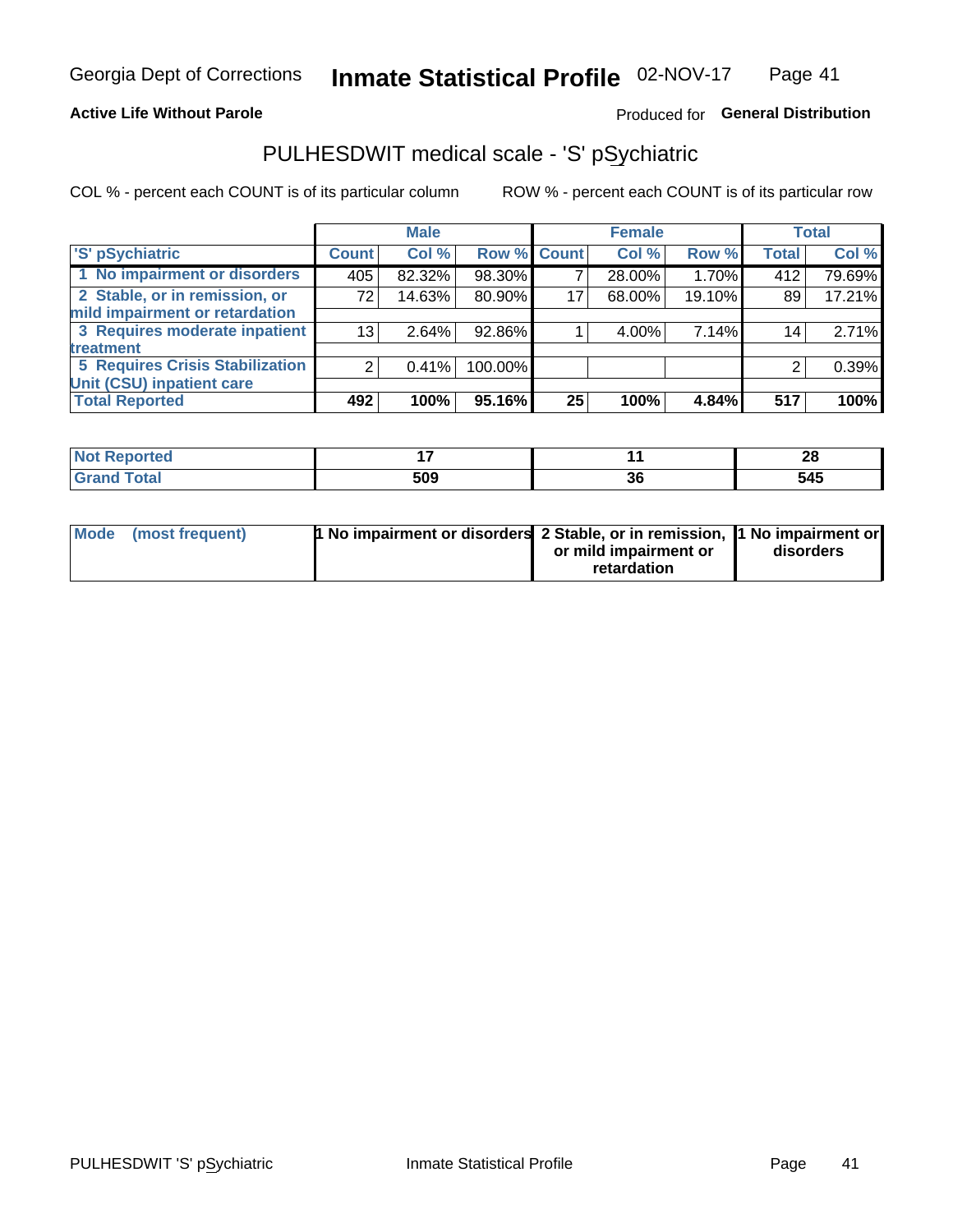Georgia Dept of Corrections **Inmate Statistical Profile** 02-NOV-17

**Active Life Without Parole**

Produced for **General Distribution**

## PULHESDWIT medical scale - 'S' pSychiatric

COL % - percent each COUNT is of its particular column

ROW % - percent each COUNT is of its particular row

| | Male | | | Female | | | Total | |
|---|---|---|---|---|---|---|---|---|
| 'S' pSychiatric | Count | Col % | Row % | Count | Col % | Row % | Total | Col % |
| 1 No impairment or disorders | 405 | 82.32% | 98.30% | 7 | 28.00% | 1.70% | 412 | 79.69% |
| 2 Stable, or in remission, or mild impairment or retardation | 72 | 14.63% | 80.90% | 17 | 68.00% | 19.10% | 89 | 17.21% |
| 3 Requires moderate inpatient treatment | 13 | 2.64% | 92.86% | 1 | 4.00% | 7.14% | 14 | 2.71% |
| 5 Requires Crisis Stabilization Unit (CSU) inpatient care | 2 | 0.41% | 100.00% | | | | 2 | 0.39% |
| **Total Reported** | **492** | **100%** | **95.16%** | **25** | **100%** | **4.84%** | **517** | **100%** |

| | Male | Female | Total |
|---|---|---|---|
| Not Reported | 17 | 11 | 28 |
| Grand Total | 509 | 36 | 545 |

| | Male | Female | Total |
|---|---|---|---|
| Mode (most frequent) | 1 No impairment or disorders | 2 Stable, or in remission, or mild impairment or retardation | 1 No impairment or disorders |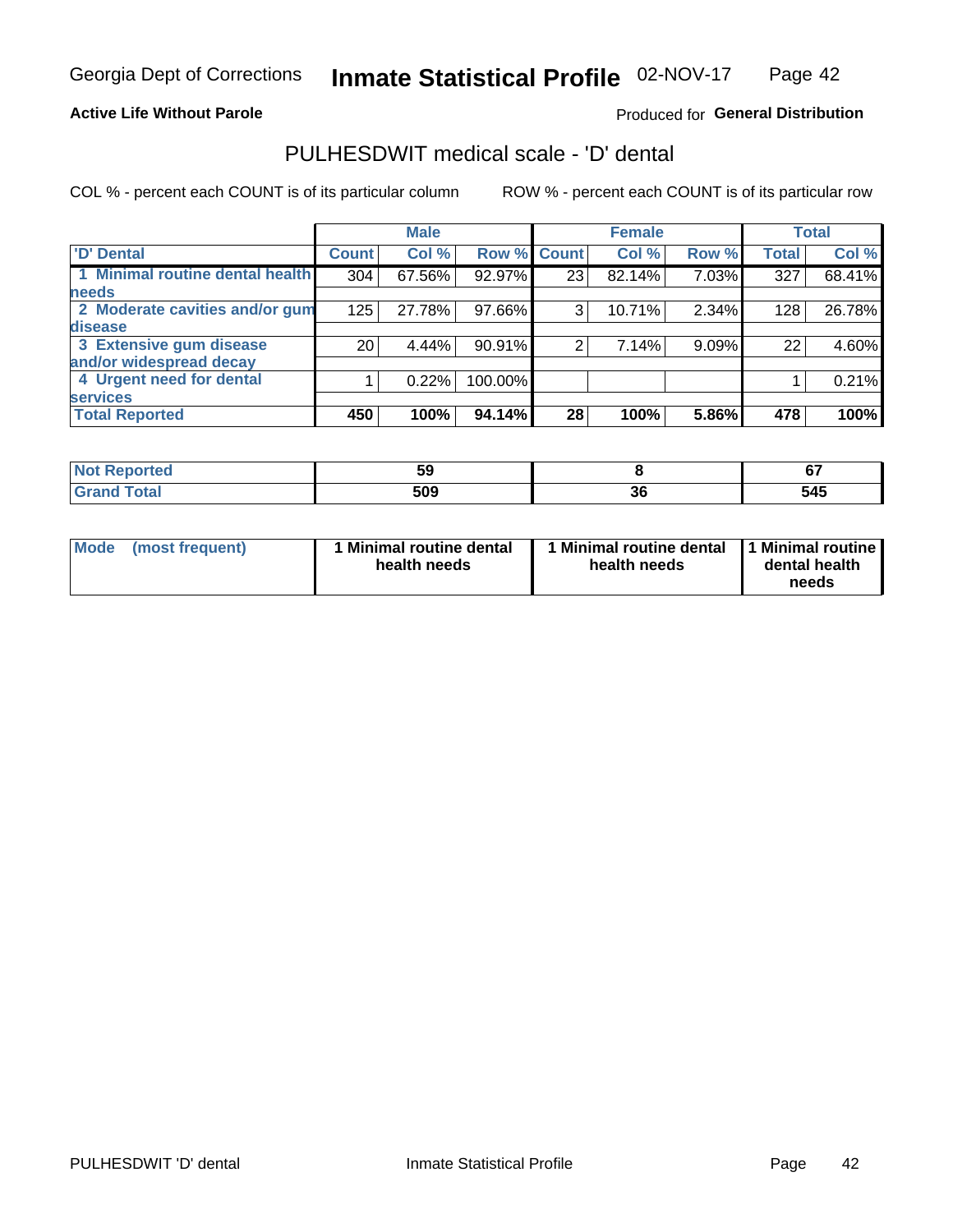**Active Life Without Parole**

Produced for **General Distribution**

## PULHESDWIT medical scale - 'D' dental

COL % - percent each COUNT is of its particular column

ROW % - percent each COUNT is of its particular row

| | Male | | | Female | | | Total | |
|---|---|---|---|---|---|---|---|---|
| 'D' Dental | Count | Col % | Row % | Count | Col % | Row % | Total | Col % |
| 1 Minimal routine dental health needs | 304 | 67.56% | 92.97% | 23 | 82.14% | 7.03% | 327 | 68.41% |
| 2 Moderate cavities and/or gum disease | 125 | 27.78% | 97.66% | 3 | 10.71% | 2.34% | 128 | 26.78% |
| 3 Extensive gum disease and/or widespread decay | 20 | 4.44% | 90.91% | 2 | 7.14% | 9.09% | 22 | 4.60% |
| 4 Urgent need for dental services | 1 | 0.22% | 100.00% | | | | 1 | 0.21% |
| **Total Reported** | **450** | **100%** | **94.14%** | **28** | **100%** | **5.86%** | **478** | **100%** |

| | Male | Female | Total |
|---|---|---|---|
| Not Reported | 59 | 8 | 67 |
| Grand Total | 509 | 36 | 545 |

| | Male | Female | Total |
|---|---|---|---|
| Mode (most frequent) | 1 Minimal routine dental health needs | 1 Minimal routine dental health needs | 1 Minimal routine dental health needs |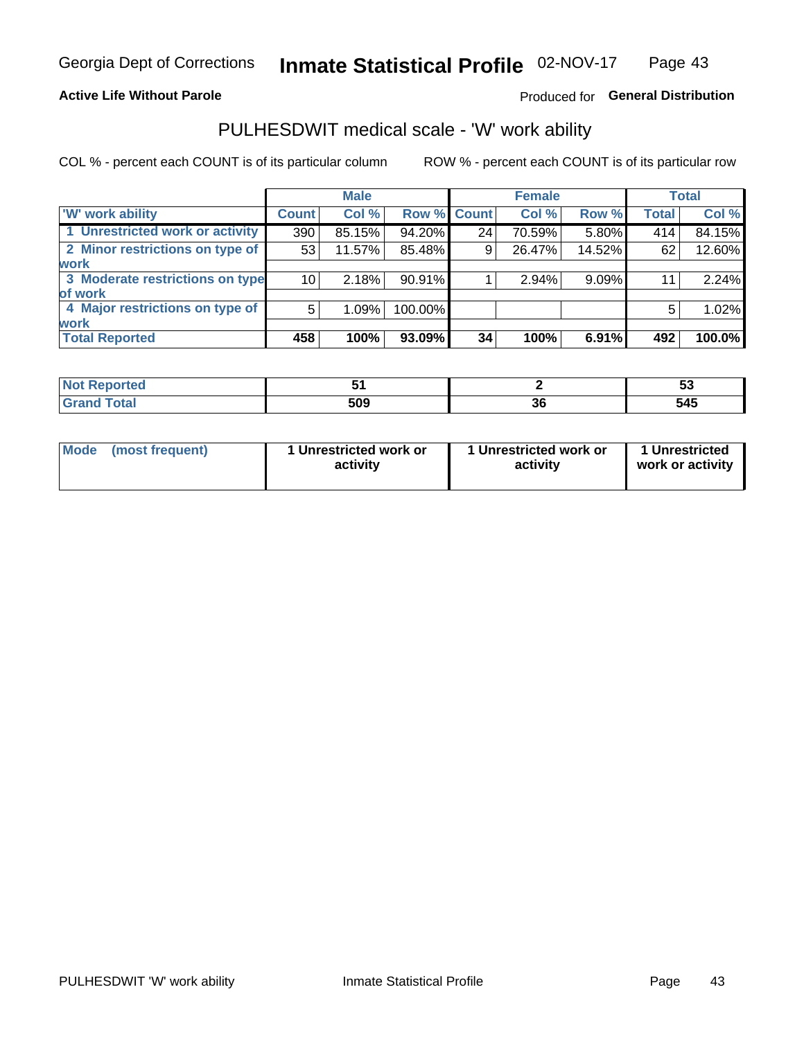Georgia Dept of Corrections **Inmate Statistical Profile** 02-NOV-17

**Active Life Without Parole**

Produced for **General Distribution**

## PULHESDWIT medical scale - 'W' work ability

COL % - percent each COUNT is of its particular column ROW % - percent each COUNT is of its particular row

| | Male | | | Female | | | Total | |
|---|---|---|---|---|---|---|---|---|
| **'W' work ability** | **Count** | **Col %** | **Row %** | **Count** | **Col %** | **Row %** | **Total** | **Col %** |
| **1 Unrestricted work or activity** | 390 | 85.15% | 94.20% | 24 | 70.59% | 5.80% | 414 | 84.15% |
| **2 Minor restrictions on type of work** | 53 | 11.57% | 85.48% | 9 | 26.47% | 14.52% | 62 | 12.60% |
| **3 Moderate restrictions on type of work** | 10 | 2.18% | 90.91% | 1 | 2.94% | 9.09% | 11 | 2.24% |
| **4 Major restrictions on type of work** | 5 | 1.09% | 100.00% | | | | 5 | 1.02% |
| **Total Reported** | **458** | **100%** | **93.09%** | **34** | **100%** | **6.91%** | **492** | **100.0%** |

| | Male | Female | Total |
|---|---|---|---|
| **Not Reported** | **51** | **2** | **53** |
| **Grand Total** | **509** | **36** | **545** |

| | Male | Female | Total |
|---|---|---|---|
| **Mode (most frequent)** | **1 Unrestricted work or activity** | **1 Unrestricted work or activity** | **1 Unrestricted work or activity** |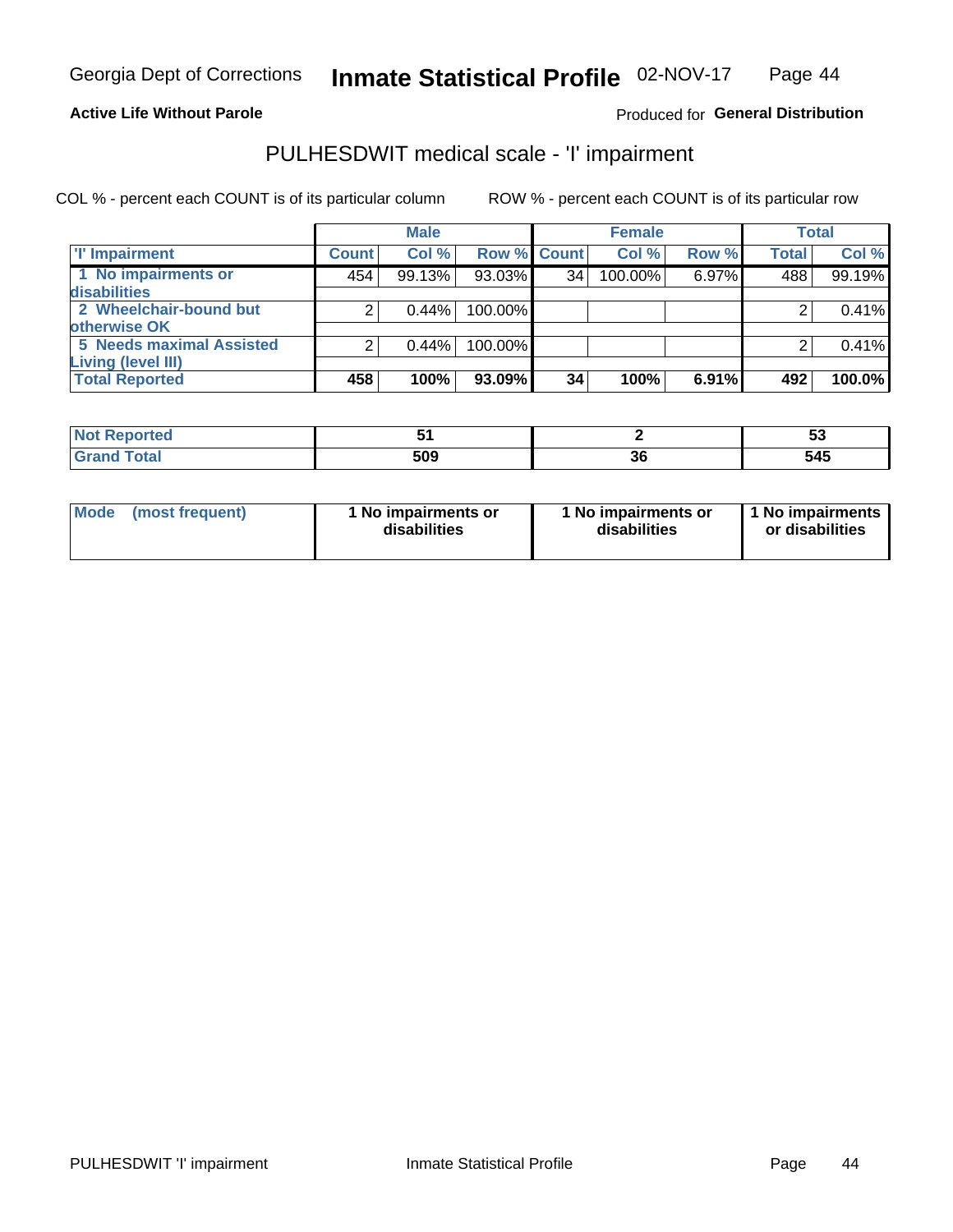Georgia Dept of Corrections **Inmate Statistical Profile** 02-NOV-17

**Active Life Without Parole**

Produced for **General Distribution**

## PULHESDWIT medical scale - 'I' impairment

COL % - percent each COUNT is of its particular column ROW % - percent each COUNT is of its particular row

| | Male | | | Female | | | Total | |
|---|---|---|---|---|---|---|---|---|
| 'I' Impairment | Count | Col % | Row % | Count | Col % | Row % | Total | Col % |
| 1 No impairments or disabilities | 454 | 99.13% | 93.03% | 34 | 100.00% | 6.97% | 488 | 99.19% |
| 2 Wheelchair-bound but otherwise OK | 2 | 0.44% | 100.00% | | | | 2 | 0.41% |
| 5 Needs maximal Assisted Living (level III) | 2 | 0.44% | 100.00% | | | | 2 | 0.41% |
| **Total Reported** | **458** | **100%** | **93.09%** | **34** | **100%** | **6.91%** | **492** | **100.0%** |

| | Male | Female | Total |
|---|---|---|---|
| Not Reported | 51 | 2 | 53 |
| Grand Total | 509 | 36 | 545 |

| | Male | Female | Total |
|---|---|---|---|
| Mode (most frequent) | 1 No impairments or disabilities | 1 No impairments or disabilities | 1 No impairments or disabilities |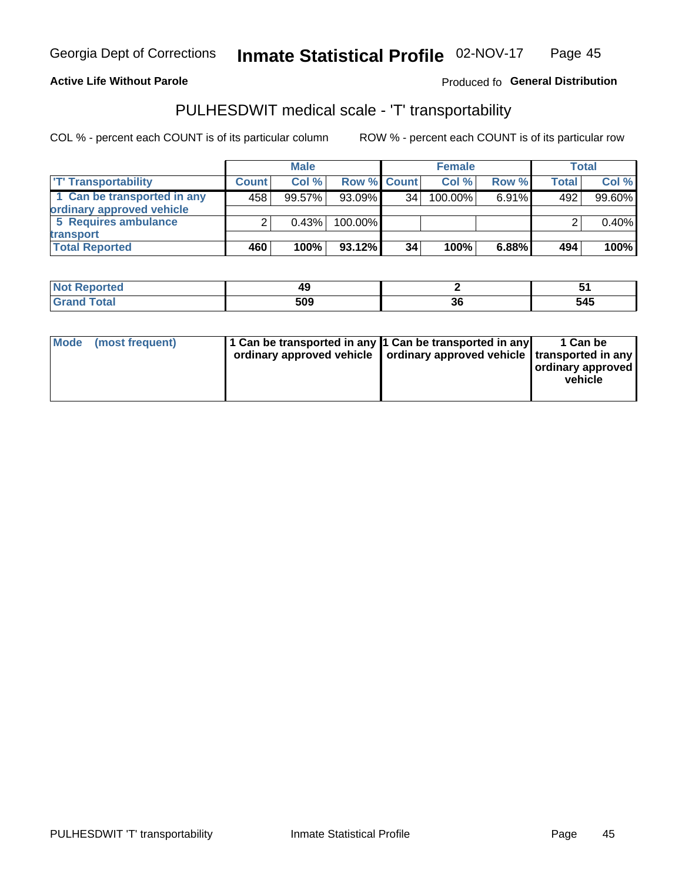**Active Life Without Parole**

Produced fo **General Distribution**

## PULHESDWIT medical scale - 'T' transportability

COL % - percent each COUNT is of its particular column

ROW % - percent each COUNT is of its particular row

| | Male | | | Female | | | Total | |
|---|---|---|---|---|---|---|---|---|
| 'T' Transportability | Count | Col % | Row % | Count | Col % | Row % | Total | Col % |
| 1 Can be transported in any ordinary approved vehicle | 458 | 99.57% | 93.09% | 34 | 100.00% | 6.91% | 492 | 99.60% |
| 5 Requires ambulance transport | 2 | 0.43% | 100.00% | | | | 2 | 0.40% |
| **Total Reported** | **460** | **100%** | **93.12%** | **34** | **100%** | **6.88%** | **494** | **100%** |

| | Male | Female | Total |
|---|---|---|---|
| Not Reported | 49 | 2 | 51 |
| Grand Total | 509 | 36 | 545 |

| | Male | Female | Total |
|---|---|---|---|
| Mode (most frequent) | 1 Can be transported in any ordinary approved vehicle | 1 Can be transported in any ordinary approved vehicle | 1 Can be transported in any ordinary approved vehicle |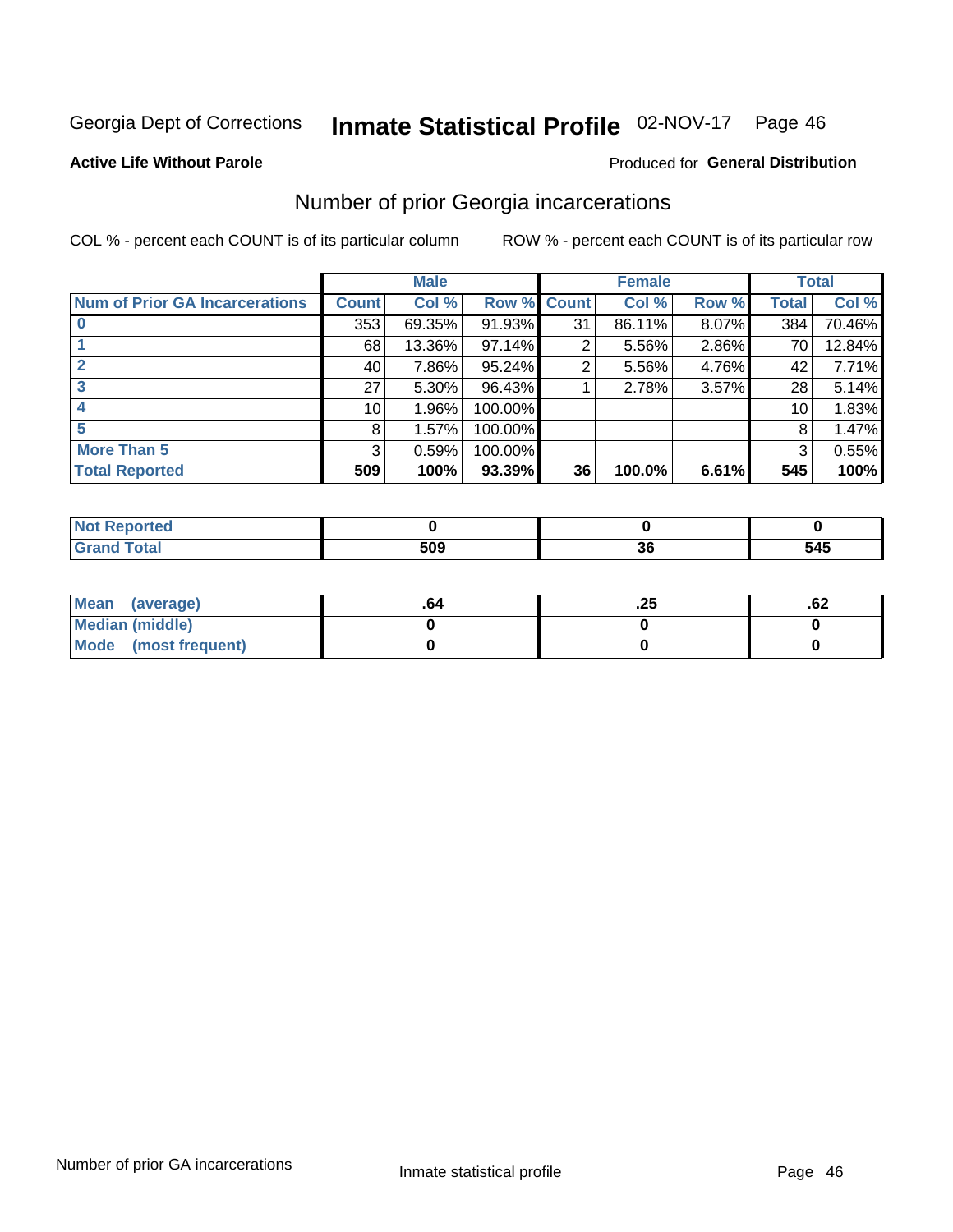Georgia Dept of Corrections **Inmate Statistical Profile** 02-NOV-17 Page 46

**Active Life Without Parole**

Produced for **General Distribution**

## Number of prior Georgia incarcerations

COL % - percent each COUNT is of its particular column

ROW % - percent each COUNT is of its particular row

| | Male | | | Female | | | Total | |
|---|---|---|---|---|---|---|---|---|
| **Num of Prior GA Incarcerations** | **Count** | **Col %** | **Row %** | **Count** | **Col %** | **Row %** | **Total** | **Col %** |
| **0** | 353 | 69.35% | 91.93% | 31 | 86.11% | 8.07% | 384 | 70.46% |
| **1** | 68 | 13.36% | 97.14% | 2 | 5.56% | 2.86% | 70 | 12.84% |
| **2** | 40 | 7.86% | 95.24% | 2 | 5.56% | 4.76% | 42 | 7.71% |
| **3** | 27 | 5.30% | 96.43% | 1 | 2.78% | 3.57% | 28 | 5.14% |
| **4** | 10 | 1.96% | 100.00% | | | | 10 | 1.83% |
| **5** | 8 | 1.57% | 100.00% | | | | 8 | 1.47% |
| **More Than 5** | 3 | 0.59% | 100.00% | | | | 3 | 0.55% |
| **Total Reported** | **509** | **100%** | **93.39%** | **36** | **100.0%** | **6.61%** | **545** | **100%** |

| | Male | Female | Total |
|---|---|---|---|
| **Not Reported** | **0** | **0** | **0** |
| **Grand Total** | **509** | **36** | **545** |

| | Male | Female | Total |
|---|---|---|---|
| **Mean (average)** | **.64** | **.25** | **.62** |
| **Median (middle)** | **0** | **0** | **0** |
| **Mode (most frequent)** | **0** | **0** | **0** |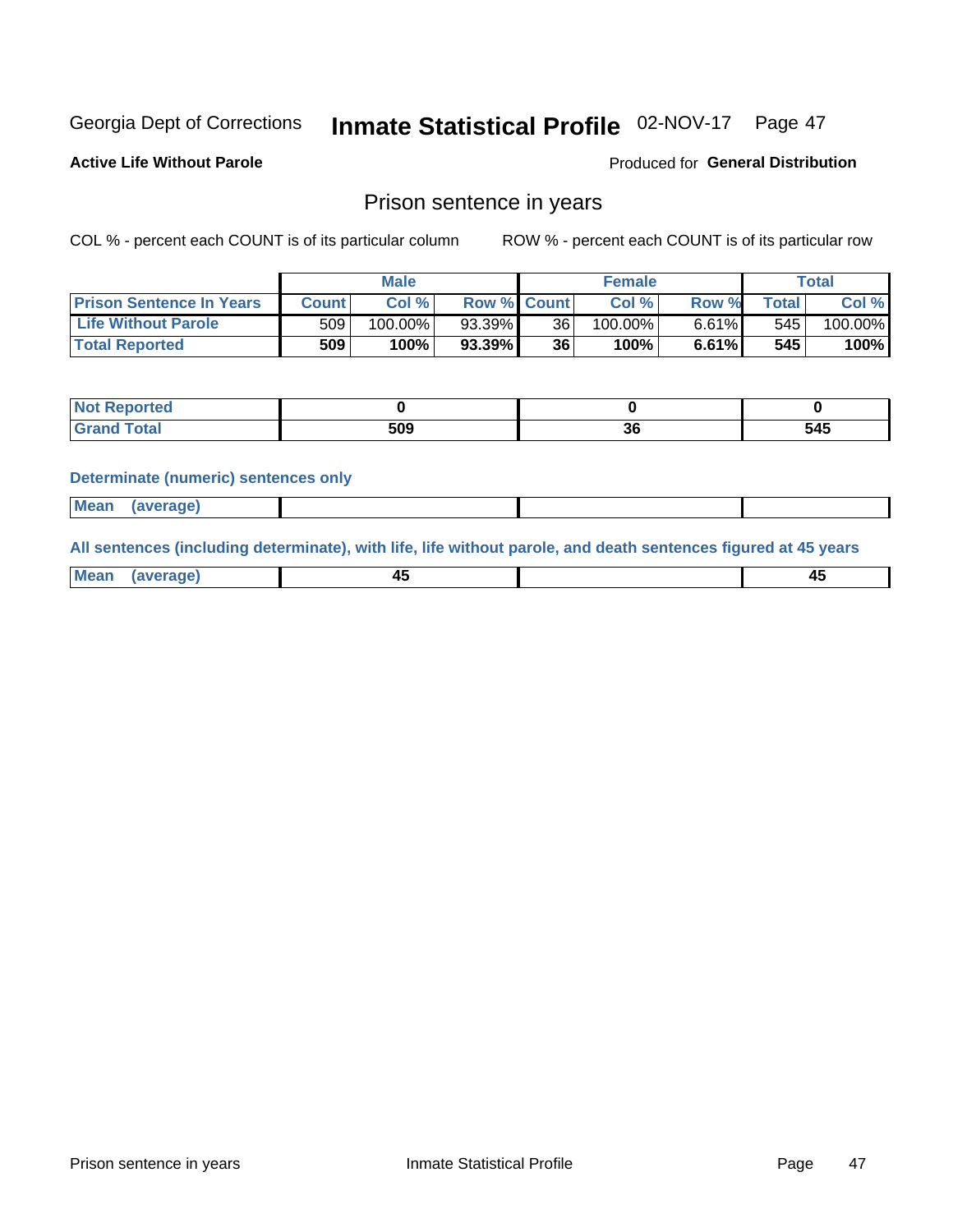Georgia Dept of Corrections **Inmate Statistical Profile** 02-NOV-17

**Active Life Without Parole**

Produced for **General Distribution**

## Prison sentence in years

COL % - percent each COUNT is of its particular column

ROW % - percent each COUNT is of its particular row

| | Male | | | Female | | | Total | |
|---|---|---|---|---|---|---|---|---|
| **Prison Sentence In Years** | **Count** | **Col %** | **Row %** | **Count** | **Col %** | **Row %** | **Total** | **Col %** |
| **Life Without Parole** | 509 | 100.00% | 93.39% | 36 | 100.00% | 6.61% | 545 | 100.00% |
| **Total Reported** | **509** | **100%** | **93.39%** | **36** | **100%** | **6.61%** | **545** | **100%** |

| | Male | Female | Total |
|---|---|---|---|
| **Not Reported** | **0** | **0** | **0** |
| **Grand Total** | **509** | **36** | **545** |

**Determinate (numeric) sentences only**

| | Male | Female | Total |
|---|---|---|---|
| **Mean (average)** | | | |

**All sentences (including determinate), with life, life without parole, and death sentences figured at 45 years**

| | Male | Female | Total |
|---|---|---|---|
| **Mean (average)** | **45** | | **45** |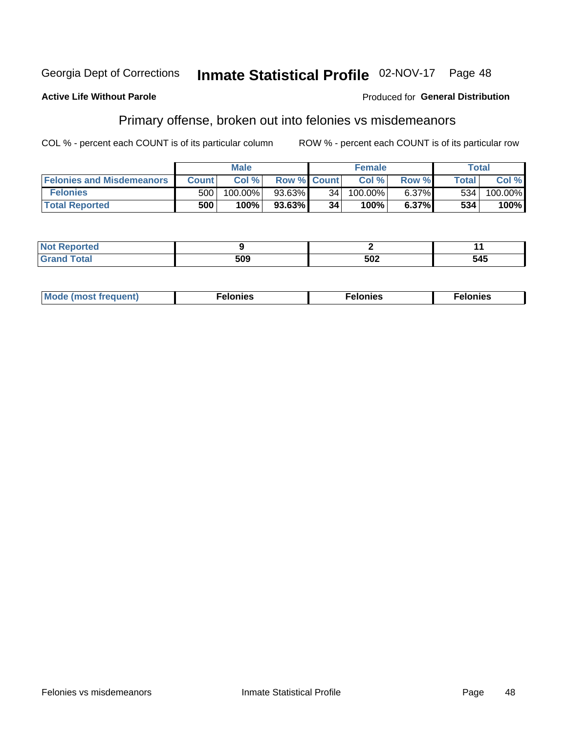Georgia Dept of Corrections **Inmate Statistical Profile** 02-NOV-17

**Active Life Without Parole**

Produced for **General Distribution**

## Primary offense, broken out into felonies vs misdemeanors

COL % - percent each COUNT is of its particular column

ROW % - percent each COUNT is of its particular row

| | Male | | | Female | | | Total | |
|---|---|---|---|---|---|---|---|---|
| **Felonies and Misdemeanors** | **Count** | **Col %** | **Row %** | **Count** | **Col %** | **Row %** | **Total** | **Col %** |
| **Felonies** | 500 | 100.00% | 93.63% | 34 | 100.00% | 6.37% | 534 | 100.00% |
| **Total Reported** | **500** | **100%** | **93.63%** | **34** | **100%** | **6.37%** | **534** | **100%** |

| | Male | Female | Total |
|---|---|---|---|
| **Not Reported** | **9** | **2** | **11** |
| **Grand Total** | **509** | **502** | **545** |

| | Male | Female | Total |
|---|---|---|---|
| **Mode (most frequent)** | **Felonies** | **Felonies** | **Felonies** |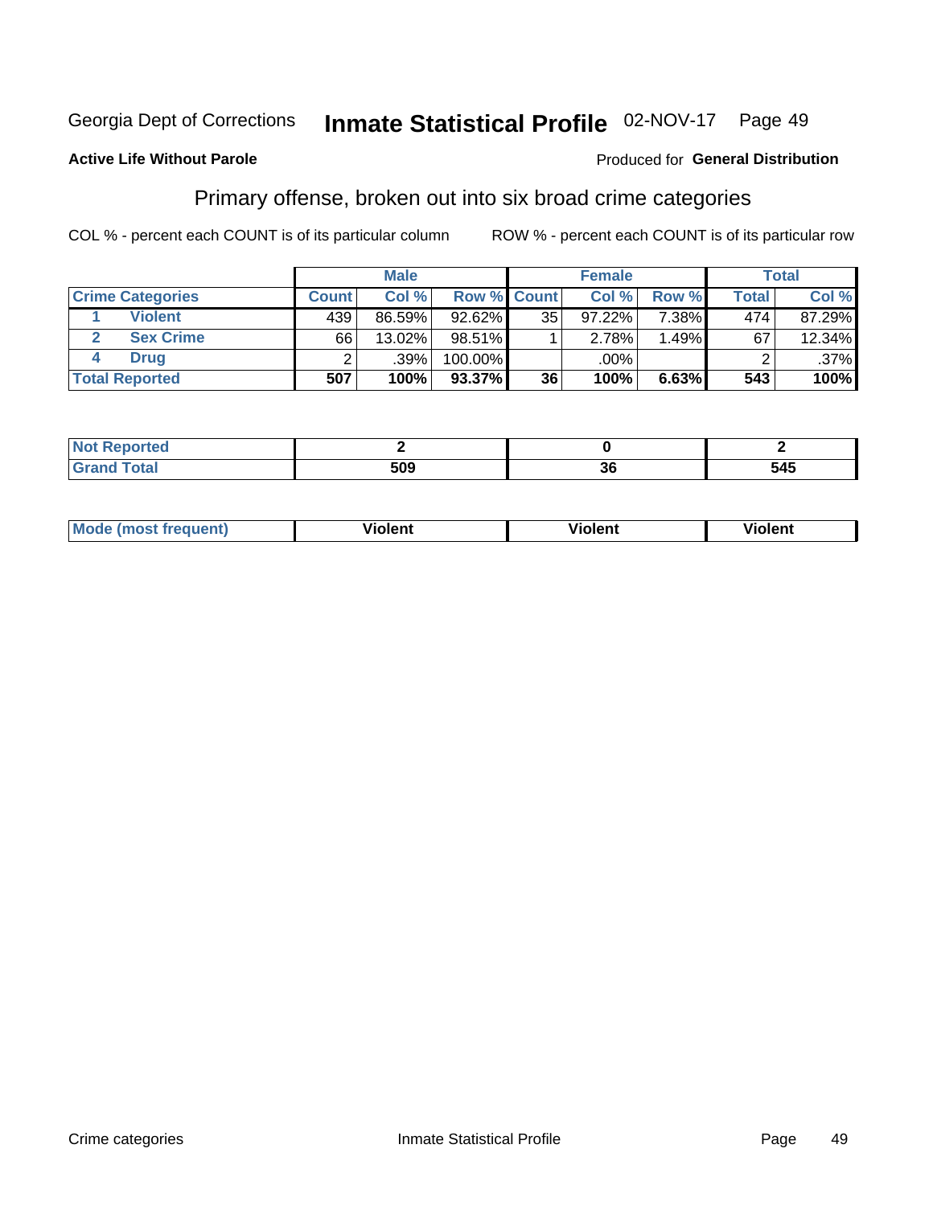Georgia Dept of Corrections **Inventory Statistical Profile** 02-NOV-17

**Active Life Without Parole**

Produced for **General Distribution**

## Primary offense, broken out into six broad crime categories

COL % - percent each COUNT is of its particular column

ROW % - percent each COUNT is of its particular row

| | | Male | | | Female | | | Total | |
|---|---|---|---|---|---|---|---|---|---|
| **Crime Categories** | | **Count** | **Col %** | **Row %** | **Count** | **Col %** | **Row %** | **Total** | **Col %** |
| 1 | **Violent** | 439 | 86.59% | 92.62% | 35 | 97.22% | 7.38% | 474 | 87.29% |
| 2 | **Sex Crime** | 66 | 13.02% | 98.51% | 1 | 2.78% | 1.49% | 67 | 12.34% |
| 4 | **Drug** | 2 | .39% | 100.00% | | .00% | | 2 | .37% |
| **Total Reported** | | **507** | **100%** | **93.37%** | **36** | **100%** | **6.63%** | **543** | **100%** |

| | Male | Female | Total |
|---|---|---|---|
| **Not Reported** | **2** | **0** | **2** |
| **Grand Total** | **509** | **36** | **545** |

| | Male | Female | Total |
|---|---|---|---|
| **Mode (most frequent)** | **Violent** | **Violent** | **Violent** |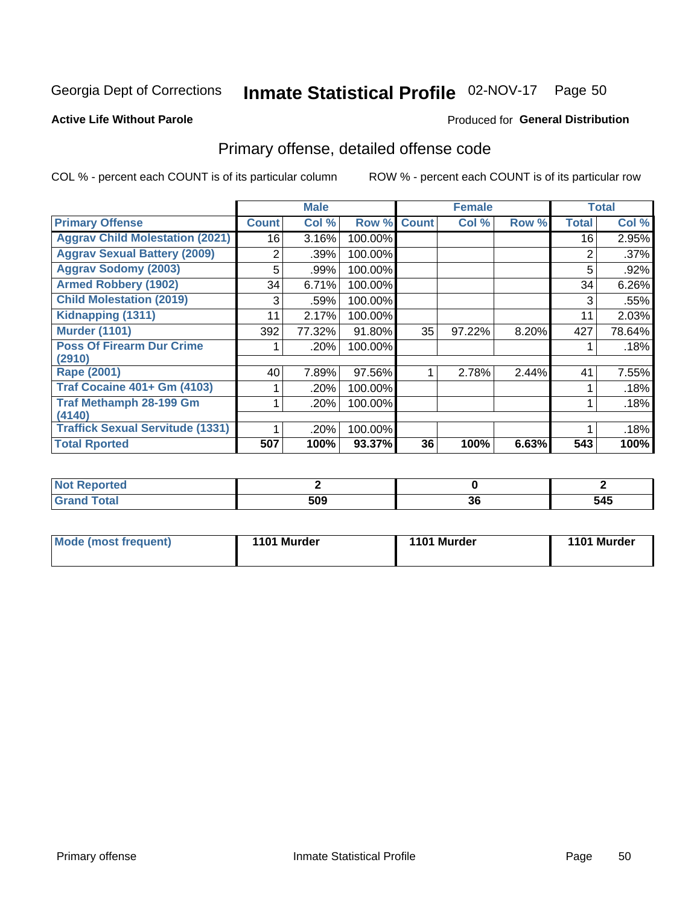Georgia Dept of Corrections **Inmate Statistical Profile** 02-NOV-17

**Active Life Without Parole**

Produced for **General Distribution**

## Primary offense, detailed offense code

COL % - percent each COUNT is of its particular column

ROW % - percent each COUNT is of its particular row

| | Male | | | Female | | | Total | |
|---|---|---|---|---|---|---|---|---|
| **Primary Offense** | **Count** | **Col %** | **Row %** | **Count** | **Col %** | **Row %** | **Total** | **Col %** |
| **Aggrav Child Molestation (2021)** | 16 | 3.16% | 100.00% | | | | 16 | 2.95% |
| **Aggrav Sexual Battery (2009)** | 2 | .39% | 100.00% | | | | 2 | .37% |
| **Aggrav Sodomy (2003)** | 5 | .99% | 100.00% | | | | 5 | .92% |
| **Armed Robbery (1902)** | 34 | 6.71% | 100.00% | | | | 34 | 6.26% |
| **Child Molestation (2019)** | 3 | .59% | 100.00% | | | | 3 | .55% |
| **Kidnapping (1311)** | 11 | 2.17% | 100.00% | | | | 11 | 2.03% |
| **Murder (1101)** | 392 | 77.32% | 91.80% | 35 | 97.22% | 8.20% | 427 | 78.64% |
| **Poss Of Firearm Dur Crime (2910)** | 1 | .20% | 100.00% | | | | 1 | .18% |
| **Rape (2001)** | 40 | 7.89% | 97.56% | 1 | 2.78% | 2.44% | 41 | 7.55% |
| **Traf Cocaine 401+ Gm (4103)** | 1 | .20% | 100.00% | | | | 1 | .18% |
| **Traf Methamph 28-199 Gm (4140)** | 1 | .20% | 100.00% | | | | 1 | .18% |
| **Traffick Sexual Servitude (1331)** | 1 | .20% | 100.00% | | | | 1 | .18% |
| **Total Rported** | **507** | **100%** | **93.37%** | **36** | **100%** | **6.63%** | **543** | **100%** |

| | Male | Female | Total |
|---|---|---|---|
| **Not Reported** | **2** | **0** | **2** |
| **Grand Total** | **509** | **36** | **545** |

| | Male | Female | Total |
|---|---|---|---|
| **Mode (most frequent)** | **1101 Murder** | **1101 Murder** | **1101 Murder** |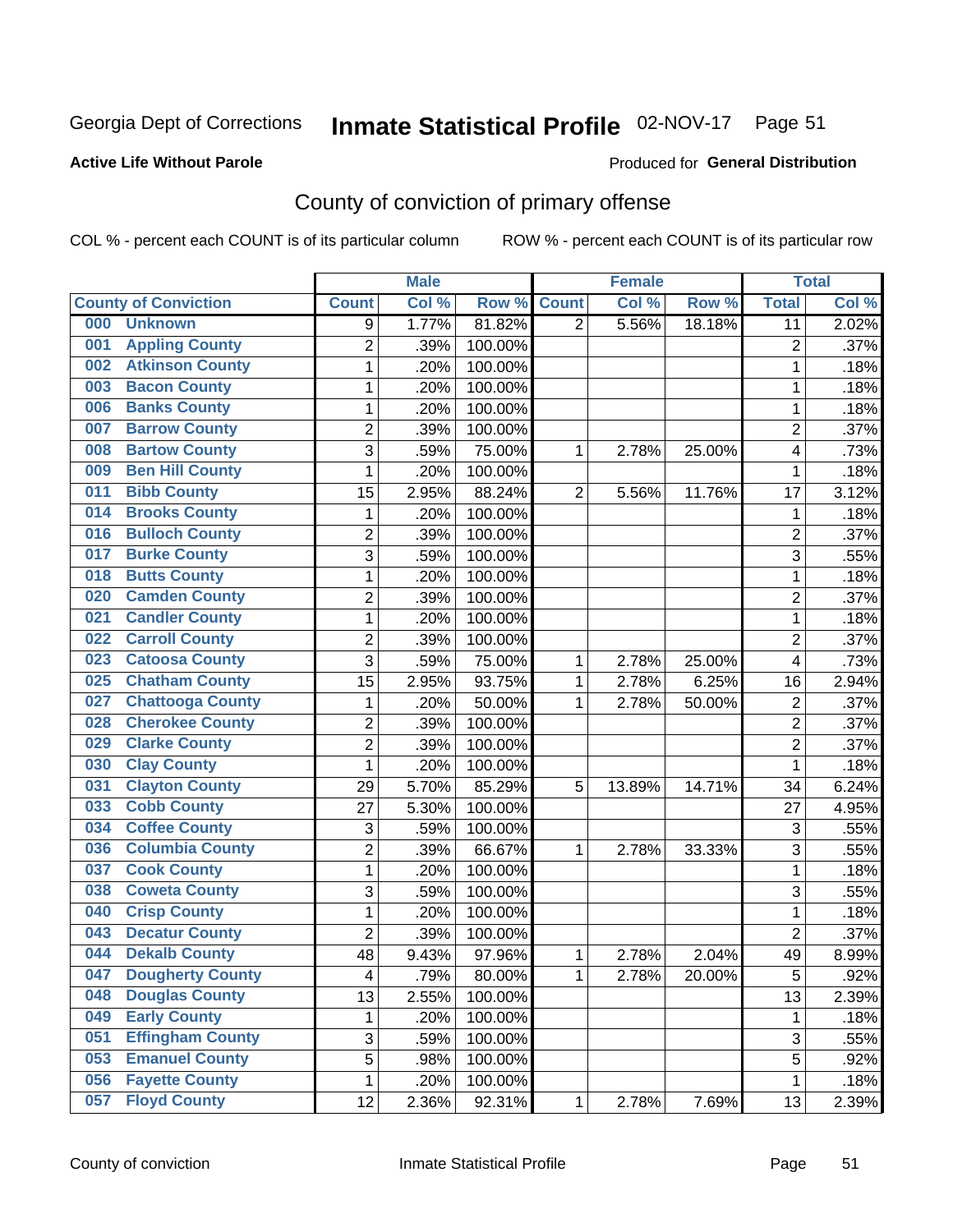Georgia Dept of Corrections **Inmate Statistical Profile** 02-NOV-17 Page 51

**Active Life Without Parole**

Produced for **General Distribution**

## County of conviction of primary offense

COL % - percent each COUNT is of its particular column ROW % - percent each COUNT is of its particular row

| County of Conviction | Male | | | Female | | | Total | |
|---|---|---|---|---|---|---|---|---|
| | Count | Col % | Row % | Count | Col % | Row % | Total | Col % |
| 000 Unknown | 9 | 1.77% | 81.82% | 2 | 5.56% | 18.18% | 11 | 2.02% |
| 001 Appling County | 2 | .39% | 100.00% | | | | 2 | .37% |
| 002 Atkinson County | 1 | .20% | 100.00% | | | | 1 | .18% |
| 003 Bacon County | 1 | .20% | 100.00% | | | | 1 | .18% |
| 006 Banks County | 1 | .20% | 100.00% | | | | 1 | .18% |
| 007 Barrow County | 2 | .39% | 100.00% | | | | 2 | .37% |
| 008 Bartow County | 3 | .59% | 75.00% | 1 | 2.78% | 25.00% | 4 | .73% |
| 009 Ben Hill County | 1 | .20% | 100.00% | | | | 1 | .18% |
| 011 Bibb County | 15 | 2.95% | 88.24% | 2 | 5.56% | 11.76% | 17 | 3.12% |
| 014 Brooks County | 1 | .20% | 100.00% | | | | 1 | .18% |
| 016 Bulloch County | 2 | .39% | 100.00% | | | | 2 | .37% |
| 017 Burke County | 3 | .59% | 100.00% | | | | 3 | .55% |
| 018 Butts County | 1 | .20% | 100.00% | | | | 1 | .18% |
| 020 Camden County | 2 | .39% | 100.00% | | | | 2 | .37% |
| 021 Candler County | 1 | .20% | 100.00% | | | | 1 | .18% |
| 022 Carroll County | 2 | .39% | 100.00% | | | | 2 | .37% |
| 023 Catoosa County | 3 | .59% | 75.00% | 1 | 2.78% | 25.00% | 4 | .73% |
| 025 Chatham County | 15 | 2.95% | 93.75% | 1 | 2.78% | 6.25% | 16 | 2.94% |
| 027 Chattooga County | 1 | .20% | 50.00% | 1 | 2.78% | 50.00% | 2 | .37% |
| 028 Cherokee County | 2 | .39% | 100.00% | | | | 2 | .37% |
| 029 Clarke County | 2 | .39% | 100.00% | | | | 2 | .37% |
| 030 Clay County | 1 | .20% | 100.00% | | | | 1 | .18% |
| 031 Clayton County | 29 | 5.70% | 85.29% | 5 | 13.89% | 14.71% | 34 | 6.24% |
| 033 Cobb County | 27 | 5.30% | 100.00% | | | | 27 | 4.95% |
| 034 Coffee County | 3 | .59% | 100.00% | | | | 3 | .55% |
| 036 Columbia County | 2 | .39% | 66.67% | 1 | 2.78% | 33.33% | 3 | .55% |
| 037 Cook County | 1 | .20% | 100.00% | | | | 1 | .18% |
| 038 Coweta County | 3 | .59% | 100.00% | | | | 3 | .55% |
| 040 Crisp County | 1 | .20% | 100.00% | | | | 1 | .18% |
| 043 Decatur County | 2 | .39% | 100.00% | | | | 2 | .37% |
| 044 Dekalb County | 48 | 9.43% | 97.96% | 1 | 2.78% | 2.04% | 49 | 8.99% |
| 047 Dougherty County | 4 | .79% | 80.00% | 1 | 2.78% | 20.00% | 5 | .92% |
| 048 Douglas County | 13 | 2.55% | 100.00% | | | | 13 | 2.39% |
| 049 Early County | 1 | .20% | 100.00% | | | | 1 | .18% |
| 051 Effingham County | 3 | .59% | 100.00% | | | | 3 | .55% |
| 053 Emanuel County | 5 | .98% | 100.00% | | | | 5 | .92% |
| 056 Fayette County | 1 | .20% | 100.00% | | | | 1 | .18% |
| 057 Floyd County | 12 | 2.36% | 92.31% | 1 | 2.78% | 7.69% | 13 | 2.39% |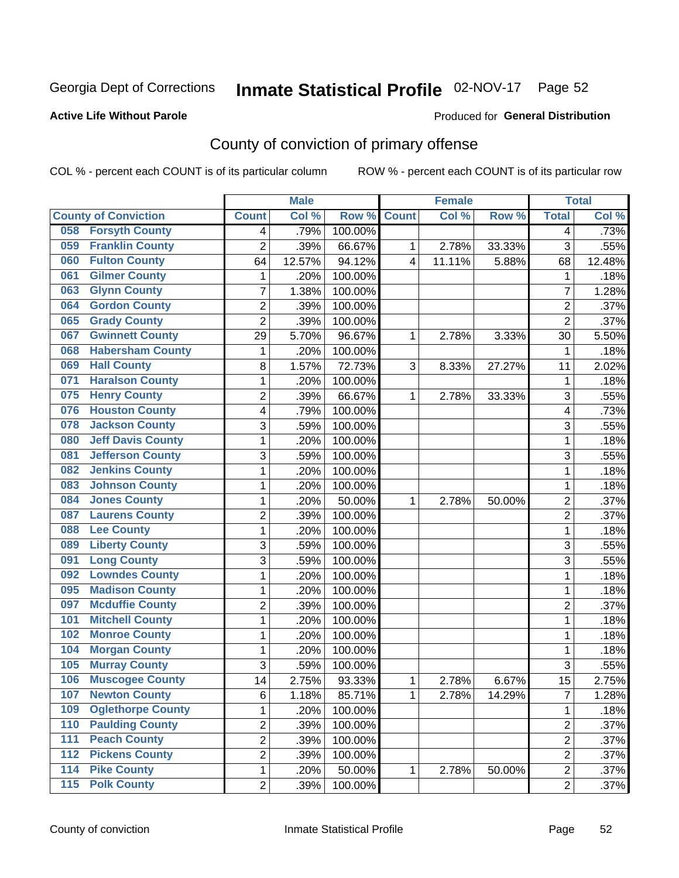Georgia Dept of Corrections **Inmate Statistical Profile** 02-NOV-17 Page 52

**Active Life Without Parole**

Produced for **General Distribution**

## County of conviction of primary offense

COL % - percent each COUNT is of its particular column ROW % - percent each COUNT is of its particular row

| County of Conviction | Male | | | Female | | | Total | |
|---|---|---|---|---|---|---|---|---|
| | Count | Col % | Row % | Count | Col % | Row % | Total | Col % |
| 058 Forsyth County | 4 | .79% | 100.00% | | | | 4 | .73% |
| 059 Franklin County | 2 | .39% | 66.67% | 1 | 2.78% | 33.33% | 3 | .55% |
| 060 Fulton County | 64 | 12.57% | 94.12% | 4 | 11.11% | 5.88% | 68 | 12.48% |
| 061 Gilmer County | 1 | .20% | 100.00% | | | | 1 | .18% |
| 063 Glynn County | 7 | 1.38% | 100.00% | | | | 7 | 1.28% |
| 064 Gordon County | 2 | .39% | 100.00% | | | | 2 | .37% |
| 065 Grady County | 2 | .39% | 100.00% | | | | 2 | .37% |
| 067 Gwinnett County | 29 | 5.70% | 96.67% | 1 | 2.78% | 3.33% | 30 | 5.50% |
| 068 Habersham County | 1 | .20% | 100.00% | | | | 1 | .18% |
| 069 Hall County | 8 | 1.57% | 72.73% | 3 | 8.33% | 27.27% | 11 | 2.02% |
| 071 Haralson County | 1 | .20% | 100.00% | | | | 1 | .18% |
| 075 Henry County | 2 | .39% | 66.67% | 1 | 2.78% | 33.33% | 3 | .55% |
| 076 Houston County | 4 | .79% | 100.00% | | | | 4 | .73% |
| 078 Jackson County | 3 | .59% | 100.00% | | | | 3 | .55% |
| 080 Jeff Davis County | 1 | .20% | 100.00% | | | | 1 | .18% |
| 081 Jefferson County | 3 | .59% | 100.00% | | | | 3 | .55% |
| 082 Jenkins County | 1 | .20% | 100.00% | | | | 1 | .18% |
| 083 Johnson County | 1 | .20% | 100.00% | | | | 1 | .18% |
| 084 Jones County | 1 | .20% | 50.00% | 1 | 2.78% | 50.00% | 2 | .37% |
| 087 Laurens County | 2 | .39% | 100.00% | | | | 2 | .37% |
| 088 Lee County | 1 | .20% | 100.00% | | | | 1 | .18% |
| 089 Liberty County | 3 | .59% | 100.00% | | | | 3 | .55% |
| 091 Long County | 3 | .59% | 100.00% | | | | 3 | .55% |
| 092 Lowndes County | 1 | .20% | 100.00% | | | | 1 | .18% |
| 095 Madison County | 1 | .20% | 100.00% | | | | 1 | .18% |
| 097 Mcduffie County | 2 | .39% | 100.00% | | | | 2 | .37% |
| 101 Mitchell County | 1 | .20% | 100.00% | | | | 1 | .18% |
| 102 Monroe County | 1 | .20% | 100.00% | | | | 1 | .18% |
| 104 Morgan County | 1 | .20% | 100.00% | | | | 1 | .18% |
| 105 Murray County | 3 | .59% | 100.00% | | | | 3 | .55% |
| 106 Muscogee County | 14 | 2.75% | 93.33% | 1 | 2.78% | 6.67% | 15 | 2.75% |
| 107 Newton County | 6 | 1.18% | 85.71% | 1 | 2.78% | 14.29% | 7 | 1.28% |
| 109 Oglethorpe County | 1 | .20% | 100.00% | | | | 1 | .18% |
| 110 Paulding County | 2 | .39% | 100.00% | | | | 2 | .37% |
| 111 Peach County | 2 | .39% | 100.00% | | | | 2 | .37% |
| 112 Pickens County | 2 | .39% | 100.00% | | | | 2 | .37% |
| 114 Pike County | 1 | .20% | 50.00% | 1 | 2.78% | 50.00% | 2 | .37% |
| 115 Polk County | 2 | .39% | 100.00% | | | | 2 | .37% |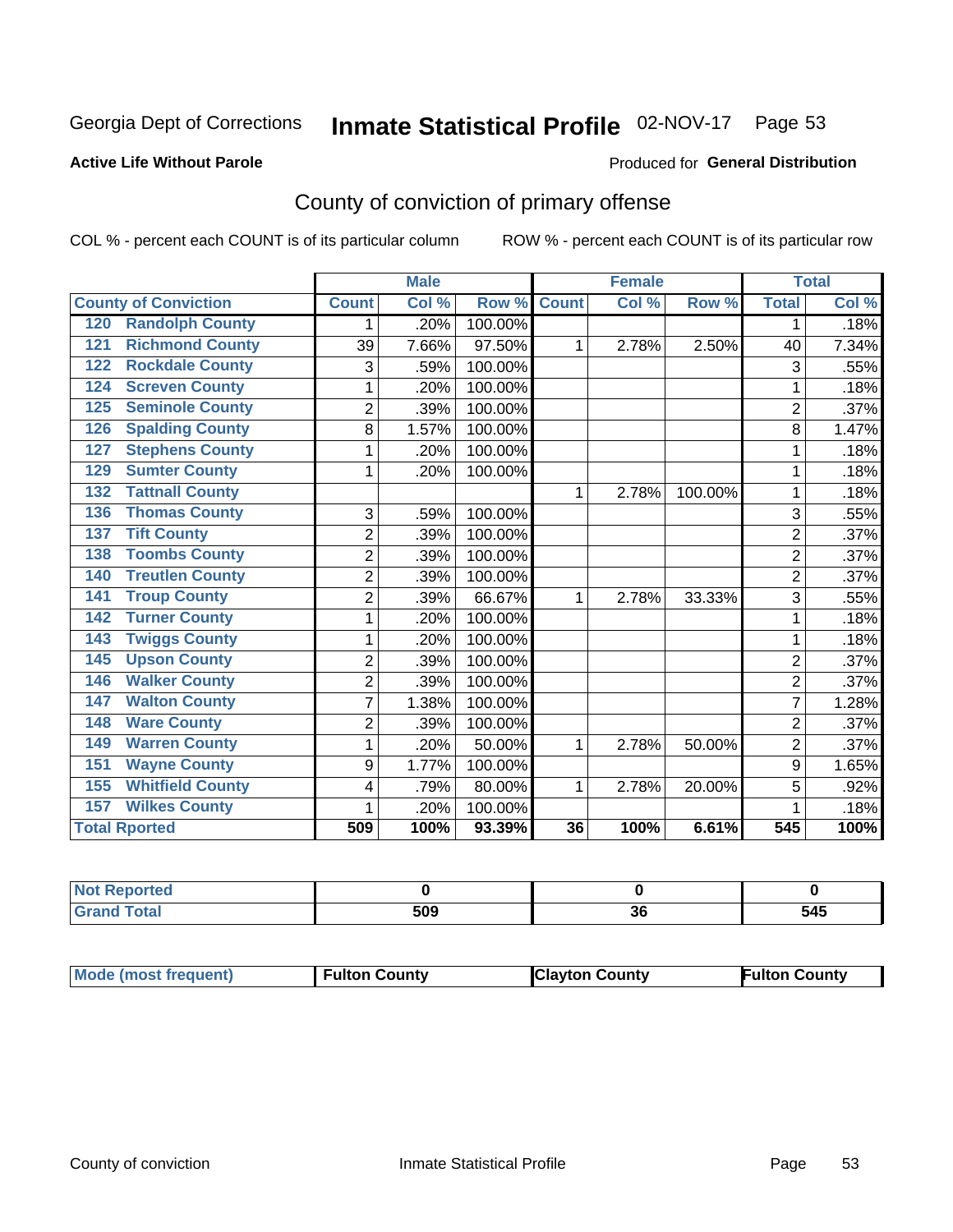Georgia Dept of Corrections **Inmate Statistical Profile** 02-NOV-17 Page 53

**Active Life Without Parole**

Produced for **General Distribution**

## County of conviction of primary offense

COL % - percent each COUNT is of its particular column ROW % - percent each COUNT is of its particular row

| | | Male | | | Female | | | Total | |
|---|---|---|---|---|---|---|---|---|---|
| **County of Conviction** | | **Count** | **Col %** | **Row %** | **Count** | **Col %** | **Row %** | **Total** | **Col %** |
| 120 | Randolph County | 1 | .20% | 100.00% | | | | 1 | .18% |
| 121 | Richmond County | 39 | 7.66% | 97.50% | 1 | 2.78% | 2.50% | 40 | 7.34% |
| 122 | Rockdale County | 3 | .59% | 100.00% | | | | 3 | .55% |
| 124 | Screven County | 1 | .20% | 100.00% | | | | 1 | .18% |
| 125 | Seminole County | 2 | .39% | 100.00% | | | | 2 | .37% |
| 126 | Spalding County | 8 | 1.57% | 100.00% | | | | 8 | 1.47% |
| 127 | Stephens County | 1 | .20% | 100.00% | | | | 1 | .18% |
| 129 | Sumter County | 1 | .20% | 100.00% | | | | 1 | .18% |
| 132 | Tattnall County | | | | 1 | 2.78% | 100.00% | 1 | .18% |
| 136 | Thomas County | 3 | .59% | 100.00% | | | | 3 | .55% |
| 137 | Tift County | 2 | .39% | 100.00% | | | | 2 | .37% |
| 138 | Toombs County | 2 | .39% | 100.00% | | | | 2 | .37% |
| 140 | Treutlen County | 2 | .39% | 100.00% | | | | 2 | .37% |
| 141 | Troup County | 2 | .39% | 66.67% | 1 | 2.78% | 33.33% | 3 | .55% |
| 142 | Turner County | 1 | .20% | 100.00% | | | | 1 | .18% |
| 143 | Twiggs County | 1 | .20% | 100.00% | | | | 1 | .18% |
| 145 | Upson County | 2 | .39% | 100.00% | | | | 2 | .37% |
| 146 | Walker County | 2 | .39% | 100.00% | | | | 2 | .37% |
| 147 | Walton County | 7 | 1.38% | 100.00% | | | | 7 | 1.28% |
| 148 | Ware County | 2 | .39% | 100.00% | | | | 2 | .37% |
| 149 | Warren County | 1 | .20% | 50.00% | 1 | 2.78% | 50.00% | 2 | .37% |
| 151 | Wayne County | 9 | 1.77% | 100.00% | | | | 9 | 1.65% |
| 155 | Whitfield County | 4 | .79% | 80.00% | 1 | 2.78% | 20.00% | 5 | .92% |
| 157 | Wilkes County | 1 | .20% | 100.00% | | | | 1 | .18% |
| **Total Rported** | | **509** | **100%** | **93.39%** | **36** | **100%** | **6.61%** | **545** | **100%** |

| | Male | Female | Total |
|---|---|---|---|
| **Not Reported** | **0** | **0** | **0** |
| **Grand Total** | **509** | **36** | **545** |

| | Male | Female | Total |
|---|---|---|---|
| **Mode (most frequent)** | **Fulton County** | **Clayton County** | **Fulton County** |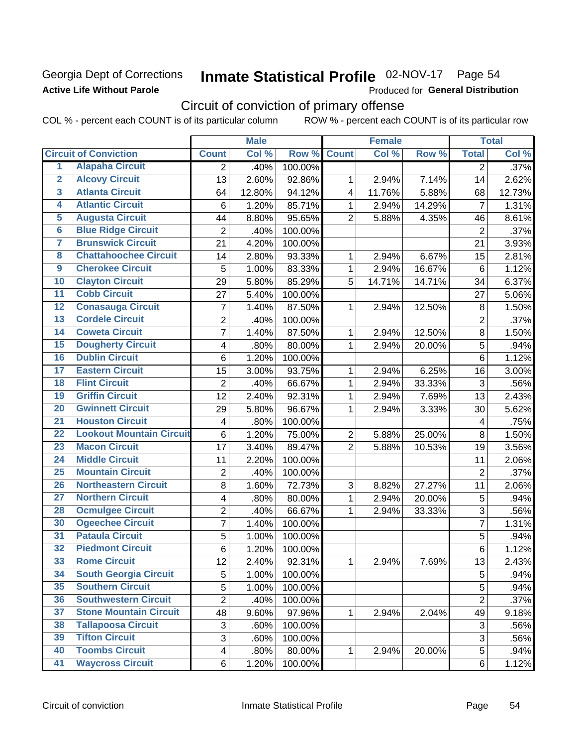Georgia Dept of Corrections **Inmate Statistical Profile** 02-NOV-17

**Active Life Without Parole** Produced for **General Distribution**

## Circuit of conviction of primary offense

COL % - percent each COUNT is of its particular column ROW % - percent each COUNT is of its particular row

| | Circuit of Conviction | Male | | | Female | | | Total | |
|---|---|---|---|---|---|---|---|---|---|
| | | Count | Col % | Row % | Count | Col % | Row % | Total | Col % |
| 1 | Alapaha Circuit | 2 | .40% | 100.00% | | | | 2 | .37% |
| 2 | Alcovy Circuit | 13 | 2.60% | 92.86% | 1 | 2.94% | 7.14% | 14 | 2.62% |
| 3 | Atlanta Circuit | 64 | 12.80% | 94.12% | 4 | 11.76% | 5.88% | 68 | 12.73% |
| 4 | Atlantic Circuit | 6 | 1.20% | 85.71% | 1 | 2.94% | 14.29% | 7 | 1.31% |
| 5 | Augusta Circuit | 44 | 8.80% | 95.65% | 2 | 5.88% | 4.35% | 46 | 8.61% |
| 6 | Blue Ridge Circuit | 2 | .40% | 100.00% | | | | 2 | .37% |
| 7 | Brunswick Circuit | 21 | 4.20% | 100.00% | | | | 21 | 3.93% |
| 8 | Chattahoochee Circuit | 14 | 2.80% | 93.33% | 1 | 2.94% | 6.67% | 15 | 2.81% |
| 9 | Cherokee Circuit | 5 | 1.00% | 83.33% | 1 | 2.94% | 16.67% | 6 | 1.12% |
| 10 | Clayton Circuit | 29 | 5.80% | 85.29% | 5 | 14.71% | 14.71% | 34 | 6.37% |
| 11 | Cobb Circuit | 27 | 5.40% | 100.00% | | | | 27 | 5.06% |
| 12 | Conasauga Circuit | 7 | 1.40% | 87.50% | 1 | 2.94% | 12.50% | 8 | 1.50% |
| 13 | Cordele Circuit | 2 | .40% | 100.00% | | | | 2 | .37% |
| 14 | Coweta Circuit | 7 | 1.40% | 87.50% | 1 | 2.94% | 12.50% | 8 | 1.50% |
| 15 | Dougherty Circuit | 4 | .80% | 80.00% | 1 | 2.94% | 20.00% | 5 | .94% |
| 16 | Dublin Circuit | 6 | 1.20% | 100.00% | | | | 6 | 1.12% |
| 17 | Eastern Circuit | 15 | 3.00% | 93.75% | 1 | 2.94% | 6.25% | 16 | 3.00% |
| 18 | Flint Circuit | 2 | .40% | 66.67% | 1 | 2.94% | 33.33% | 3 | .56% |
| 19 | Griffin Circuit | 12 | 2.40% | 92.31% | 1 | 2.94% | 7.69% | 13 | 2.43% |
| 20 | Gwinnett Circuit | 29 | 5.80% | 96.67% | 1 | 2.94% | 3.33% | 30 | 5.62% |
| 21 | Houston Circuit | 4 | .80% | 100.00% | | | | 4 | .75% |
| 22 | Lookout Mountain Circuit | 6 | 1.20% | 75.00% | 2 | 5.88% | 25.00% | 8 | 1.50% |
| 23 | Macon Circuit | 17 | 3.40% | 89.47% | 2 | 5.88% | 10.53% | 19 | 3.56% |
| 24 | Middle Circuit | 11 | 2.20% | 100.00% | | | | 11 | 2.06% |
| 25 | Mountain Circuit | 2 | .40% | 100.00% | | | | 2 | .37% |
| 26 | Northeastern Circuit | 8 | 1.60% | 72.73% | 3 | 8.82% | 27.27% | 11 | 2.06% |
| 27 | Northern Circuit | 4 | .80% | 80.00% | 1 | 2.94% | 20.00% | 5 | .94% |
| 28 | Ocmulgee Circuit | 2 | .40% | 66.67% | 1 | 2.94% | 33.33% | 3 | .56% |
| 30 | Ogeechee Circuit | 7 | 1.40% | 100.00% | | | | 7 | 1.31% |
| 31 | Pataula Circuit | 5 | 1.00% | 100.00% | | | | 5 | .94% |
| 32 | Piedmont Circuit | 6 | 1.20% | 100.00% | | | | 6 | 1.12% |
| 33 | Rome Circuit | 12 | 2.40% | 92.31% | 1 | 2.94% | 7.69% | 13 | 2.43% |
| 34 | South Georgia Circuit | 5 | 1.00% | 100.00% | | | | 5 | .94% |
| 35 | Southern Circuit | 5 | 1.00% | 100.00% | | | | 5 | .94% |
| 36 | Southwestern Circuit | 2 | .40% | 100.00% | | | | 2 | .37% |
| 37 | Stone Mountain Circuit | 48 | 9.60% | 97.96% | 1 | 2.94% | 2.04% | 49 | 9.18% |
| 38 | Tallapoosa Circuit | 3 | .60% | 100.00% | | | | 3 | .56% |
| 39 | Tifton Circuit | 3 | .60% | 100.00% | | | | 3 | .56% |
| 40 | Toombs Circuit | 4 | .80% | 80.00% | 1 | 2.94% | 20.00% | 5 | .94% |
| 41 | Waycross Circuit | 6 | 1.20% | 100.00% | | | | 6 | 1.12% |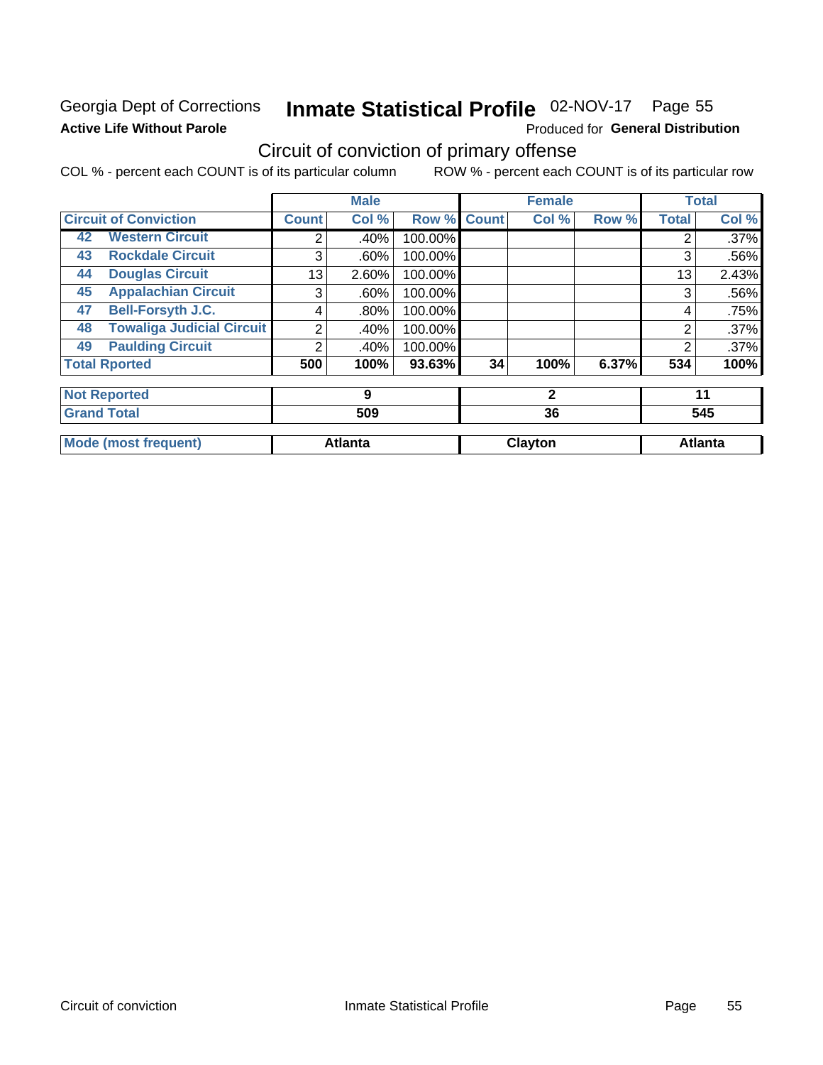Georgia Dept of Corrections

**Active Life Without Parole**

# Inmate Statistical Profile 02-NOV-17 Page 55

Produced for **General Distribution**

## Circuit of conviction of primary offense

COL % - percent each COUNT is of its particular column ROW % - percent each COUNT is of its particular row

| | Male | | | Female | | | Total | |
|---|---|---|---|---|---|---|---|---|
| **Circuit of Conviction** | **Count** | **Col %** | **Row %** | **Count** | **Col %** | **Row %** | **Total** | **Col %** |
| 42 **Western Circuit** | 2 | .40% | 100.00% | | | | 2 | .37% |
| 43 **Rockdale Circuit** | 3 | .60% | 100.00% | | | | 3 | .56% |
| 44 **Douglas Circuit** | 13 | 2.60% | 100.00% | | | | 13 | 2.43% |
| 45 **Appalachian Circuit** | 3 | .60% | 100.00% | | | | 3 | .56% |
| 47 **Bell-Forsyth J.C.** | 4 | .80% | 100.00% | | | | 4 | .75% |
| 48 **Towaliga Judicial Circuit** | 2 | .40% | 100.00% | | | | 2 | .37% |
| 49 **Paulding Circuit** | 2 | .40% | 100.00% | | | | 2 | .37% |
| **Total Rported** | **500** | **100%** | **93.63%** | **34** | **100%** | **6.37%** | **534** | **100%** |

| | Male | Female | Total |
|---|---|---|---|
| **Not Reported** | **9** | **2** | **11** |
| **Grand Total** | **509** | **36** | **545** |
| **Mode (most frequent)** | **Atlanta** | **Clayton** | **Atlanta** |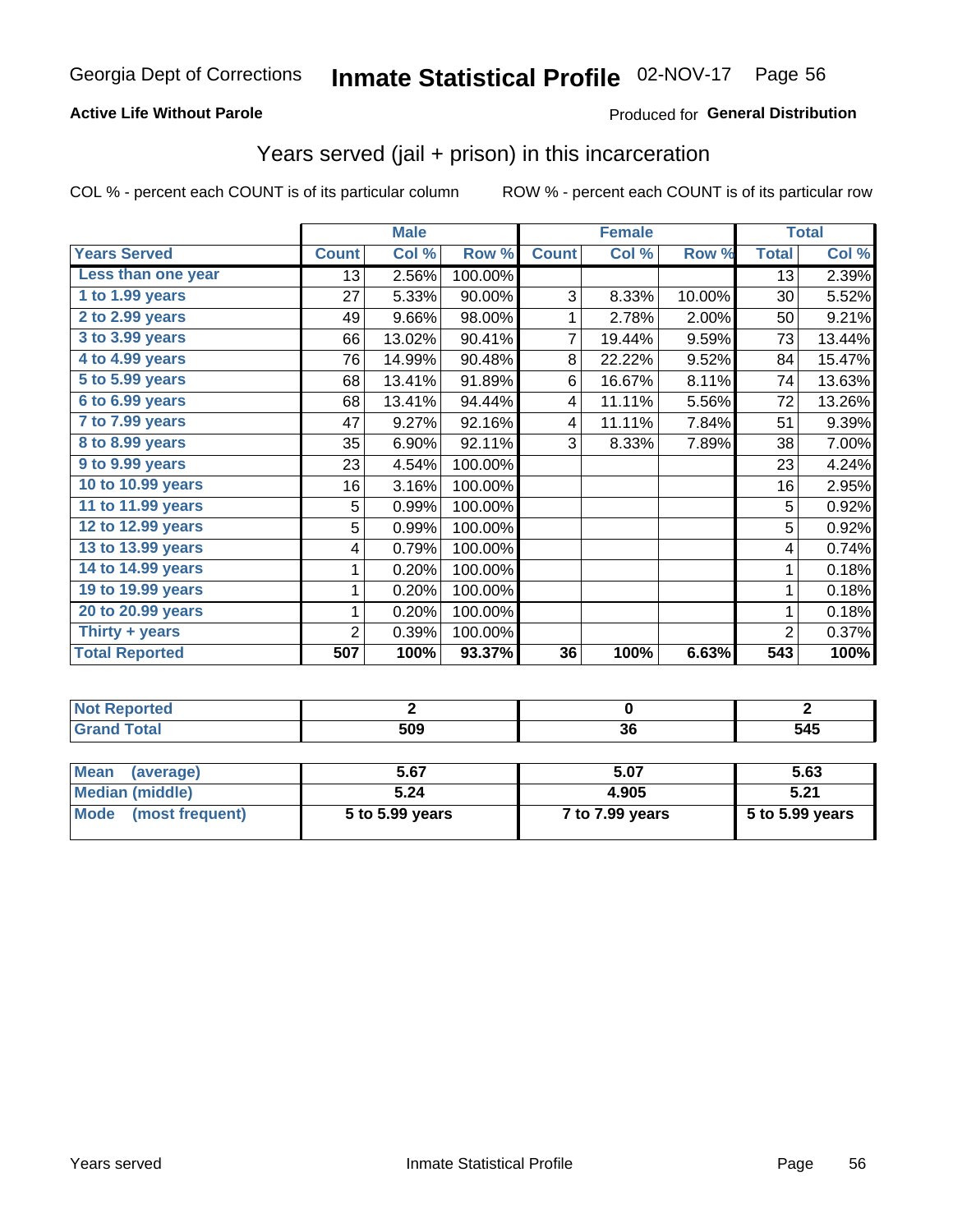Georgia Dept of Corrections **Inmate Statistical Profile** 02-NOV-17

**Active Life Without Parole**

Produced for **General Distribution**

## Years served (jail + prison) in this incarceration

COL % - percent each COUNT is of its particular column

ROW % - percent each COUNT is of its particular row

| | Male | | | Female | | | Total | |
|---|---|---|---|---|---|---|---|---|
| **Years Served** | **Count** | **Col %** | **Row %** | **Count** | **Col %** | **Row %** | **Total** | **Col %** |
| Less than one year | 13 | 2.56% | 100.00% | | | | 13 | 2.39% |
| 1 to 1.99 years | 27 | 5.33% | 90.00% | 3 | 8.33% | 10.00% | 30 | 5.52% |
| 2 to 2.99 years | 49 | 9.66% | 98.00% | 1 | 2.78% | 2.00% | 50 | 9.21% |
| 3 to 3.99 years | 66 | 13.02% | 90.41% | 7 | 19.44% | 9.59% | 73 | 13.44% |
| 4 to 4.99 years | 76 | 14.99% | 90.48% | 8 | 22.22% | 9.52% | 84 | 15.47% |
| 5 to 5.99 years | 68 | 13.41% | 91.89% | 6 | 16.67% | 8.11% | 74 | 13.63% |
| 6 to 6.99 years | 68 | 13.41% | 94.44% | 4 | 11.11% | 5.56% | 72 | 13.26% |
| 7 to 7.99 years | 47 | 9.27% | 92.16% | 4 | 11.11% | 7.84% | 51 | 9.39% |
| 8 to 8.99 years | 35 | 6.90% | 92.11% | 3 | 8.33% | 7.89% | 38 | 7.00% |
| 9 to 9.99 years | 23 | 4.54% | 100.00% | | | | 23 | 4.24% |
| 10 to 10.99 years | 16 | 3.16% | 100.00% | | | | 16 | 2.95% |
| 11 to 11.99 years | 5 | 0.99% | 100.00% | | | | 5 | 0.92% |
| 12 to 12.99 years | 5 | 0.99% | 100.00% | | | | 5 | 0.92% |
| 13 to 13.99 years | 4 | 0.79% | 100.00% | | | | 4 | 0.74% |
| 14 to 14.99 years | 1 | 0.20% | 100.00% | | | | 1 | 0.18% |
| 19 to 19.99 years | 1 | 0.20% | 100.00% | | | | 1 | 0.18% |
| 20 to 20.99 years | 1 | 0.20% | 100.00% | | | | 1 | 0.18% |
| Thirty + years | 2 | 0.39% | 100.00% | | | | 2 | 0.37% |
| **Total Reported** | **507** | **100%** | **93.37%** | **36** | **100%** | **6.63%** | **543** | **100%** |

| | Male | Female | Total |
|---|---|---|---|
| **Not Reported** | **2** | **0** | **2** |
| **Grand Total** | **509** | **36** | **545** |

| | Male | Female | Total |
|---|---|---|---|
| **Mean (average)** | **5.67** | **5.07** | **5.63** |
| **Median (middle)** | **5.24** | **4.905** | **5.21** |
| **Mode (most frequent)** | **5 to 5.99 years** | **7 to 7.99 years** | **5 to 5.99 years** |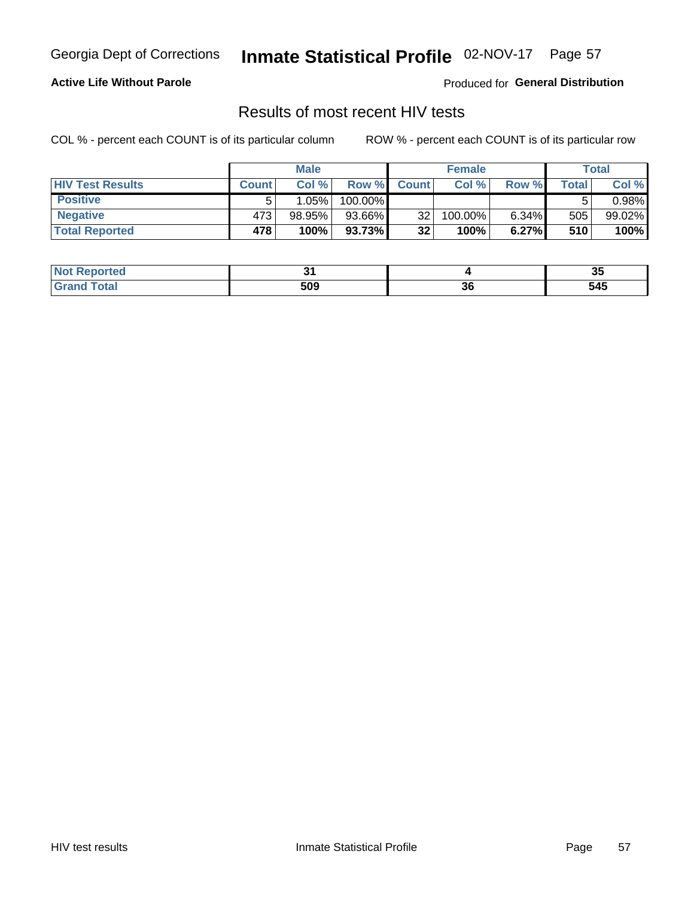Georgia Dept of Corrections **Inmate Statistical Profile** 02-NOV-17

**Active Life Without Parole**

Produced for **General Distribution**

## Results of most recent HIV tests

COL % - percent each COUNT is of its particular column

ROW % - percent each COUNT is of its particular row

| | Male | | | Female | | | Total | |
|---|---|---|---|---|---|---|---|---|
| **HIV Test Results** | **Count** | **Col %** | **Row %** | **Count** | **Col %** | **Row %** | **Total** | **Col %** |
| **Positive** | 5 | 1.05% | 100.00% | | | | 5 | 0.98% |
| **Negative** | 473 | 98.95% | 93.66% | 32 | 100.00% | 6.34% | 505 | 99.02% |
| **Total Reported** | **478** | **100%** | **93.73%** | **32** | **100%** | **6.27%** | **510** | **100%** |

| | Male | Female | Total |
|---|---|---|---|
| **Not Reported** | **31** | **4** | **35** |
| **Grand Total** | **509** | **36** | **545** |

HIV test results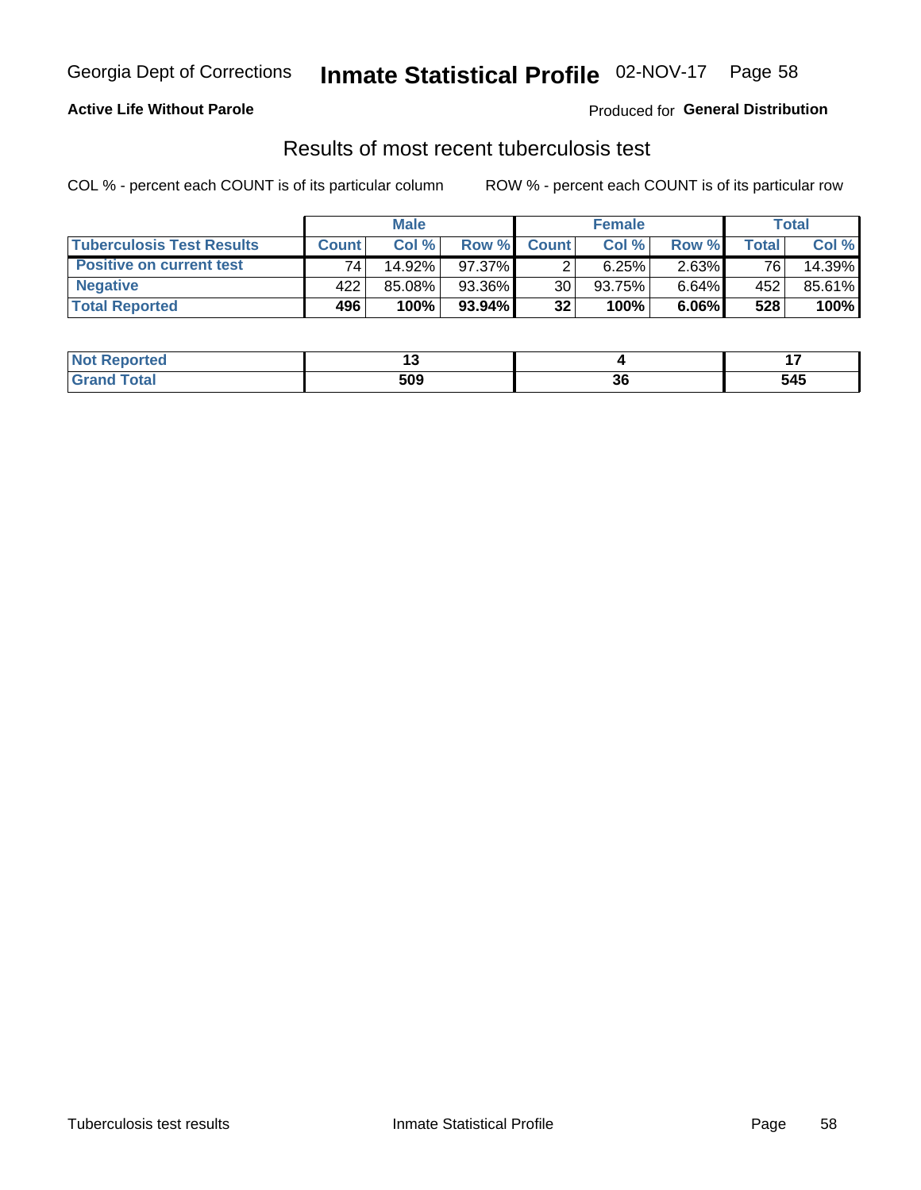Georgia Dept of Corrections **Inmate Statistical Profile** 02-NOV-17 Page 58

**Active Life Without Parole**

Produced for **General Distribution**

## Results of most recent tuberculosis test

COL % - percent each COUNT is of its particular column

ROW % - percent each COUNT is of its particular row

| | Male | | | Female | | | Total | |
|---|---|---|---|---|---|---|---|---|
| **Tuberculosis Test Results** | **Count** | **Col %** | **Row %** | **Count** | **Col %** | **Row %** | **Total** | **Col %** |
| **Positive on current test** | 74 | 14.92% | 97.37% | 2 | 6.25% | 2.63% | 76 | 14.39% |
| **Negative** | 422 | 85.08% | 93.36% | 30 | 93.75% | 6.64% | 452 | 85.61% |
| **Total Reported** | **496** | **100%** | **93.94%** | **32** | **100%** | **6.06%** | **528** | **100%** |

| | Male | Female | Total |
|---|---|---|---|
| **Not Reported** | **13** | **4** | **17** |
| **Grand Total** | **509** | **36** | **545** |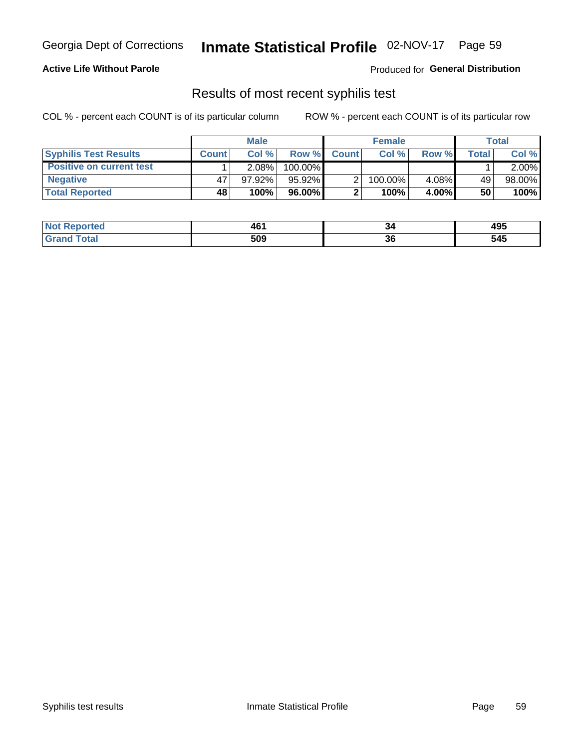Georgia Dept of Corrections **Inmate Statistical Profile** 02-NOV-17

**Active Life Without Parole**

Produced for **General Distribution**

## Results of most recent syphilis test

COL % - percent each COUNT is of its particular column

ROW % - percent each COUNT is of its particular row

| | Male | | | Female | | | Total | |
|---|---|---|---|---|---|---|---|---|
| **Syphilis Test Results** | **Count** | **Col %** | **Row %** | **Count** | **Col %** | **Row %** | **Total** | **Col %** |
| **Positive on current test** | 1 | 2.08% | 100.00% | | | | 1 | 2.00% |
| **Negative** | 47 | 97.92% | 95.92% | 2 | 100.00% | 4.08% | 49 | 98.00% |
| **Total Reported** | **48** | **100%** | **96.00%** | **2** | **100%** | **4.00%** | **50** | **100%** |

| | Male | Female | Total |
|---|---|---|---|
| **Not Reported** | **461** | **34** | **495** |
| **Grand Total** | **509** | **36** | **545** |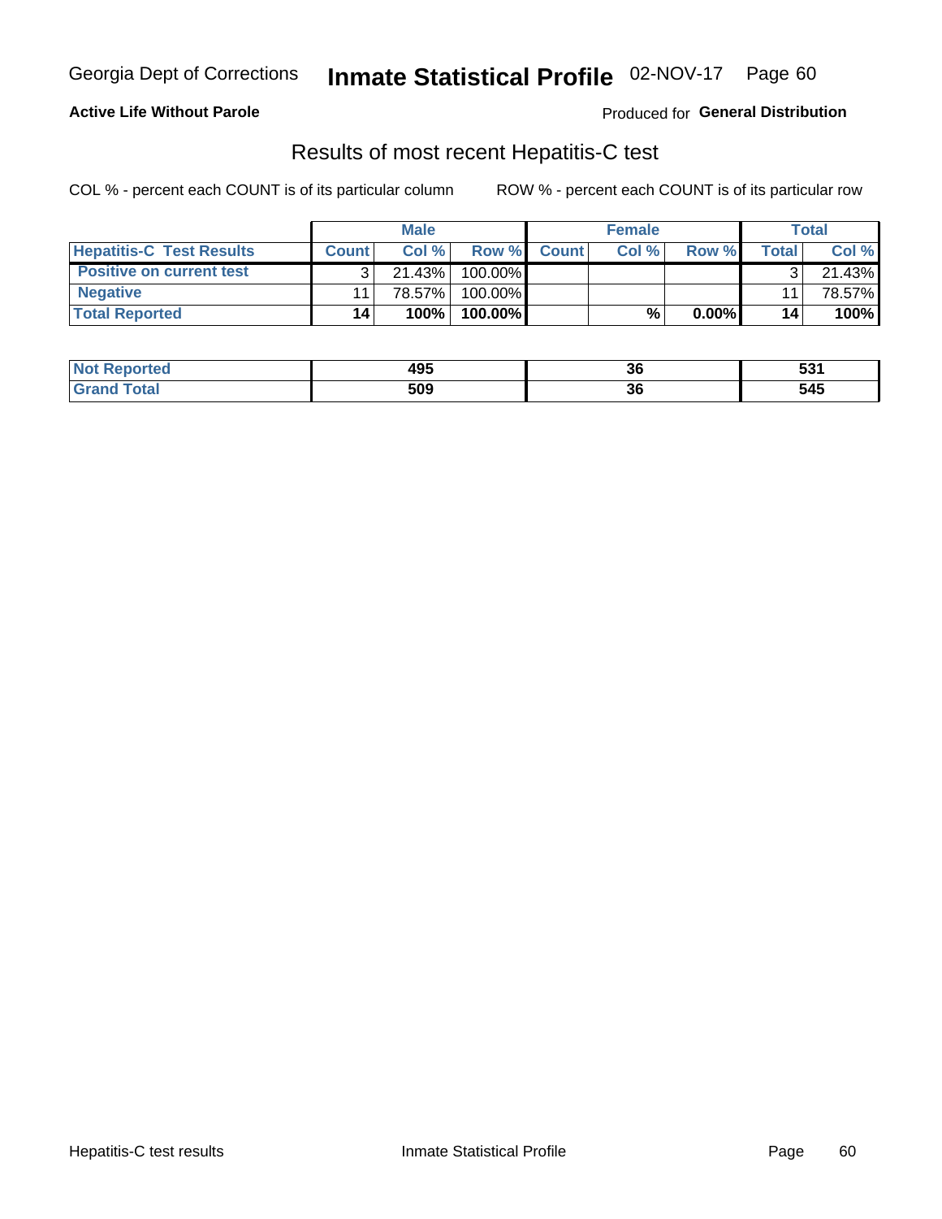Georgia Dept of Corrections **Inmate Statistical Profile** 02-NOV-17 Page 60

**Active Life Without Parole**

Produced for **General Distribution**

## Results of most recent Hepatitis-C test

COL % - percent each COUNT is of its particular column

ROW % - percent each COUNT is of its particular row

| | Male | | | Female | | | Total | |
|---|---|---|---|---|---|---|---|---|
| **Hepatitis-C Test Results** | **Count** | **Col %** | **Row %** | **Count** | **Col %** | **Row %** | **Total** | **Col %** |
| **Positive on current test** | 3 | 21.43% | 100.00% | | | | 3 | 21.43% |
| **Negative** | 11 | 78.57% | 100.00% | | | | 11 | 78.57% |
| **Total Reported** | **14** | **100%** | **100.00%** | | **%** | **0.00%** | **14** | **100%** |

| | Male | Female | Total |
|---|---|---|---|
| **Not Reported** | **495** | **36** | **531** |
| **Grand Total** | **509** | **36** | **545** |

Hepatitis-C test results Inmate Statistical Profile Page 60